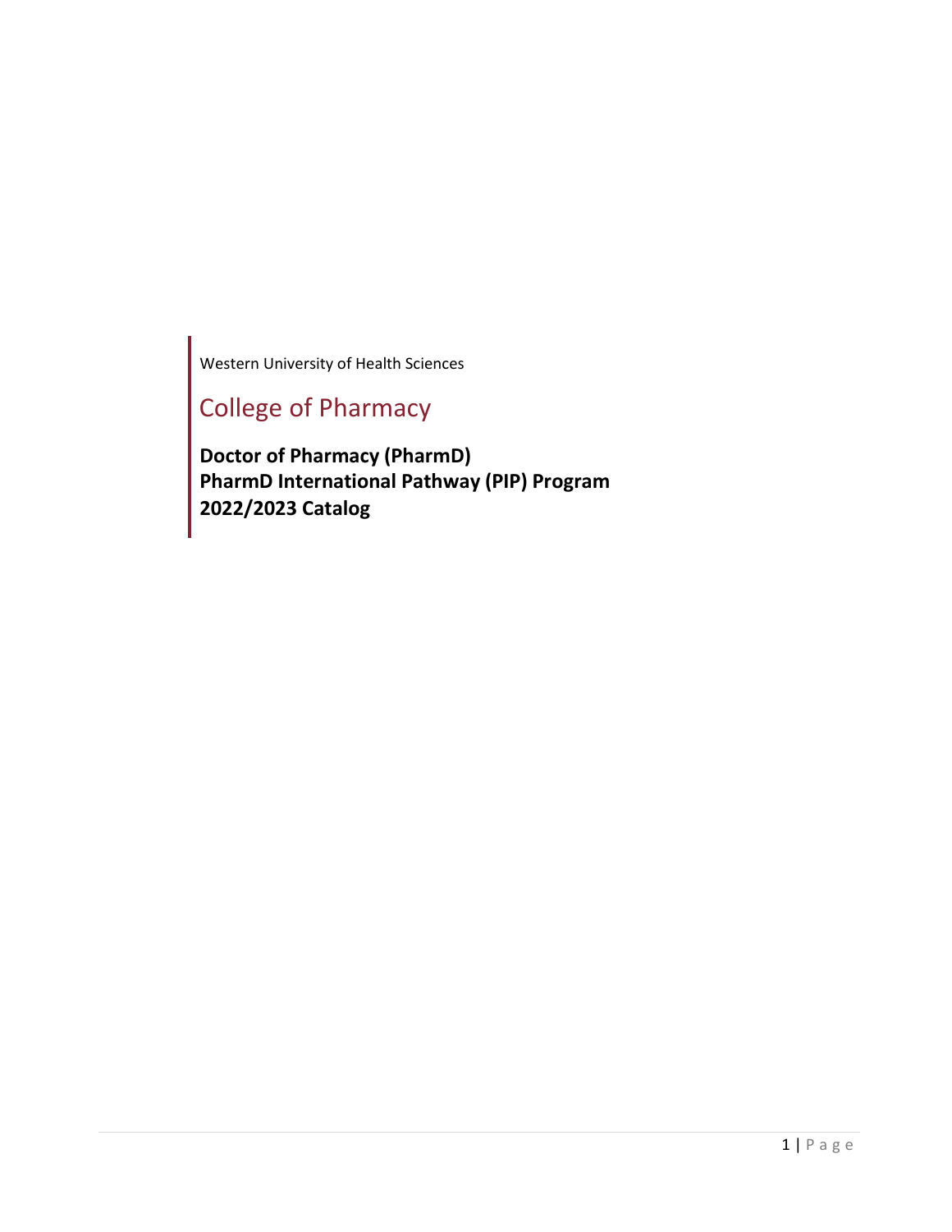Western University of Health Sciences

# College of Pharmacy

**Doctor of Pharmacy (PharmD)**
**PharmD International Pathway (PIP) Program**
**2022/2023 Catalog**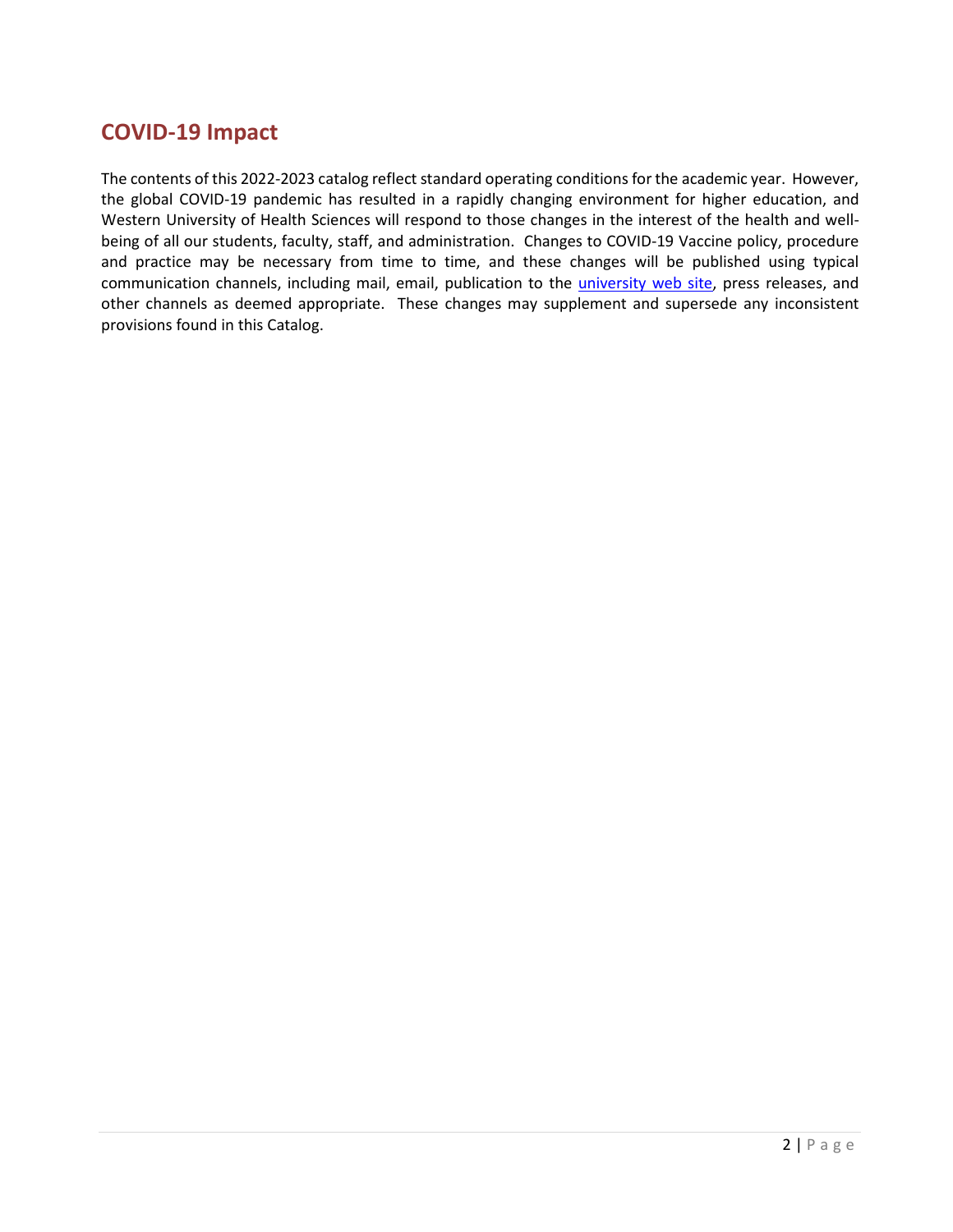## COVID-19 Impact

The contents of this 2022-2023 catalog reflect standard operating conditions for the academic year. However, the global COVID-19 pandemic has resulted in a rapidly changing environment for higher education, and Western University of Health Sciences will respond to those changes in the interest of the health and well-being of all our students, faculty, staff, and administration. Changes to COVID-19 Vaccine policy, procedure and practice may be necessary from time to time, and these changes will be published using typical communication channels, including mail, email, publication to the university web site, press releases, and other channels as deemed appropriate. These changes may supplement and supersede any inconsistent provisions found in this Catalog.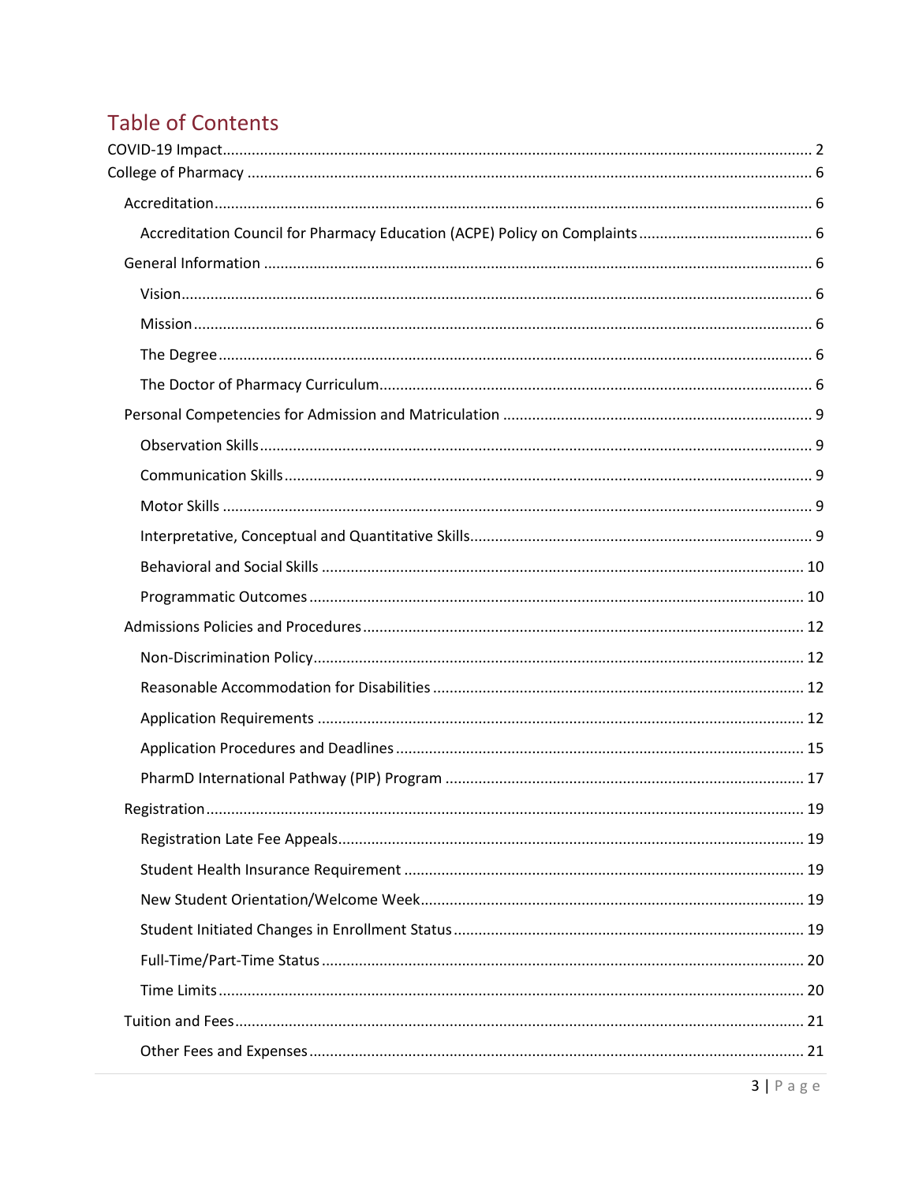# Table of Contents

COVID-19 Impact ..... 2

College of Pharmacy ..... 6

- Accreditation ..... 6
  - Accreditation Council for Pharmacy Education (ACPE) Policy on Complaints ..... 6
- General Information ..... 6
  - Vision ..... 6
  - Mission ..... 6
  - The Degree ..... 6
  - The Doctor of Pharmacy Curriculum ..... 6
- Personal Competencies for Admission and Matriculation ..... 9
  - Observation Skills ..... 9
  - Communication Skills ..... 9
  - Motor Skills ..... 9
  - Interpretative, Conceptual and Quantitative Skills ..... 9
  - Behavioral and Social Skills ..... 10
  - Programmatic Outcomes ..... 10
- Admissions Policies and Procedures ..... 12
  - Non-Discrimination Policy ..... 12
  - Reasonable Accommodation for Disabilities ..... 12
  - Application Requirements ..... 12
  - Application Procedures and Deadlines ..... 15
  - PharmD International Pathway (PIP) Program ..... 17
- Registration ..... 19
  - Registration Late Fee Appeals ..... 19
  - Student Health Insurance Requirement ..... 19
  - New Student Orientation/Welcome Week ..... 19
  - Student Initiated Changes in Enrollment Status ..... 19
  - Full-Time/Part-Time Status ..... 20
  - Time Limits ..... 20
- Tuition and Fees ..... 21
  - Other Fees and Expenses ..... 21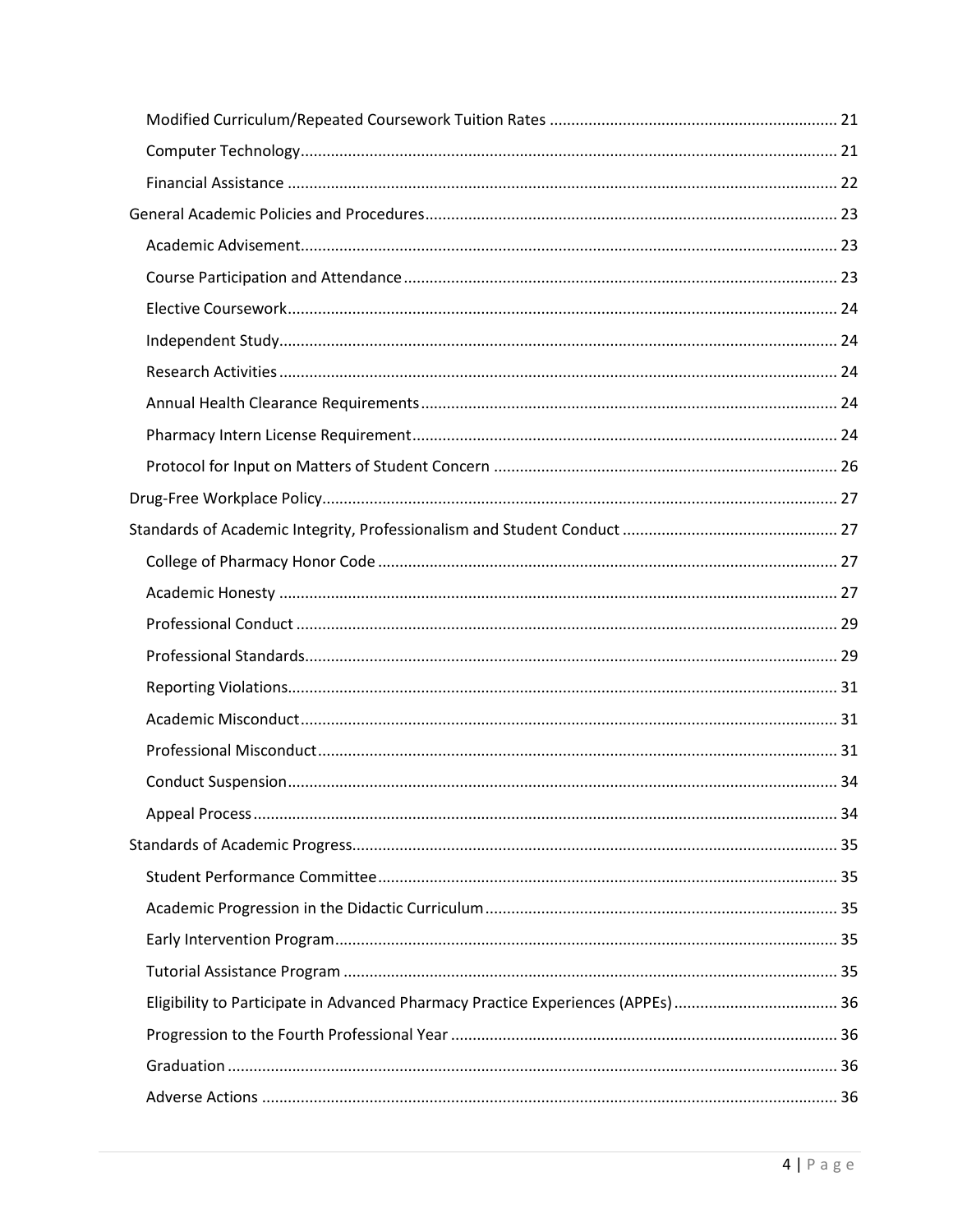- Modified Curriculum/Repeated Coursework Tuition Rates .......... 21
- Computer Technology .......... 21
- Financial Assistance .......... 22

General Academic Policies and Procedures .......... 23

- Academic Advisement .......... 23
- Course Participation and Attendance .......... 23
- Elective Coursework .......... 24
- Independent Study .......... 24
- Research Activities .......... 24
- Annual Health Clearance Requirements .......... 24
- Pharmacy Intern License Requirement .......... 24
- Protocol for Input on Matters of Student Concern .......... 26

Drug-Free Workplace Policy .......... 27

Standards of Academic Integrity, Professionalism and Student Conduct .......... 27

- College of Pharmacy Honor Code .......... 27
- Academic Honesty .......... 27
- Professional Conduct .......... 29
- Professional Standards .......... 29
- Reporting Violations .......... 31
- Academic Misconduct .......... 31
- Professional Misconduct .......... 31
- Conduct Suspension .......... 34
- Appeal Process .......... 34

Standards of Academic Progress .......... 35

- Student Performance Committee .......... 35
- Academic Progression in the Didactic Curriculum .......... 35
- Early Intervention Program .......... 35
- Tutorial Assistance Program .......... 35
- Eligibility to Participate in Advanced Pharmacy Practice Experiences (APPEs) .......... 36
- Progression to the Fourth Professional Year .......... 36
- Graduation .......... 36
- Adverse Actions .......... 36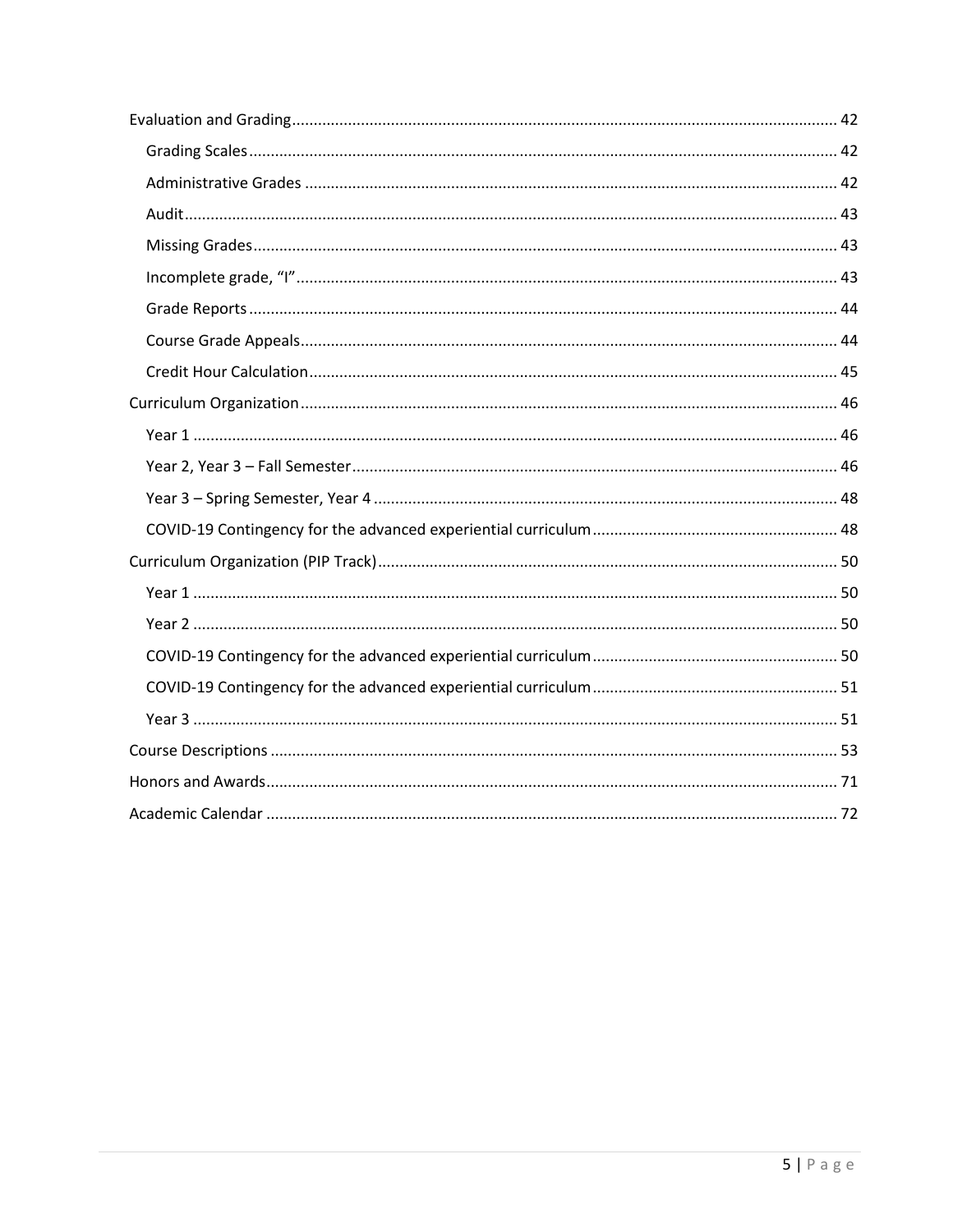Evaluation and Grading ........................................ 42

- Grading Scales ........................................ 42
- Administrative Grades ........................................ 42
- Audit ........................................ 43
- Missing Grades ........................................ 43
- Incomplete grade, "I" ........................................ 43
- Grade Reports ........................................ 44
- Course Grade Appeals ........................................ 44
- Credit Hour Calculation ........................................ 45

Curriculum Organization ........................................ 46

- Year 1 ........................................ 46
- Year 2, Year 3 – Fall Semester ........................................ 46
- Year 3 – Spring Semester, Year 4 ........................................ 48
- COVID-19 Contingency for the advanced experiential curriculum ........................................ 48

Curriculum Organization (PIP Track) ........................................ 50

- Year 1 ........................................ 50
- Year 2 ........................................ 50
- COVID-19 Contingency for the advanced experiential curriculum ........................................ 50
- COVID-19 Contingency for the advanced experiential curriculum ........................................ 51
- Year 3 ........................................ 51

Course Descriptions ........................................ 53

Honors and Awards ........................................ 71

Academic Calendar ........................................ 72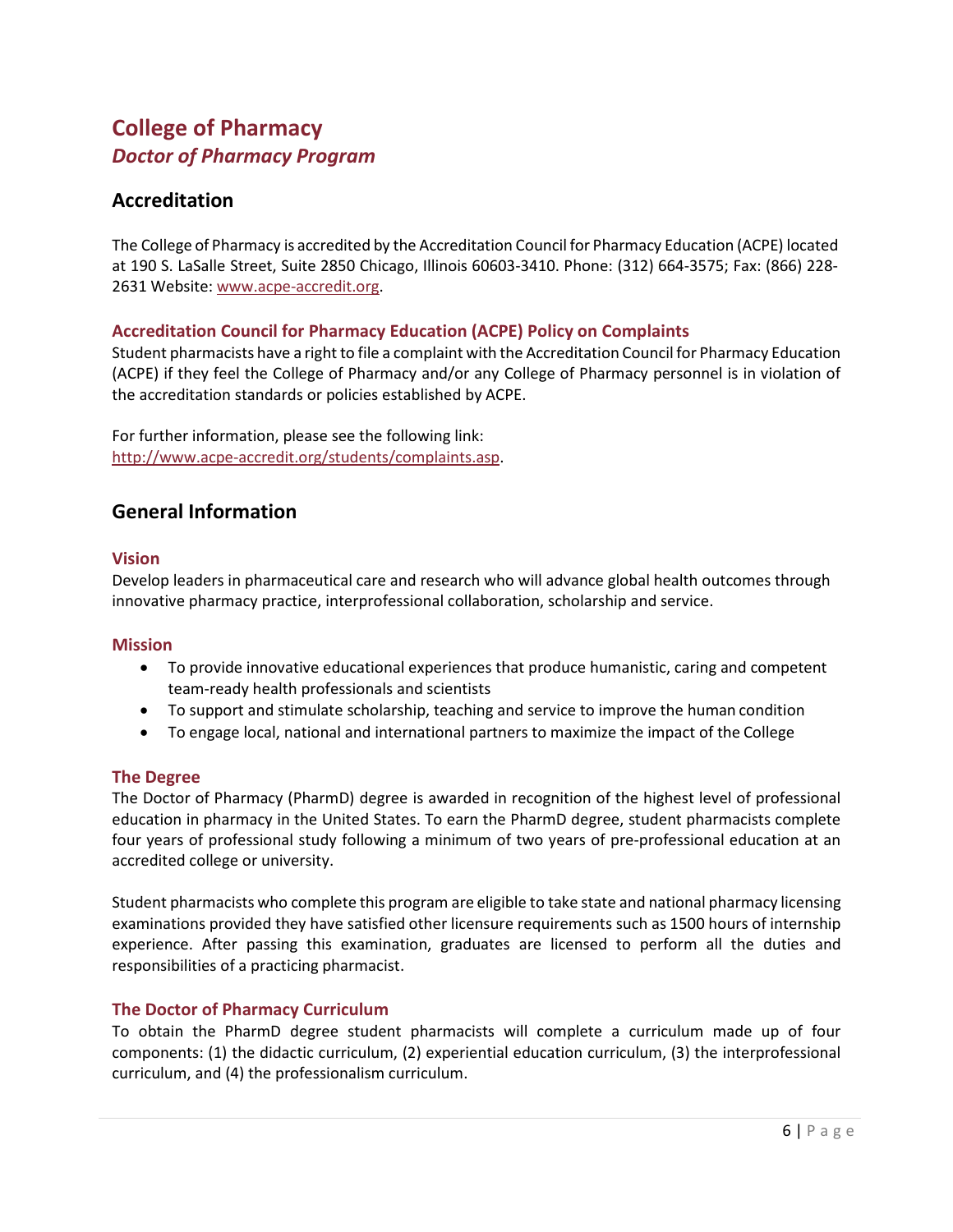# College of Pharmacy

## *Doctor of Pharmacy Program*

## Accreditation

The College of Pharmacy is accredited by the Accreditation Council for Pharmacy Education (ACPE) located at 190 S. LaSalle Street, Suite 2850 Chicago, Illinois 60603-3410. Phone: (312) 664-3575; Fax: (866) 228-2631 Website: [www.acpe-accredit.org](www.acpe-accredit.org).

### Accreditation Council for Pharmacy Education (ACPE) Policy on Complaints

Student pharmacists have a right to file a complaint with the Accreditation Council for Pharmacy Education (ACPE) if they feel the College of Pharmacy and/or any College of Pharmacy personnel is in violation of the accreditation standards or policies established by ACPE.

For further information, please see the following link:
[http://www.acpe-accredit.org/students/complaints.asp](http://www.acpe-accredit.org/students/complaints.asp).

## General Information

### Vision

Develop leaders in pharmaceutical care and research who will advance global health outcomes through innovative pharmacy practice, interprofessional collaboration, scholarship and service.

### Mission

- To provide innovative educational experiences that produce humanistic, caring and competent team-ready health professionals and scientists
- To support and stimulate scholarship, teaching and service to improve the human condition
- To engage local, national and international partners to maximize the impact of the College

### The Degree

The Doctor of Pharmacy (PharmD) degree is awarded in recognition of the highest level of professional education in pharmacy in the United States. To earn the PharmD degree, student pharmacists complete four years of professional study following a minimum of two years of pre-professional education at an accredited college or university.

Student pharmacists who complete this program are eligible to take state and national pharmacy licensing examinations provided they have satisfied other licensure requirements such as 1500 hours of internship experience. After passing this examination, graduates are licensed to perform all the duties and responsibilities of a practicing pharmacist.

### The Doctor of Pharmacy Curriculum

To obtain the PharmD degree student pharmacists will complete a curriculum made up of four components: (1) the didactic curriculum, (2) experiential education curriculum, (3) the interprofessional curriculum, and (4) the professionalism curriculum.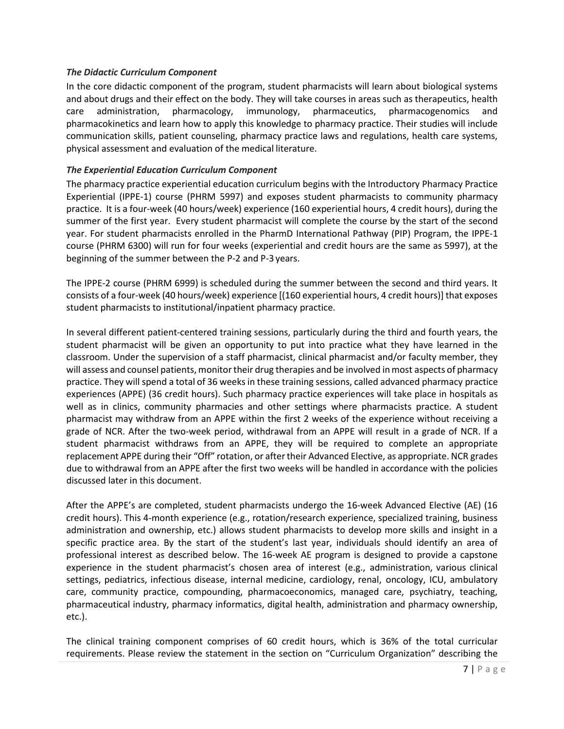### *The Didactic Curriculum Component*

In the core didactic component of the program, student pharmacists will learn about biological systems and about drugs and their effect on the body. They will take courses in areas such as therapeutics, health care administration, pharmacology, immunology, pharmaceutics, pharmacogenomics and pharmacokinetics and learn how to apply this knowledge to pharmacy practice. Their studies will include communication skills, patient counseling, pharmacy practice laws and regulations, health care systems, physical assessment and evaluation of the medical literature.

### *The Experiential Education Curriculum Component*

The pharmacy practice experiential education curriculum begins with the Introductory Pharmacy Practice Experiential (IPPE-1) course (PHRM 5997) and exposes student pharmacists to community pharmacy practice. It is a four-week (40 hours/week) experience (160 experiential hours, 4 credit hours), during the summer of the first year. Every student pharmacist will complete the course by the start of the second year. For student pharmacists enrolled in the PharmD International Pathway (PIP) Program, the IPPE-1 course (PHRM 6300) will run for four weeks (experiential and credit hours are the same as 5997), at the beginning of the summer between the P-2 and P-3 years.

The IPPE-2 course (PHRM 6999) is scheduled during the summer between the second and third years. It consists of a four-week (40 hours/week) experience [(160 experiential hours, 4 credit hours)] that exposes student pharmacists to institutional/inpatient pharmacy practice.

In several different patient-centered training sessions, particularly during the third and fourth years, the student pharmacist will be given an opportunity to put into practice what they have learned in the classroom. Under the supervision of a staff pharmacist, clinical pharmacist and/or faculty member, they will assess and counsel patients, monitor their drug therapies and be involved in most aspects of pharmacy practice. They will spend a total of 36 weeks in these training sessions, called advanced pharmacy practice experiences (APPE) (36 credit hours). Such pharmacy practice experiences will take place in hospitals as well as in clinics, community pharmacies and other settings where pharmacists practice. A student pharmacist may withdraw from an APPE within the first 2 weeks of the experience without receiving a grade of NCR. After the two-week period, withdrawal from an APPE will result in a grade of NCR. If a student pharmacist withdraws from an APPE, they will be required to complete an appropriate replacement APPE during their "Off" rotation, or after their Advanced Elective, as appropriate. NCR grades due to withdrawal from an APPE after the first two weeks will be handled in accordance with the policies discussed later in this document.

After the APPE's are completed, student pharmacists undergo the 16-week Advanced Elective (AE) (16 credit hours). This 4-month experience (e.g., rotation/research experience, specialized training, business administration and ownership, etc.) allows student pharmacists to develop more skills and insight in a specific practice area. By the start of the student's last year, individuals should identify an area of professional interest as described below. The 16-week AE program is designed to provide a capstone experience in the student pharmacist's chosen area of interest (e.g., administration, various clinical settings, pediatrics, infectious disease, internal medicine, cardiology, renal, oncology, ICU, ambulatory care, community practice, compounding, pharmacoeconomics, managed care, psychiatry, teaching, pharmaceutical industry, pharmacy informatics, digital health, administration and pharmacy ownership, etc.).

The clinical training component comprises of 60 credit hours, which is 36% of the total curricular requirements. Please review the statement in the section on "Curriculum Organization" describing the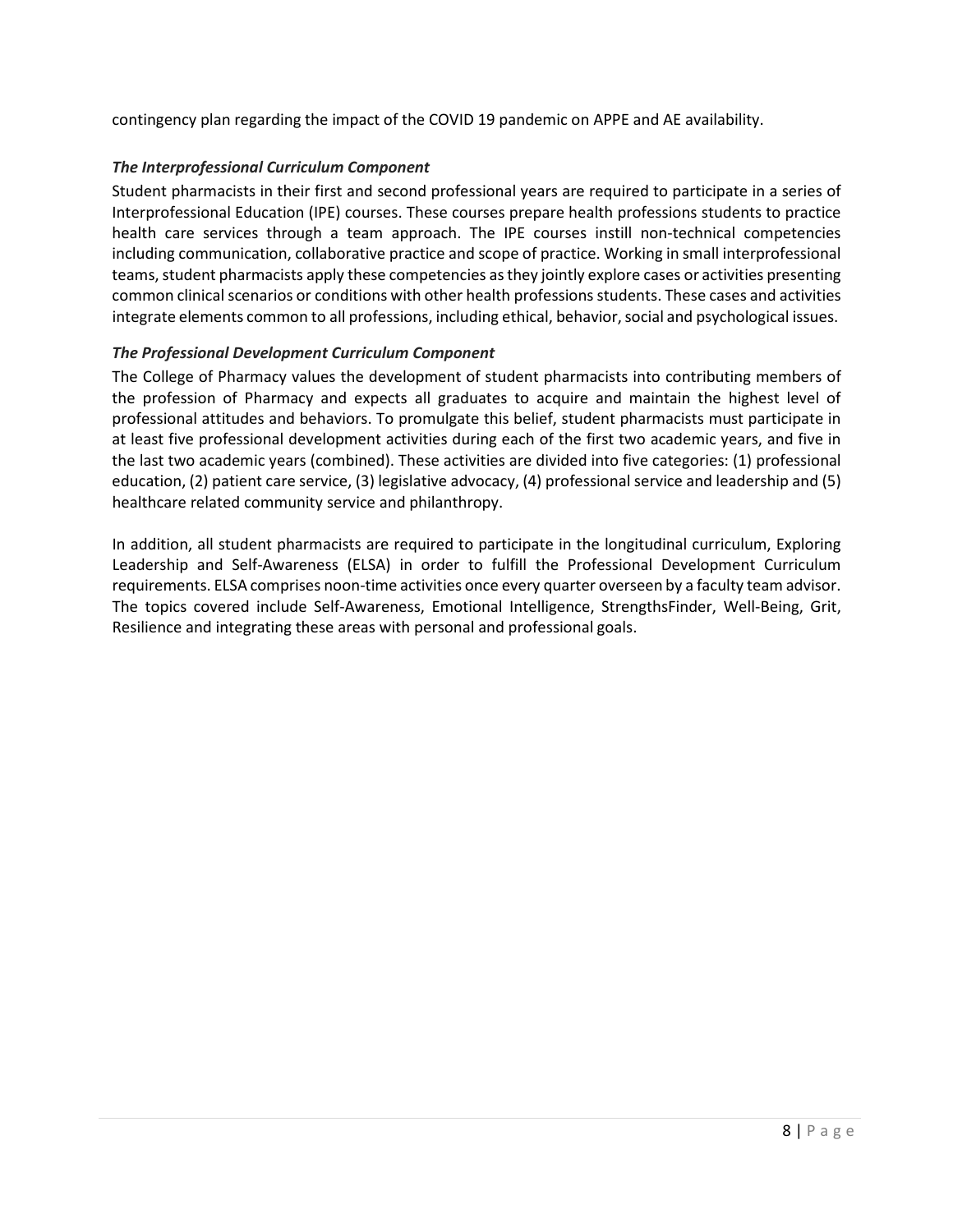contingency plan regarding the impact of the COVID 19 pandemic on APPE and AE availability.

### *The Interprofessional Curriculum Component*

Student pharmacists in their first and second professional years are required to participate in a series of Interprofessional Education (IPE) courses. These courses prepare health professions students to practice health care services through a team approach. The IPE courses instill non-technical competencies including communication, collaborative practice and scope of practice. Working in small interprofessional teams, student pharmacists apply these competencies as they jointly explore cases or activities presenting common clinical scenarios or conditions with other health professions students. These cases and activities integrate elements common to all professions, including ethical, behavior, social and psychological issues.

### *The Professional Development Curriculum Component*

The College of Pharmacy values the development of student pharmacists into contributing members of the profession of Pharmacy and expects all graduates to acquire and maintain the highest level of professional attitudes and behaviors. To promulgate this belief, student pharmacists must participate in at least five professional development activities during each of the first two academic years, and five in the last two academic years (combined). These activities are divided into five categories: (1) professional education, (2) patient care service, (3) legislative advocacy, (4) professional service and leadership and (5) healthcare related community service and philanthropy.

In addition, all student pharmacists are required to participate in the longitudinal curriculum, Exploring Leadership and Self-Awareness (ELSA) in order to fulfill the Professional Development Curriculum requirements. ELSA comprises noon-time activities once every quarter overseen by a faculty team advisor. The topics covered include Self-Awareness, Emotional Intelligence, StrengthsFinder, Well-Being, Grit, Resilience and integrating these areas with personal and professional goals.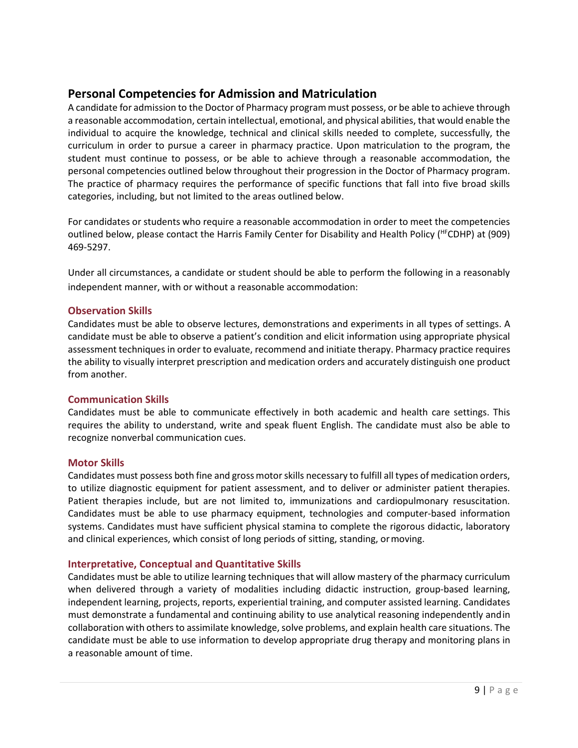## Personal Competencies for Admission and Matriculation

A candidate for admission to the Doctor of Pharmacy program must possess, or be able to achieve through a reasonable accommodation, certain intellectual, emotional, and physical abilities, that would enable the individual to acquire the knowledge, technical and clinical skills needed to complete, successfully, the curriculum in order to pursue a career in pharmacy practice. Upon matriculation to the program, the student must continue to possess, or be able to achieve through a reasonable accommodation, the personal competencies outlined below throughout their progression in the Doctor of Pharmacy program. The practice of pharmacy requires the performance of specific functions that fall into five broad skills categories, including, but not limited to the areas outlined below.

For candidates or students who require a reasonable accommodation in order to meet the competencies outlined below, please contact the Harris Family Center for Disability and Health Policy (HFCDHP) at (909) 469-5297.

Under all circumstances, a candidate or student should be able to perform the following in a reasonably independent manner, with or without a reasonable accommodation:

### Observation Skills

Candidates must be able to observe lectures, demonstrations and experiments in all types of settings. A candidate must be able to observe a patient's condition and elicit information using appropriate physical assessment techniques in order to evaluate, recommend and initiate therapy. Pharmacy practice requires the ability to visually interpret prescription and medication orders and accurately distinguish one product from another.

### Communication Skills

Candidates must be able to communicate effectively in both academic and health care settings. This requires the ability to understand, write and speak fluent English. The candidate must also be able to recognize nonverbal communication cues.

### Motor Skills

Candidates must possess both fine and gross motor skills necessary to fulfill all types of medication orders, to utilize diagnostic equipment for patient assessment, and to deliver or administer patient therapies. Patient therapies include, but are not limited to, immunizations and cardiopulmonary resuscitation. Candidates must be able to use pharmacy equipment, technologies and computer-based information systems. Candidates must have sufficient physical stamina to complete the rigorous didactic, laboratory and clinical experiences, which consist of long periods of sitting, standing, or moving.

### Interpretative, Conceptual and Quantitative Skills

Candidates must be able to utilize learning techniques that will allow mastery of the pharmacy curriculum when delivered through a variety of modalities including didactic instruction, group-based learning, independent learning, projects, reports, experiential training, and computer assisted learning. Candidates must demonstrate a fundamental and continuing ability to use analytical reasoning independently and in collaboration with others to assimilate knowledge, solve problems, and explain health care situations. The candidate must be able to use information to develop appropriate drug therapy and monitoring plans in a reasonable amount of time.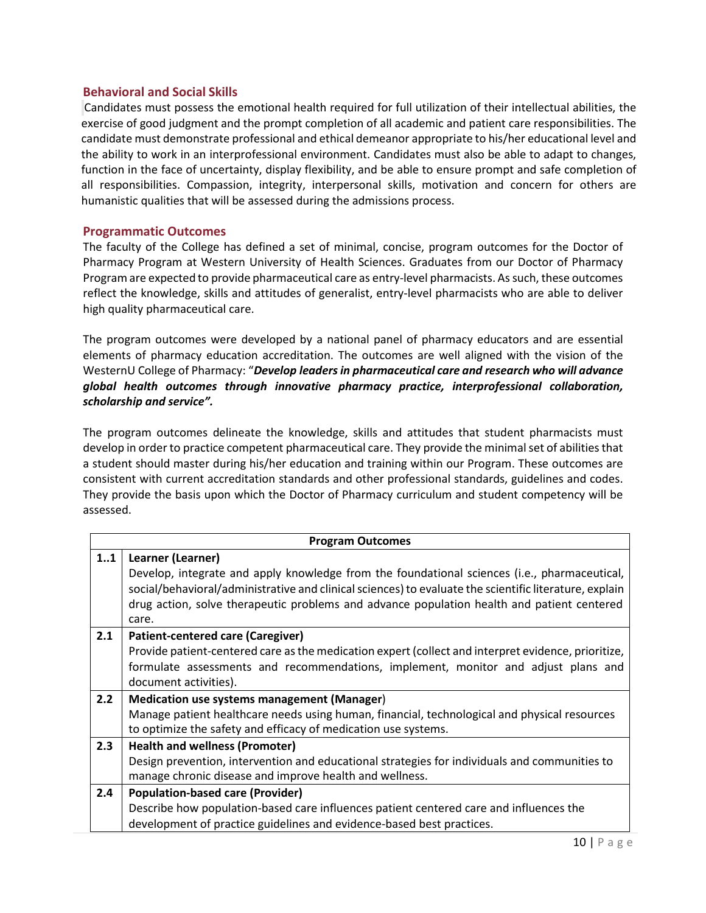## Behavioral and Social Skills

Candidates must possess the emotional health required for full utilization of their intellectual abilities, the exercise of good judgment and the prompt completion of all academic and patient care responsibilities. The candidate must demonstrate professional and ethical demeanor appropriate to his/her educational level and the ability to work in an interprofessional environment. Candidates must also be able to adapt to changes, function in the face of uncertainty, display flexibility, and be able to ensure prompt and safe completion of all responsibilities. Compassion, integrity, interpersonal skills, motivation and concern for others are humanistic qualities that will be assessed during the admissions process.

## Programmatic Outcomes

The faculty of the College has defined a set of minimal, concise, program outcomes for the Doctor of Pharmacy Program at Western University of Health Sciences. Graduates from our Doctor of Pharmacy Program are expected to provide pharmaceutical care as entry-level pharmacists. As such, these outcomes reflect the knowledge, skills and attitudes of generalist, entry-level pharmacists who are able to deliver high quality pharmaceutical care.

The program outcomes were developed by a national panel of pharmacy educators and are essential elements of pharmacy education accreditation. The outcomes are well aligned with the vision of the WesternU College of Pharmacy: "***Develop leaders in pharmaceutical care and research who will advance global health outcomes through innovative pharmacy practice, interprofessional collaboration, scholarship and service".***

The program outcomes delineate the knowledge, skills and attitudes that student pharmacists must develop in order to practice competent pharmaceutical care. They provide the minimal set of abilities that a student should master during his/her education and training within our Program. These outcomes are consistent with current accreditation standards and other professional standards, guidelines and codes. They provide the basis upon which the Doctor of Pharmacy curriculum and student competency will be assessed.

| | **Program Outcomes** |
|---|---|
| **1..1** | **Learner (Learner)**<br>Develop, integrate and apply knowledge from the foundational sciences (i.e., pharmaceutical, social/behavioral/administrative and clinical sciences) to evaluate the scientific literature, explain drug action, solve therapeutic problems and advance population health and patient centered care. |
| **2.1** | **Patient-centered care (Caregiver)**<br>Provide patient-centered care as the medication expert (collect and interpret evidence, prioritize, formulate assessments and recommendations, implement, monitor and adjust plans and document activities). |
| **2.2** | **Medication use systems management (Manager)**<br>Manage patient healthcare needs using human, financial, technological and physical resources to optimize the safety and efficacy of medication use systems. |
| **2.3** | **Health and wellness (Promoter)**<br>Design prevention, intervention and educational strategies for individuals and communities to manage chronic disease and improve health and wellness. |
| **2.4** | **Population-based care (Provider)**<br>Describe how population-based care influences patient centered care and influences the development of practice guidelines and evidence-based best practices. |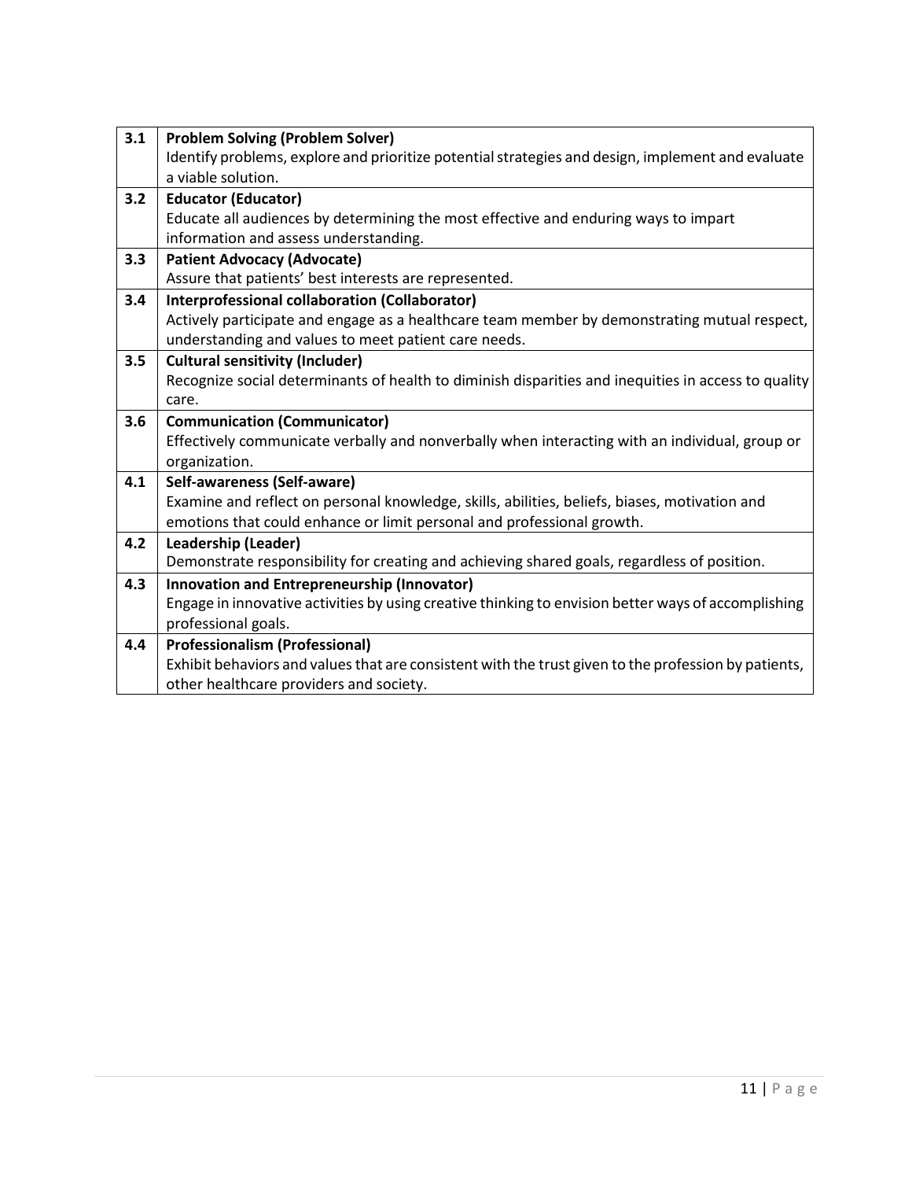| | |
|---|---|
| 3.1 | **Problem Solving (Problem Solver)**<br>Identify problems, explore and prioritize potential strategies and design, implement and evaluate a viable solution. |
| 3.2 | **Educator (Educator)**<br>Educate all audiences by determining the most effective and enduring ways to impart information and assess understanding. |
| 3.3 | **Patient Advocacy (Advocate)**<br>Assure that patients' best interests are represented. |
| 3.4 | **Interprofessional collaboration (Collaborator)**<br>Actively participate and engage as a healthcare team member by demonstrating mutual respect, understanding and values to meet patient care needs. |
| 3.5 | **Cultural sensitivity (Includer)**<br>Recognize social determinants of health to diminish disparities and inequities in access to quality care. |
| 3.6 | **Communication (Communicator)**<br>Effectively communicate verbally and nonverbally when interacting with an individual, group or organization. |
| 4.1 | **Self-awareness (Self-aware)**<br>Examine and reflect on personal knowledge, skills, abilities, beliefs, biases, motivation and emotions that could enhance or limit personal and professional growth. |
| 4.2 | **Leadership (Leader)**<br>Demonstrate responsibility for creating and achieving shared goals, regardless of position. |
| 4.3 | **Innovation and Entrepreneurship (Innovator)**<br>Engage in innovative activities by using creative thinking to envision better ways of accomplishing professional goals. |
| 4.4 | **Professionalism (Professional)**<br>Exhibit behaviors and values that are consistent with the trust given to the profession by patients, other healthcare providers and society. |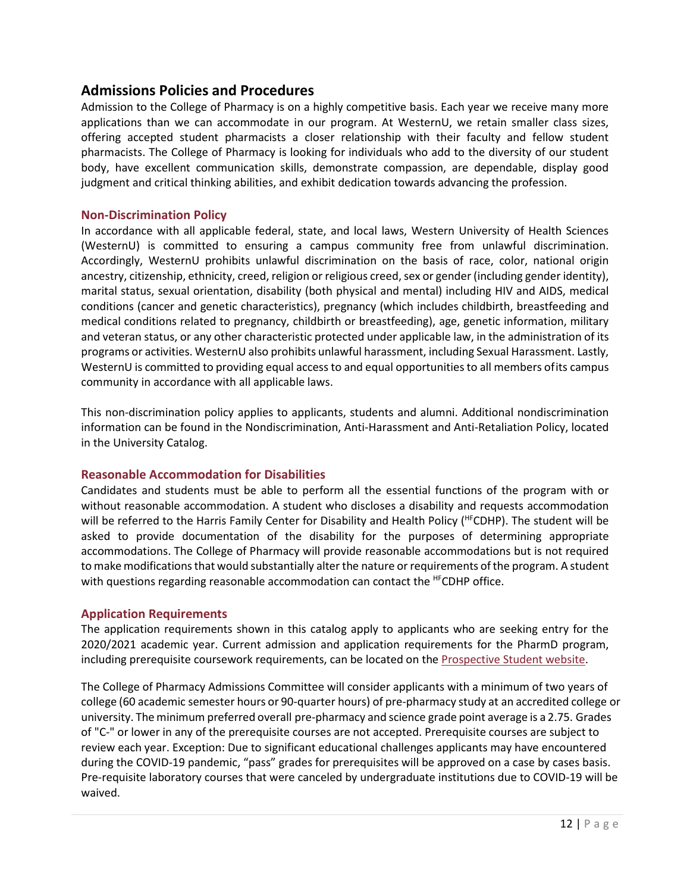## Admissions Policies and Procedures

Admission to the College of Pharmacy is on a highly competitive basis. Each year we receive many more applications than we can accommodate in our program. At WesternU, we retain smaller class sizes, offering accepted student pharmacists a closer relationship with their faculty and fellow student pharmacists. The College of Pharmacy is looking for individuals who add to the diversity of our student body, have excellent communication skills, demonstrate compassion, are dependable, display good judgment and critical thinking abilities, and exhibit dedication towards advancing the profession.

### Non-Discrimination Policy

In accordance with all applicable federal, state, and local laws, Western University of Health Sciences (WesternU) is committed to ensuring a campus community free from unlawful discrimination. Accordingly, WesternU prohibits unlawful discrimination on the basis of race, color, national origin ancestry, citizenship, ethnicity, creed, religion or religious creed, sex or gender (including gender identity), marital status, sexual orientation, disability (both physical and mental) including HIV and AIDS, medical conditions (cancer and genetic characteristics), pregnancy (which includes childbirth, breastfeeding and medical conditions related to pregnancy, childbirth or breastfeeding), age, genetic information, military and veteran status, or any other characteristic protected under applicable law, in the administration of its programs or activities. WesternU also prohibits unlawful harassment, including Sexual Harassment. Lastly, WesternU is committed to providing equal access to and equal opportunities to all members of its campus community in accordance with all applicable laws.

This non-discrimination policy applies to applicants, students and alumni. Additional nondiscrimination information can be found in the Nondiscrimination, Anti-Harassment and Anti-Retaliation Policy, located in the University Catalog.

### Reasonable Accommodation for Disabilities

Candidates and students must be able to perform all the essential functions of the program with or without reasonable accommodation. A student who discloses a disability and requests accommodation will be referred to the Harris Family Center for Disability and Health Policy (HFCDHP). The student will be asked to provide documentation of the disability for the purposes of determining appropriate accommodations. The College of Pharmacy will provide reasonable accommodations but is not required to make modifications that would substantially alter the nature or requirements of the program. A student with questions regarding reasonable accommodation can contact the HFCDHP office.

### Application Requirements

The application requirements shown in this catalog apply to applicants who are seeking entry for the 2020/2021 academic year. Current admission and application requirements for the PharmD program, including prerequisite coursework requirements, can be located on the Prospective Student website.

The College of Pharmacy Admissions Committee will consider applicants with a minimum of two years of college (60 academic semester hours or 90-quarter hours) of pre-pharmacy study at an accredited college or university. The minimum preferred overall pre-pharmacy and science grade point average is a 2.75. Grades of "C-" or lower in any of the prerequisite courses are not accepted. Prerequisite courses are subject to review each year. Exception: Due to significant educational challenges applicants may have encountered during the COVID-19 pandemic, "pass" grades for prerequisites will be approved on a case by cases basis. Pre-requisite laboratory courses that were canceled by undergraduate institutions due to COVID-19 will be waived.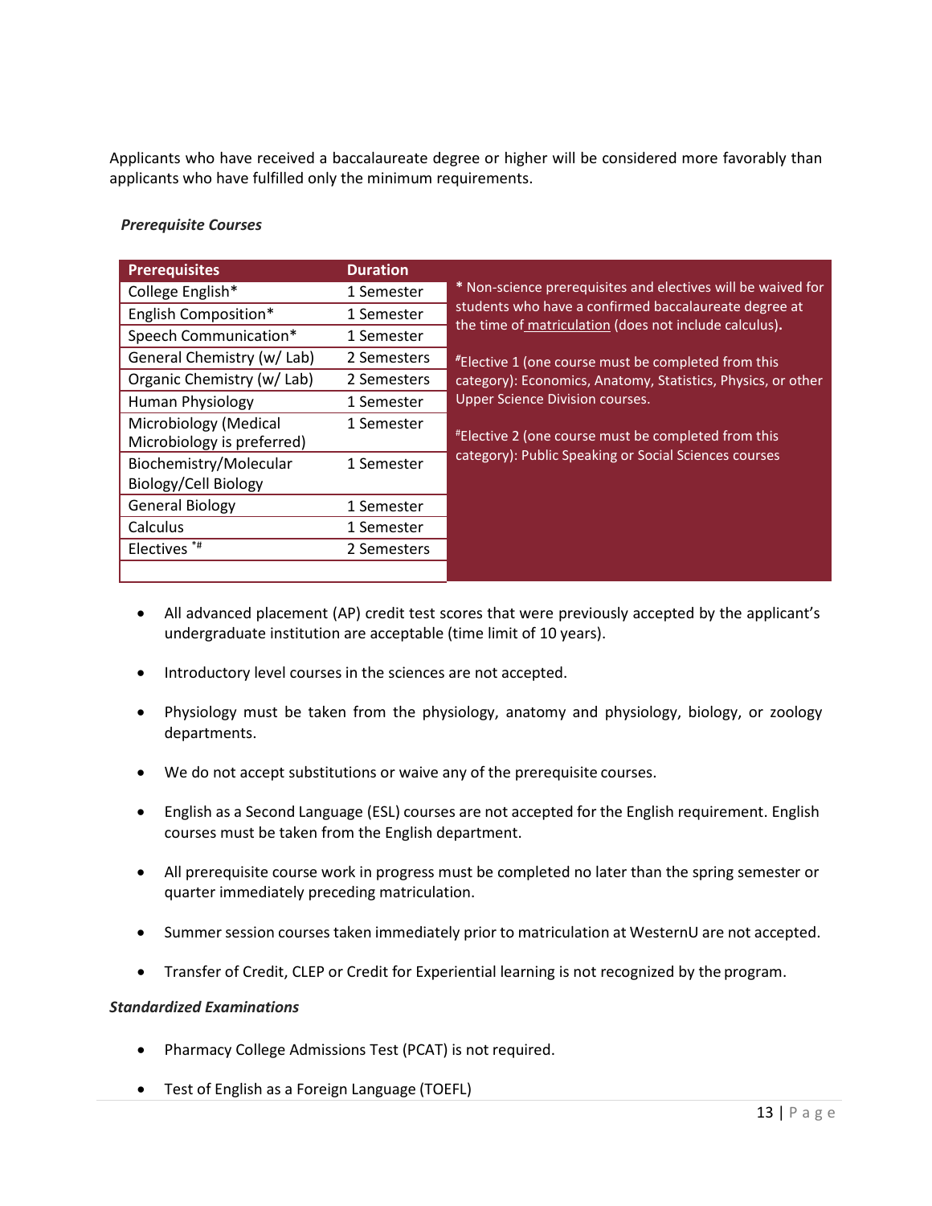Applicants who have received a baccalaureate degree or higher will be considered more favorably than applicants who have fulfilled only the minimum requirements.

***Prerequisite Courses***

| Prerequisites | Duration |
|---|---|
| College English* | 1 Semester |
| English Composition* | 1 Semester |
| Speech Communication* | 1 Semester |
| General Chemistry (w/ Lab) | 2 Semesters |
| Organic Chemistry (w/ Lab) | 2 Semesters |
| Human Physiology | 1 Semester |
| Microbiology (Medical Microbiology is preferred) | 1 Semester |
| Biochemistry/Molecular Biology/Cell Biology | 1 Semester |
| General Biology | 1 Semester |
| Calculus | 1 Semester |
| Electives *# | 2 Semesters |

\* Non-science prerequisites and electives will be waived for students who have a confirmed baccalaureate degree at the time of matriculation (does not include calculus).

#Elective 1 (one course must be completed from this category): Economics, Anatomy, Statistics, Physics, or other Upper Science Division courses.

#Elective 2 (one course must be completed from this category): Public Speaking or Social Sciences courses

- All advanced placement (AP) credit test scores that were previously accepted by the applicant's undergraduate institution are acceptable (time limit of 10 years).
- Introductory level courses in the sciences are not accepted.
- Physiology must be taken from the physiology, anatomy and physiology, biology, or zoology departments.
- We do not accept substitutions or waive any of the prerequisite courses.
- English as a Second Language (ESL) courses are not accepted for the English requirement. English courses must be taken from the English department.
- All prerequisite course work in progress must be completed no later than the spring semester or quarter immediately preceding matriculation.
- Summer session courses taken immediately prior to matriculation at WesternU are not accepted.
- Transfer of Credit, CLEP or Credit for Experiential learning is not recognized by the program.

***Standardized Examinations***

- Pharmacy College Admissions Test (PCAT) is not required.
- Test of English as a Foreign Language (TOEFL)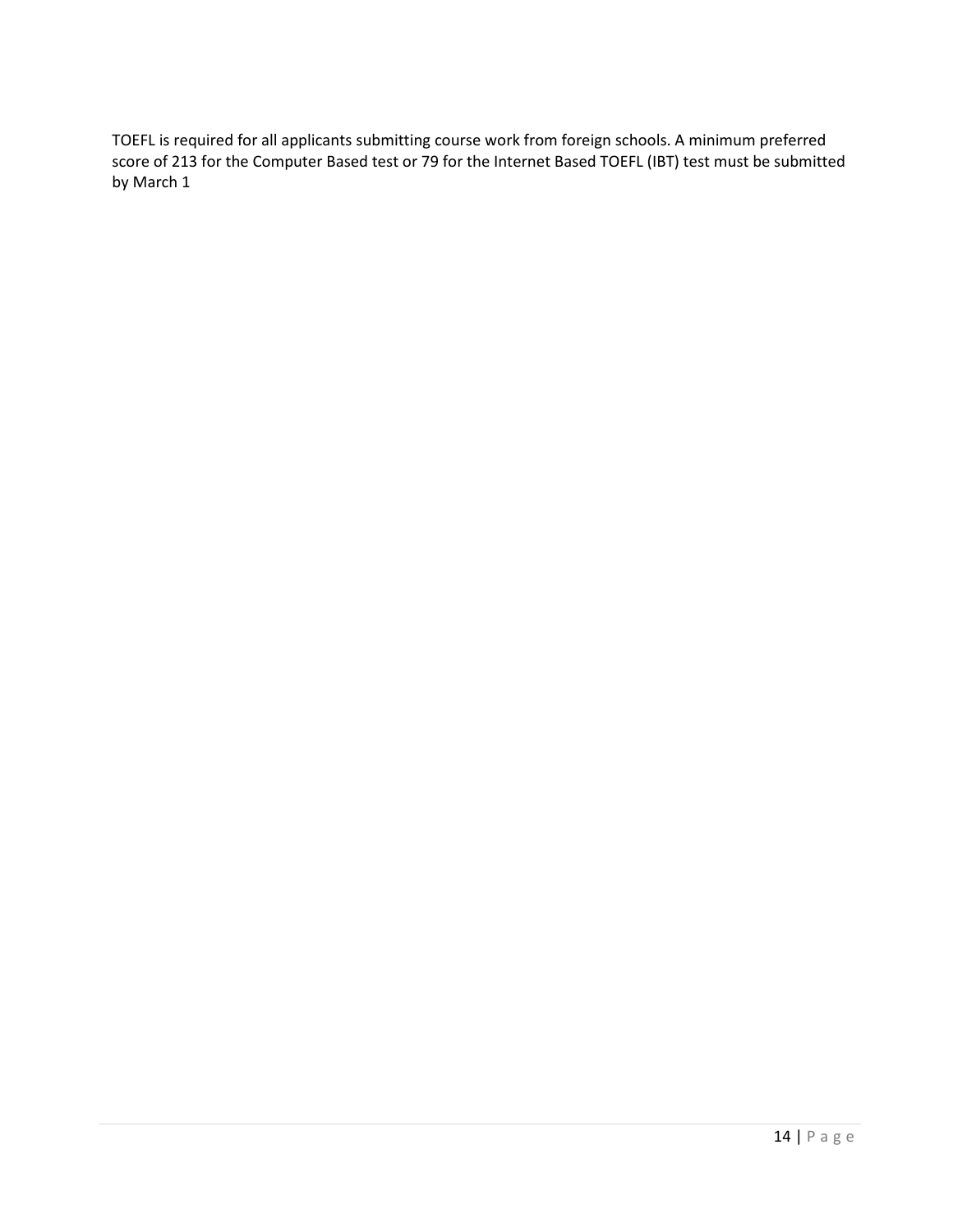TOEFL is required for all applicants submitting course work from foreign schools. A minimum preferred score of 213 for the Computer Based test or 79 for the Internet Based TOEFL (IBT) test must be submitted by March 1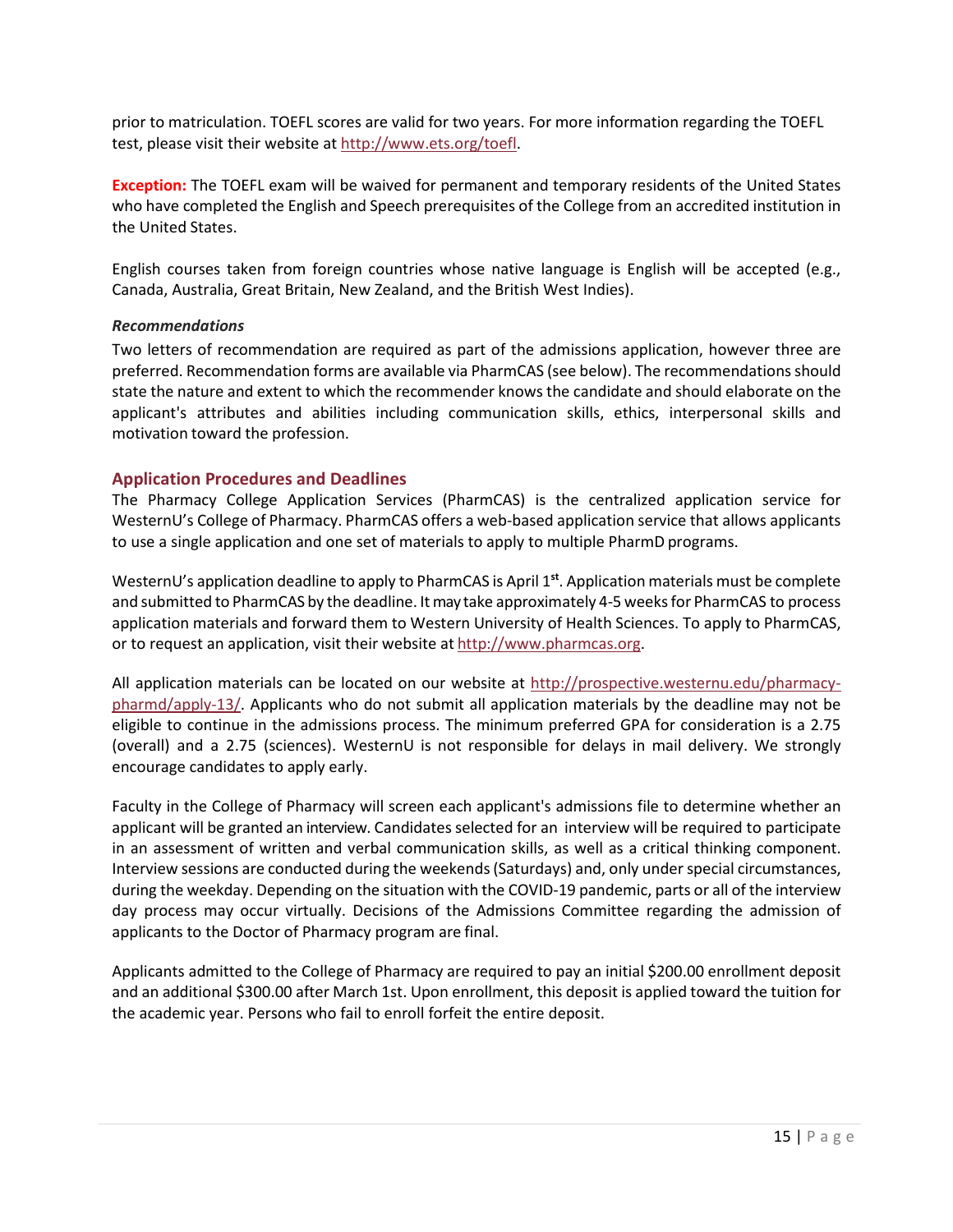prior to matriculation. TOEFL scores are valid for two years. For more information regarding the TOEFL test, please visit their website at http://www.ets.org/toefl.

**Exception:** The TOEFL exam will be waived for permanent and temporary residents of the United States who have completed the English and Speech prerequisites of the College from an accredited institution in the United States.

English courses taken from foreign countries whose native language is English will be accepted (e.g., Canada, Australia, Great Britain, New Zealand, and the British West Indies).

***Recommendations***

Two letters of recommendation are required as part of the admissions application, however three are preferred. Recommendation forms are available via PharmCAS (see below). The recommendations should state the nature and extent to which the recommender knows the candidate and should elaborate on the applicant's attributes and abilities including communication skills, ethics, interpersonal skills and motivation toward the profession.

### Application Procedures and Deadlines

The Pharmacy College Application Services (PharmCAS) is the centralized application service for WesternU's College of Pharmacy. PharmCAS offers a web-based application service that allows applicants to use a single application and one set of materials to apply to multiple PharmD programs.

WesternU's application deadline to apply to PharmCAS is April 1st. Application materials must be complete and submitted to PharmCAS by the deadline. It may take approximately 4-5 weeks for PharmCAS to process application materials and forward them to Western University of Health Sciences. To apply to PharmCAS, or to request an application, visit their website at http://www.pharmcas.org.

All application materials can be located on our website at http://prospective.westernu.edu/pharmacy-pharmd/apply-13/. Applicants who do not submit all application materials by the deadline may not be eligible to continue in the admissions process. The minimum preferred GPA for consideration is a 2.75 (overall) and a 2.75 (sciences). WesternU is not responsible for delays in mail delivery. We strongly encourage candidates to apply early.

Faculty in the College of Pharmacy will screen each applicant's admissions file to determine whether an applicant will be granted an interview. Candidates selected for an interview will be required to participate in an assessment of written and verbal communication skills, as well as a critical thinking component. Interview sessions are conducted during the weekends (Saturdays) and, only under special circumstances, during the weekday. Depending on the situation with the COVID-19 pandemic, parts or all of the interview day process may occur virtually. Decisions of the Admissions Committee regarding the admission of applicants to the Doctor of Pharmacy program are final.

Applicants admitted to the College of Pharmacy are required to pay an initial $200.00 enrollment deposit and an additional $300.00 after March 1st. Upon enrollment, this deposit is applied toward the tuition for the academic year. Persons who fail to enroll forfeit the entire deposit.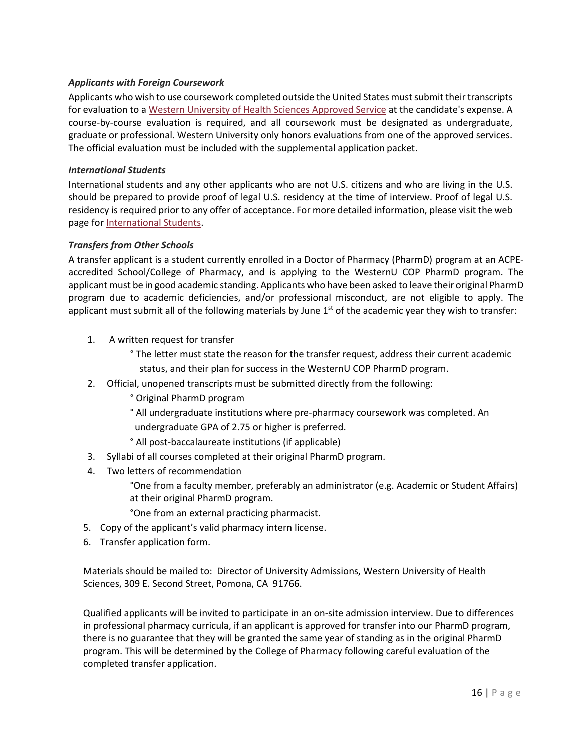***Applicants with Foreign Coursework***

Applicants who wish to use coursework completed outside the United States must submit their transcripts for evaluation to a Western University of Health Sciences Approved Service at the candidate's expense. A course-by-course evaluation is required, and all coursework must be designated as undergraduate, graduate or professional. Western University only honors evaluations from one of the approved services. The official evaluation must be included with the supplemental application packet.

***International Students***

International students and any other applicants who are not U.S. citizens and who are living in the U.S. should be prepared to provide proof of legal U.S. residency at the time of interview. Proof of legal U.S. residency is required prior to any offer of acceptance. For more detailed information, please visit the web page for International Students.

***Transfers from Other Schools***

A transfer applicant is a student currently enrolled in a Doctor of Pharmacy (PharmD) program at an ACPE-accredited School/College of Pharmacy, and is applying to the WesternU COP PharmD program. The applicant must be in good academic standing. Applicants who have been asked to leave their original PharmD program due to academic deficiencies, and/or professional misconduct, are not eligible to apply. The applicant must submit all of the following materials by June 1st of the academic year they wish to transfer:

1. A written request for transfer
   - The letter must state the reason for the transfer request, address their current academic status, and their plan for success in the WesternU COP PharmD program.
2. Official, unopened transcripts must be submitted directly from the following:
   - Original PharmD program
   - All undergraduate institutions where pre-pharmacy coursework was completed. An undergraduate GPA of 2.75 or higher is preferred.
   - All post-baccalaureate institutions (if applicable)
3. Syllabi of all courses completed at their original PharmD program.
4. Two letters of recommendation
   - One from a faculty member, preferably an administrator (e.g. Academic or Student Affairs) at their original PharmD program.
   - One from an external practicing pharmacist.
5. Copy of the applicant's valid pharmacy intern license.
6. Transfer application form.

Materials should be mailed to: Director of University Admissions, Western University of Health Sciences, 309 E. Second Street, Pomona, CA 91766.

Qualified applicants will be invited to participate in an on-site admission interview. Due to differences in professional pharmacy curricula, if an applicant is approved for transfer into our PharmD program, there is no guarantee that they will be granted the same year of standing as in the original PharmD program. This will be determined by the College of Pharmacy following careful evaluation of the completed transfer application.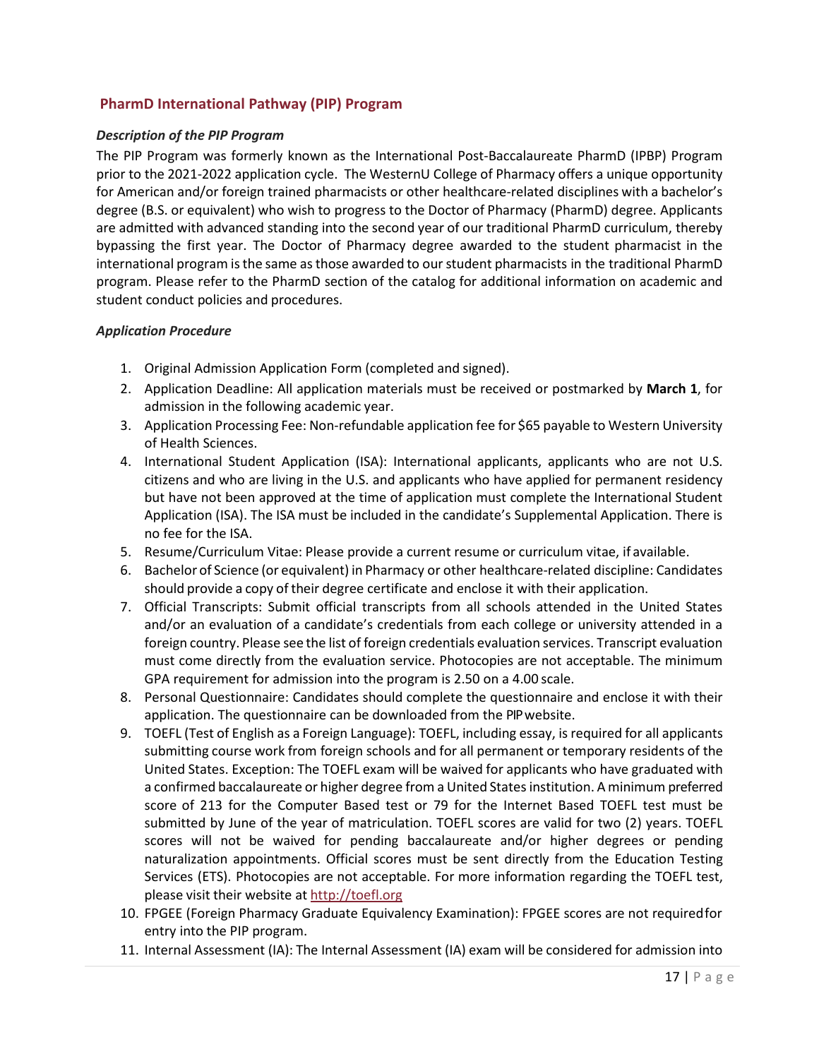## PharmD International Pathway (PIP) Program

### *Description of the PIP Program*

The PIP Program was formerly known as the International Post-Baccalaureate PharmD (IPBP) Program prior to the 2021-2022 application cycle. The WesternU College of Pharmacy offers a unique opportunity for American and/or foreign trained pharmacists or other healthcare-related disciplines with a bachelor's degree (B.S. or equivalent) who wish to progress to the Doctor of Pharmacy (PharmD) degree. Applicants are admitted with advanced standing into the second year of our traditional PharmD curriculum, thereby bypassing the first year. The Doctor of Pharmacy degree awarded to the student pharmacist in the international program is the same as those awarded to our student pharmacists in the traditional PharmD program. Please refer to the PharmD section of the catalog for additional information on academic and student conduct policies and procedures.

### *Application Procedure*

1. Original Admission Application Form (completed and signed).
2. Application Deadline: All application materials must be received or postmarked by **March 1**, for admission in the following academic year.
3. Application Processing Fee: Non-refundable application fee for $65 payable to Western University of Health Sciences.
4. International Student Application (ISA): International applicants, applicants who are not U.S. citizens and who are living in the U.S. and applicants who have applied for permanent residency but have not been approved at the time of application must complete the International Student Application (ISA). The ISA must be included in the candidate's Supplemental Application. There is no fee for the ISA.
5. Resume/Curriculum Vitae: Please provide a current resume or curriculum vitae, if available.
6. Bachelor of Science (or equivalent) in Pharmacy or other healthcare-related discipline: Candidates should provide a copy of their degree certificate and enclose it with their application.
7. Official Transcripts: Submit official transcripts from all schools attended in the United States and/or an evaluation of a candidate's credentials from each college or university attended in a foreign country. Please see the list of foreign credentials evaluation services. Transcript evaluation must come directly from the evaluation service. Photocopies are not acceptable. The minimum GPA requirement for admission into the program is 2.50 on a 4.00 scale.
8. Personal Questionnaire: Candidates should complete the questionnaire and enclose it with their application. The questionnaire can be downloaded from the PIP website.
9. TOEFL (Test of English as a Foreign Language): TOEFL, including essay, is required for all applicants submitting course work from foreign schools and for all permanent or temporary residents of the United States. Exception: The TOEFL exam will be waived for applicants who have graduated with a confirmed baccalaureate or higher degree from a United States institution. A minimum preferred score of 213 for the Computer Based test or 79 for the Internet Based TOEFL test must be submitted by June of the year of matriculation. TOEFL scores are valid for two (2) years. TOEFL scores will not be waived for pending baccalaureate and/or higher degrees or pending naturalization appointments. Official scores must be sent directly from the Education Testing Services (ETS). Photocopies are not acceptable. For more information regarding the TOEFL test, please visit their website at [http://toefl.org](http://toefl.org)
10. FPGEE (Foreign Pharmacy Graduate Equivalency Examination): FPGEE scores are not required for entry into the PIP program.
11. Internal Assessment (IA): The Internal Assessment (IA) exam will be considered for admission into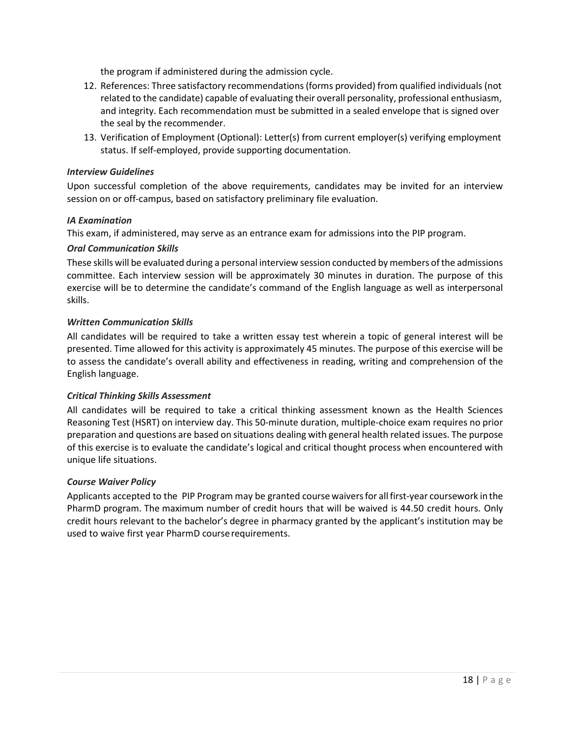the program if administered during the admission cycle.

12. References: Three satisfactory recommendations (forms provided) from qualified individuals (not related to the candidate) capable of evaluating their overall personality, professional enthusiasm, and integrity. Each recommendation must be submitted in a sealed envelope that is signed over the seal by the recommender.
13. Verification of Employment (Optional): Letter(s) from current employer(s) verifying employment status. If self-employed, provide supporting documentation.

***Interview Guidelines***

Upon successful completion of the above requirements, candidates may be invited for an interview session on or off-campus, based on satisfactory preliminary file evaluation.

***IA Examination***

This exam, if administered, may serve as an entrance exam for admissions into the PIP program.

***Oral Communication Skills***

These skills will be evaluated during a personal interview session conducted by members of the admissions committee. Each interview session will be approximately 30 minutes in duration. The purpose of this exercise will be to determine the candidate's command of the English language as well as interpersonal skills.

***Written Communication Skills***

All candidates will be required to take a written essay test wherein a topic of general interest will be presented. Time allowed for this activity is approximately 45 minutes. The purpose of this exercise will be to assess the candidate's overall ability and effectiveness in reading, writing and comprehension of the English language.

***Critical Thinking Skills Assessment***

All candidates will be required to take a critical thinking assessment known as the Health Sciences Reasoning Test (HSRT) on interview day. This 50-minute duration, multiple-choice exam requires no prior preparation and questions are based on situations dealing with general health related issues. The purpose of this exercise is to evaluate the candidate's logical and critical thought process when encountered with unique life situations.

***Course Waiver Policy***

Applicants accepted to the PIP Program may be granted course waivers for all first-year coursework in the PharmD program. The maximum number of credit hours that will be waived is 44.50 credit hours. Only credit hours relevant to the bachelor's degree in pharmacy granted by the applicant's institution may be used to waive first year PharmD course requirements.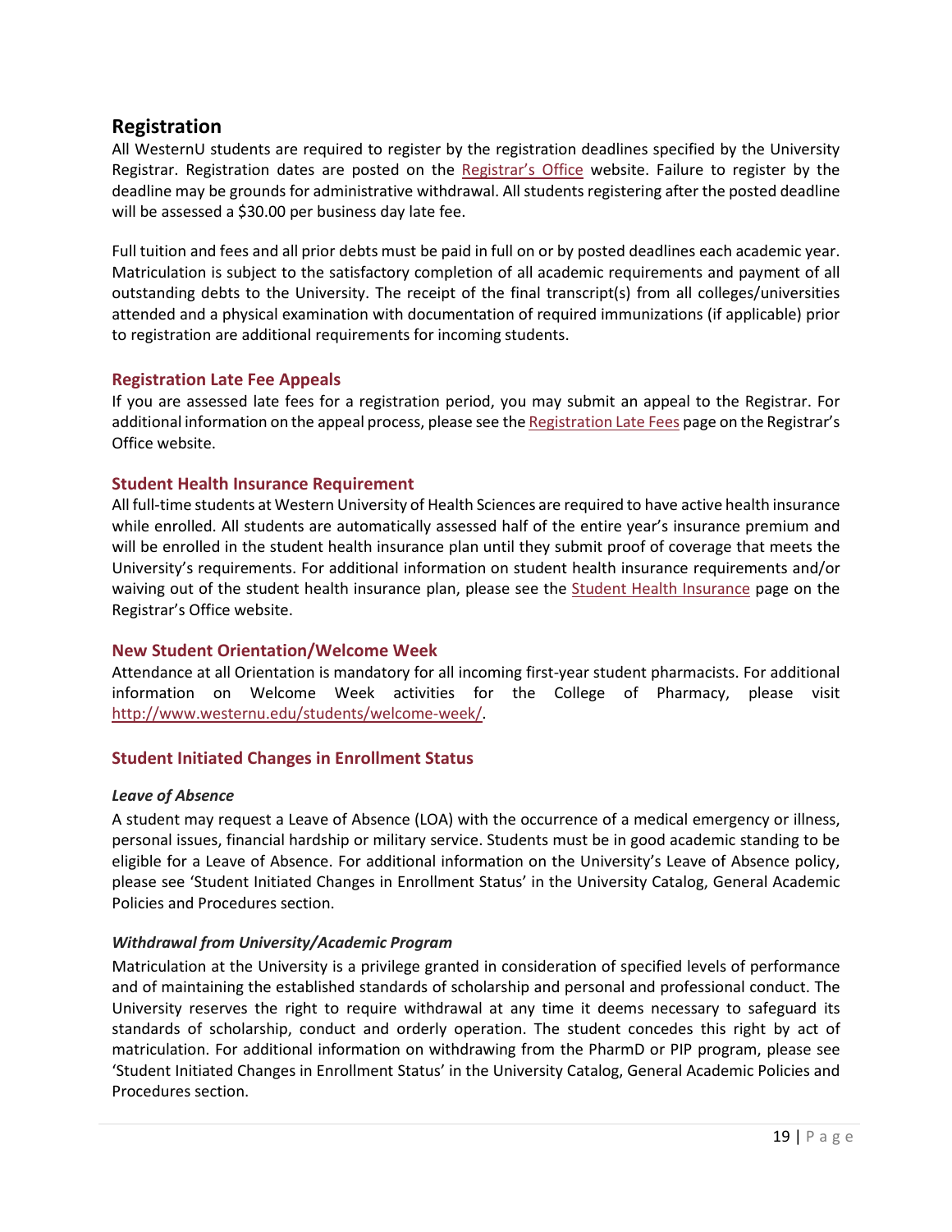## Registration

All WesternU students are required to register by the registration deadlines specified by the University Registrar. Registration dates are posted on the Registrar's Office website. Failure to register by the deadline may be grounds for administrative withdrawal. All students registering after the posted deadline will be assessed a $30.00 per business day late fee.

Full tuition and fees and all prior debts must be paid in full on or by posted deadlines each academic year. Matriculation is subject to the satisfactory completion of all academic requirements and payment of all outstanding debts to the University. The receipt of the final transcript(s) from all colleges/universities attended and a physical examination with documentation of required immunizations (if applicable) prior to registration are additional requirements for incoming students.

### Registration Late Fee Appeals

If you are assessed late fees for a registration period, you may submit an appeal to the Registrar. For additional information on the appeal process, please see the Registration Late Fees page on the Registrar's Office website.

### Student Health Insurance Requirement

All full-time students at Western University of Health Sciences are required to have active health insurance while enrolled. All students are automatically assessed half of the entire year's insurance premium and will be enrolled in the student health insurance plan until they submit proof of coverage that meets the University's requirements. For additional information on student health insurance requirements and/or waiving out of the student health insurance plan, please see the Student Health Insurance page on the Registrar's Office website.

### New Student Orientation/Welcome Week

Attendance at all Orientation is mandatory for all incoming first-year student pharmacists. For additional information on Welcome Week activities for the College of Pharmacy, please visit http://www.westernu.edu/students/welcome-week/.

### Student Initiated Changes in Enrollment Status

#### *Leave of Absence*

A student may request a Leave of Absence (LOA) with the occurrence of a medical emergency or illness, personal issues, financial hardship or military service. Students must be in good academic standing to be eligible for a Leave of Absence. For additional information on the University's Leave of Absence policy, please see 'Student Initiated Changes in Enrollment Status' in the University Catalog, General Academic Policies and Procedures section.

#### *Withdrawal from University/Academic Program*

Matriculation at the University is a privilege granted in consideration of specified levels of performance and of maintaining the established standards of scholarship and personal and professional conduct. The University reserves the right to require withdrawal at any time it deems necessary to safeguard its standards of scholarship, conduct and orderly operation. The student concedes this right by act of matriculation. For additional information on withdrawing from the PharmD or PIP program, please see 'Student Initiated Changes in Enrollment Status' in the University Catalog, General Academic Policies and Procedures section.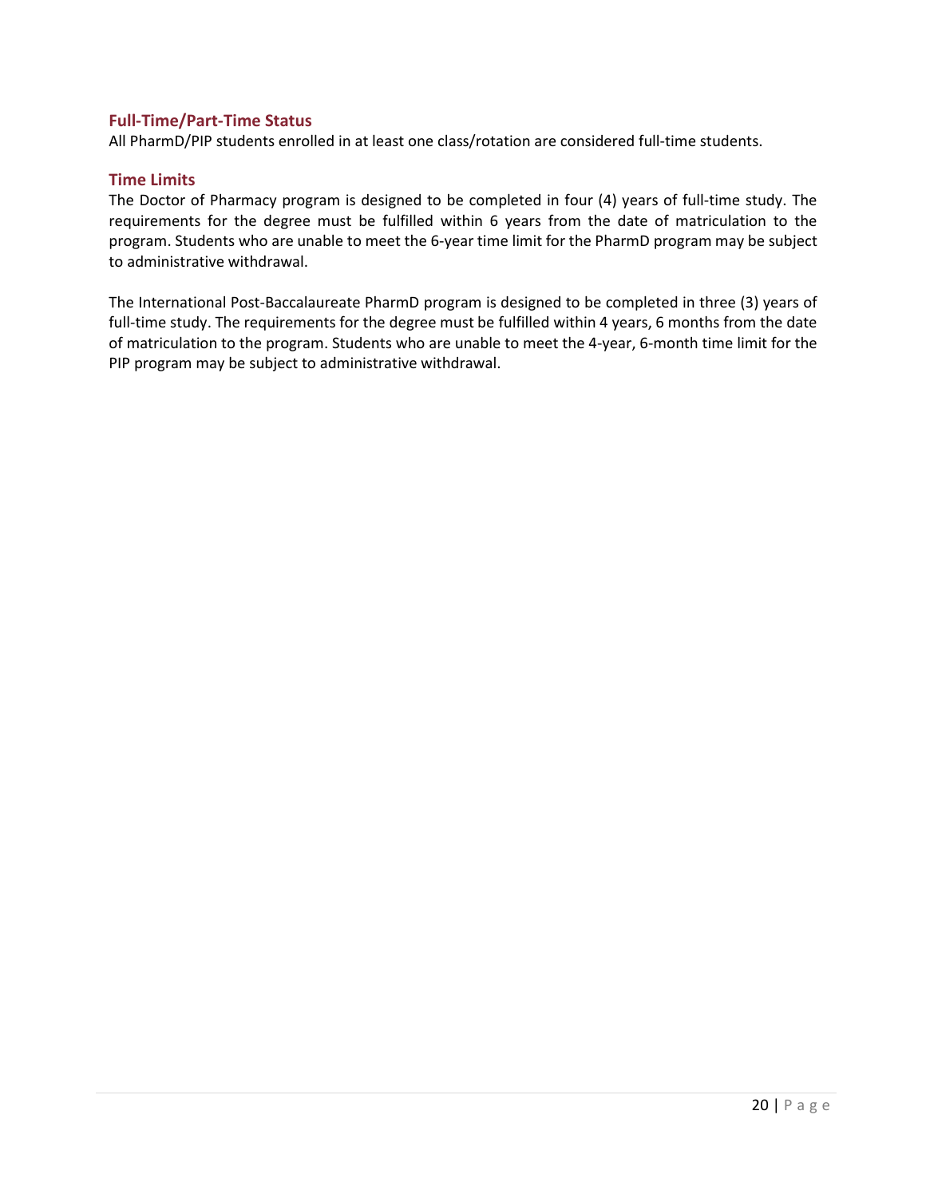### Full-Time/Part-Time Status

All PharmD/PIP students enrolled in at least one class/rotation are considered full-time students.

### Time Limits

The Doctor of Pharmacy program is designed to be completed in four (4) years of full-time study. The requirements for the degree must be fulfilled within 6 years from the date of matriculation to the program. Students who are unable to meet the 6-year time limit for the PharmD program may be subject to administrative withdrawal.

The International Post-Baccalaureate PharmD program is designed to be completed in three (3) years of full-time study. The requirements for the degree must be fulfilled within 4 years, 6 months from the date of matriculation to the program. Students who are unable to meet the 4-year, 6-month time limit for the PIP program may be subject to administrative withdrawal.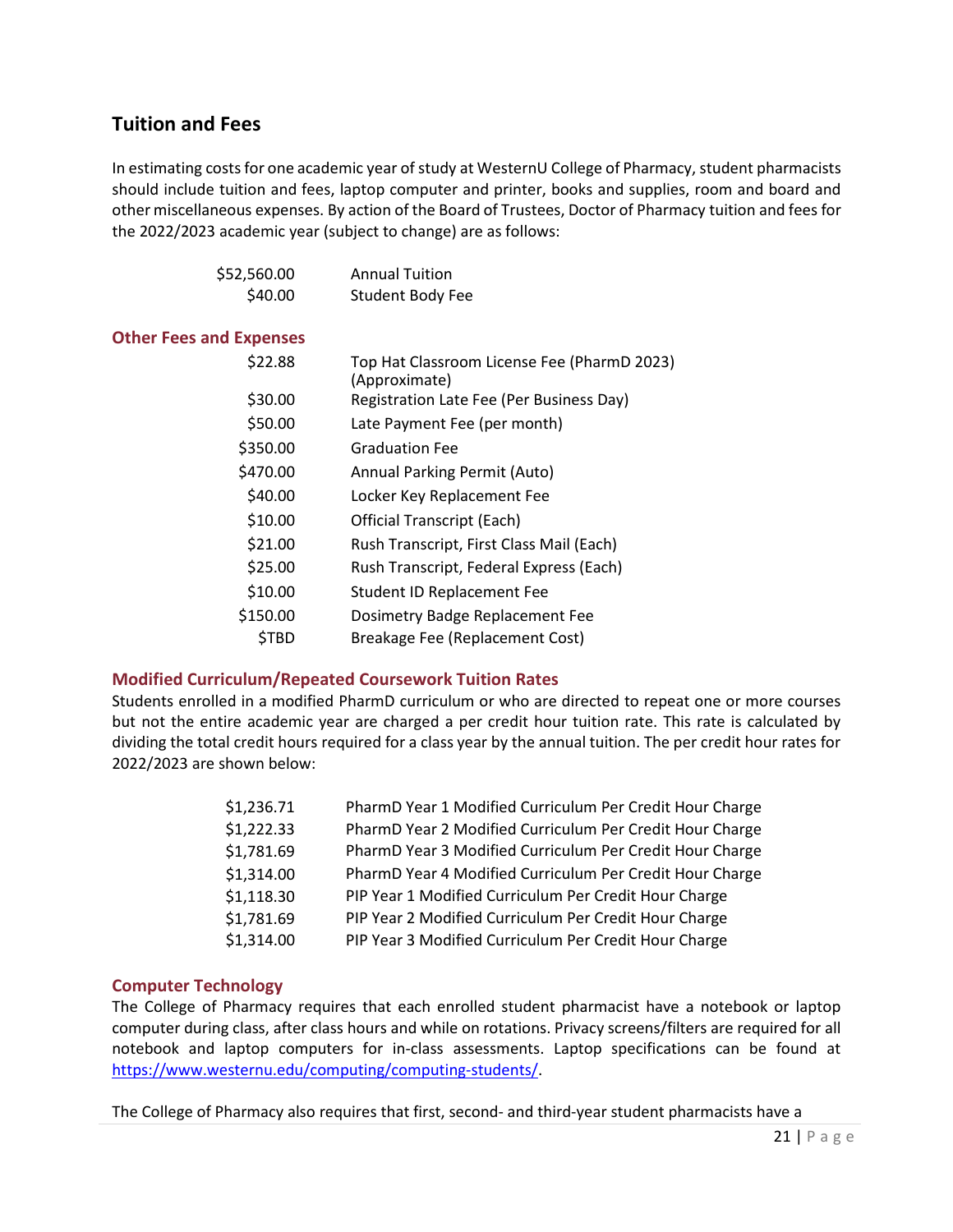## Tuition and Fees

In estimating costs for one academic year of study at WesternU College of Pharmacy, student pharmacists should include tuition and fees, laptop computer and printer, books and supplies, room and board and other miscellaneous expenses. By action of the Board of Trustees, Doctor of Pharmacy tuition and fees for the 2022/2023 academic year (subject to change) are as follows:

| | |
|---|---|
| $52,560.00 | Annual Tuition |
| $40.00 | Student Body Fee |

### Other Fees and Expenses

| | |
|---|---|
| $22.88 | Top Hat Classroom License Fee (PharmD 2023) (Approximate) |
| $30.00 | Registration Late Fee (Per Business Day) |
| $50.00 | Late Payment Fee (per month) |
| $350.00 | Graduation Fee |
| $470.00 | Annual Parking Permit (Auto) |
| $40.00 | Locker Key Replacement Fee |
| $10.00 | Official Transcript (Each) |
| $21.00 | Rush Transcript, First Class Mail (Each) |
| $25.00 | Rush Transcript, Federal Express (Each) |
| $10.00 | Student ID Replacement Fee |
| $150.00 | Dosimetry Badge Replacement Fee |
| $TBD | Breakage Fee (Replacement Cost) |

### Modified Curriculum/Repeated Coursework Tuition Rates

Students enrolled in a modified PharmD curriculum or who are directed to repeat one or more courses but not the entire academic year are charged a per credit hour tuition rate. This rate is calculated by dividing the total credit hours required for a class year by the annual tuition. The per credit hour rates for 2022/2023 are shown below:

| | |
|---|---|
| $1,236.71 | PharmD Year 1 Modified Curriculum Per Credit Hour Charge |
| $1,222.33 | PharmD Year 2 Modified Curriculum Per Credit Hour Charge |
| $1,781.69 | PharmD Year 3 Modified Curriculum Per Credit Hour Charge |
| $1,314.00 | PharmD Year 4 Modified Curriculum Per Credit Hour Charge |
| $1,118.30 | PIP Year 1 Modified Curriculum Per Credit Hour Charge |
| $1,781.69 | PIP Year 2 Modified Curriculum Per Credit Hour Charge |
| $1,314.00 | PIP Year 3 Modified Curriculum Per Credit Hour Charge |

### Computer Technology

The College of Pharmacy requires that each enrolled student pharmacist have a notebook or laptop computer during class, after class hours and while on rotations. Privacy screens/filters are required for all notebook and laptop computers for in-class assessments. Laptop specifications can be found at https://www.westernu.edu/computing/computing-students/.

The College of Pharmacy also requires that first, second- and third-year student pharmacists have a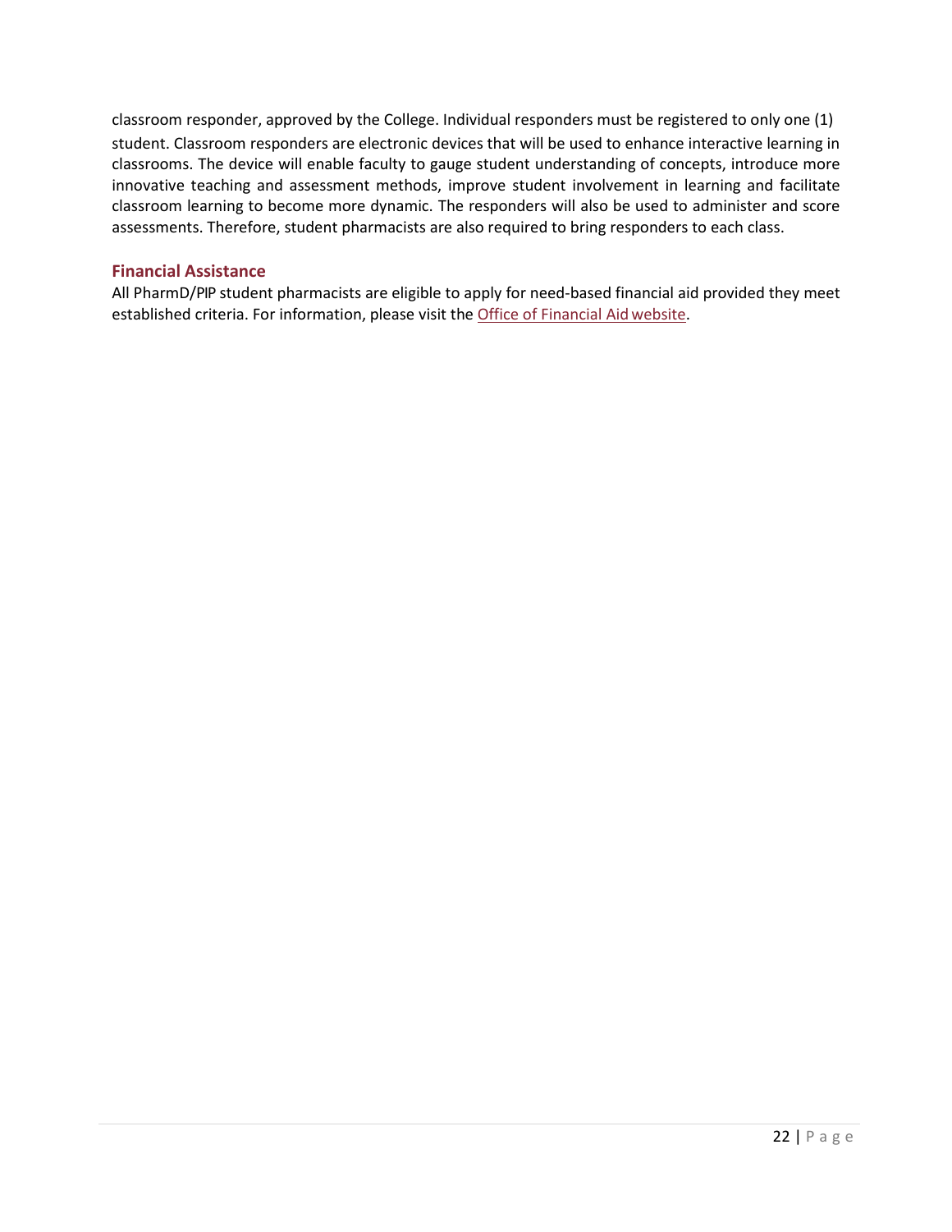classroom responder, approved by the College. Individual responders must be registered to only one (1) student. Classroom responders are electronic devices that will be used to enhance interactive learning in classrooms. The device will enable faculty to gauge student understanding of concepts, introduce more innovative teaching and assessment methods, improve student involvement in learning and facilitate classroom learning to become more dynamic. The responders will also be used to administer and score assessments. Therefore, student pharmacists are also required to bring responders to each class.

### Financial Assistance

All PharmD/PIP student pharmacists are eligible to apply for need-based financial aid provided they meet established criteria. For information, please visit the Office of Financial Aid website.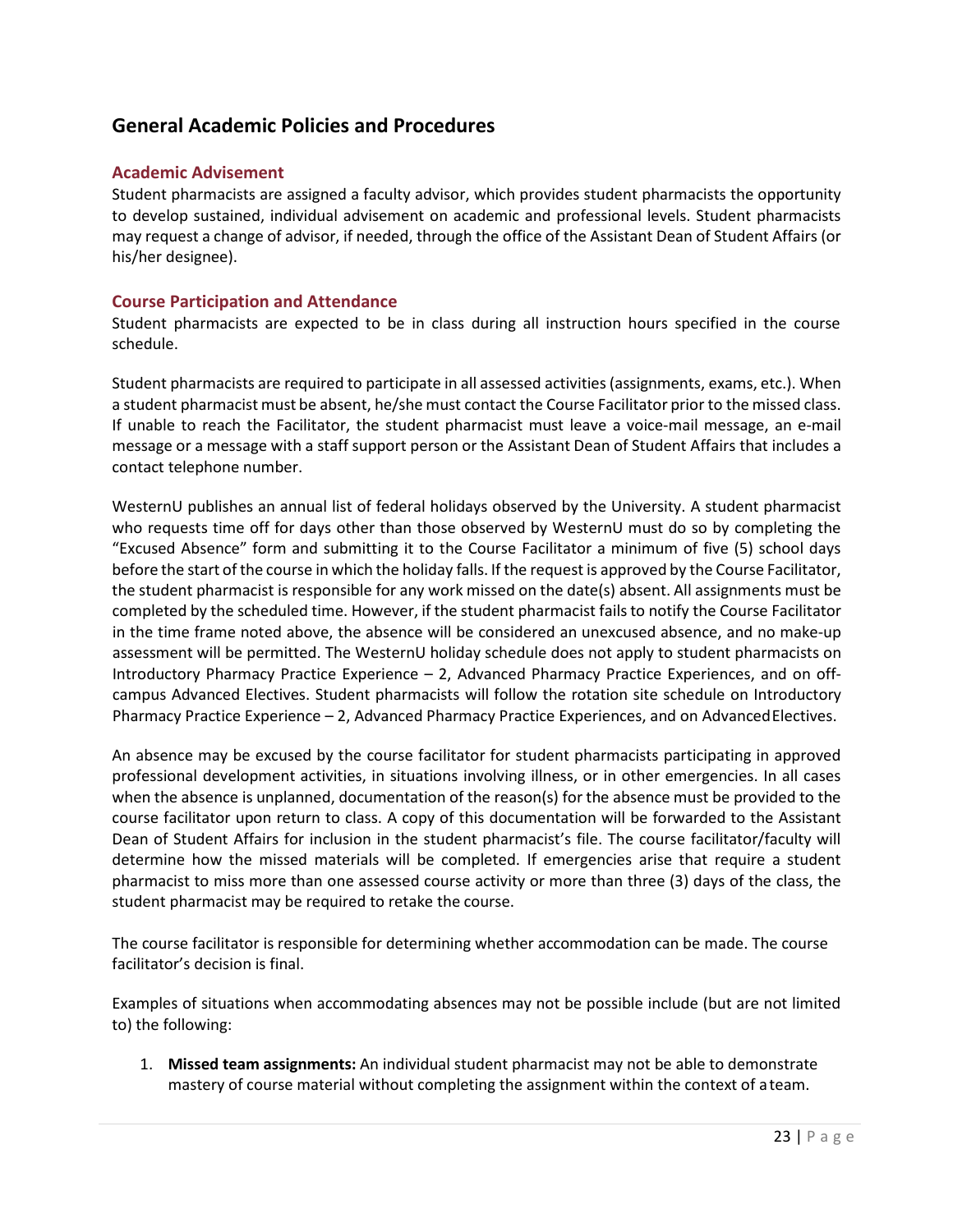# General Academic Policies and Procedures

## Academic Advisement

Student pharmacists are assigned a faculty advisor, which provides student pharmacists the opportunity to develop sustained, individual advisement on academic and professional levels. Student pharmacists may request a change of advisor, if needed, through the office of the Assistant Dean of Student Affairs (or his/her designee).

## Course Participation and Attendance

Student pharmacists are expected to be in class during all instruction hours specified in the course schedule.

Student pharmacists are required to participate in all assessed activities (assignments, exams, etc.). When a student pharmacist must be absent, he/she must contact the Course Facilitator prior to the missed class. If unable to reach the Facilitator, the student pharmacist must leave a voice-mail message, an e-mail message or a message with a staff support person or the Assistant Dean of Student Affairs that includes a contact telephone number.

WesternU publishes an annual list of federal holidays observed by the University. A student pharmacist who requests time off for days other than those observed by WesternU must do so by completing the "Excused Absence" form and submitting it to the Course Facilitator a minimum of five (5) school days before the start of the course in which the holiday falls. If the request is approved by the Course Facilitator, the student pharmacist is responsible for any work missed on the date(s) absent. All assignments must be completed by the scheduled time. However, if the student pharmacist fails to notify the Course Facilitator in the time frame noted above, the absence will be considered an unexcused absence, and no make-up assessment will be permitted. The WesternU holiday schedule does not apply to student pharmacists on Introductory Pharmacy Practice Experience – 2, Advanced Pharmacy Practice Experiences, and on off-campus Advanced Electives. Student pharmacists will follow the rotation site schedule on Introductory Pharmacy Practice Experience – 2, Advanced Pharmacy Practice Experiences, and on Advanced Electives.

An absence may be excused by the course facilitator for student pharmacists participating in approved professional development activities, in situations involving illness, or in other emergencies. In all cases when the absence is unplanned, documentation of the reason(s) for the absence must be provided to the course facilitator upon return to class. A copy of this documentation will be forwarded to the Assistant Dean of Student Affairs for inclusion in the student pharmacist's file. The course facilitator/faculty will determine how the missed materials will be completed. If emergencies arise that require a student pharmacist to miss more than one assessed course activity or more than three (3) days of the class, the student pharmacist may be required to retake the course.

The course facilitator is responsible for determining whether accommodation can be made. The course facilitator's decision is final.

Examples of situations when accommodating absences may not be possible include (but are not limited to) the following:

1. **Missed team assignments:** An individual student pharmacist may not be able to demonstrate mastery of course material without completing the assignment within the context of a team.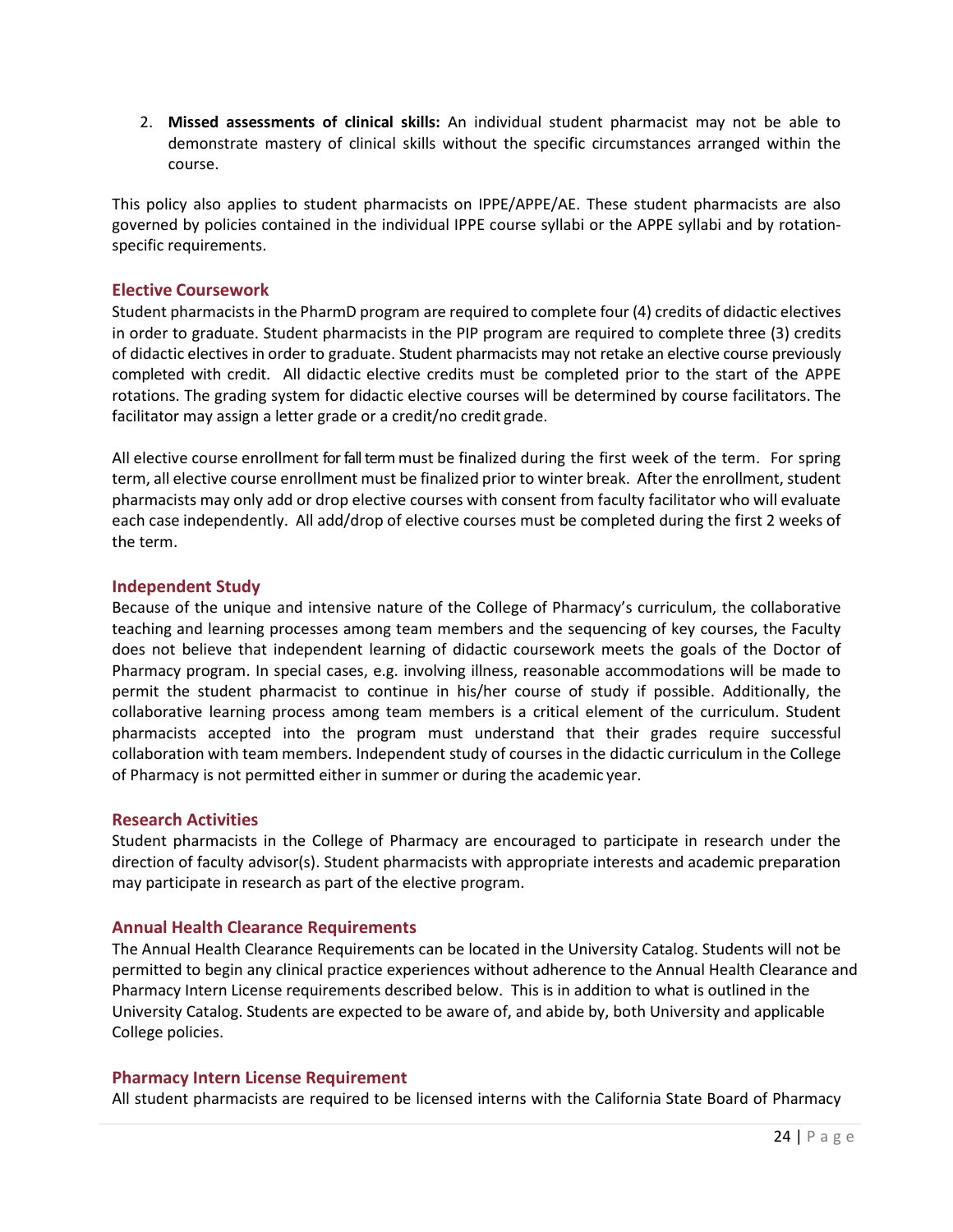2. **Missed assessments of clinical skills:** An individual student pharmacist may not be able to demonstrate mastery of clinical skills without the specific circumstances arranged within the course.

This policy also applies to student pharmacists on IPPE/APPE/AE. These student pharmacists are also governed by policies contained in the individual IPPE course syllabi or the APPE syllabi and by rotation-specific requirements.

## Elective Coursework

Student pharmacists in the PharmD program are required to complete four (4) credits of didactic electives in order to graduate. Student pharmacists in the PIP program are required to complete three (3) credits of didactic electives in order to graduate. Student pharmacists may not retake an elective course previously completed with credit. All didactic elective credits must be completed prior to the start of the APPE rotations. The grading system for didactic elective courses will be determined by course facilitators. The facilitator may assign a letter grade or a credit/no credit grade.

All elective course enrollment for fall term must be finalized during the first week of the term. For spring term, all elective course enrollment must be finalized prior to winter break. After the enrollment, student pharmacists may only add or drop elective courses with consent from faculty facilitator who will evaluate each case independently. All add/drop of elective courses must be completed during the first 2 weeks of the term.

## Independent Study

Because of the unique and intensive nature of the College of Pharmacy's curriculum, the collaborative teaching and learning processes among team members and the sequencing of key courses, the Faculty does not believe that independent learning of didactic coursework meets the goals of the Doctor of Pharmacy program. In special cases, e.g. involving illness, reasonable accommodations will be made to permit the student pharmacist to continue in his/her course of study if possible. Additionally, the collaborative learning process among team members is a critical element of the curriculum. Student pharmacists accepted into the program must understand that their grades require successful collaboration with team members. Independent study of courses in the didactic curriculum in the College of Pharmacy is not permitted either in summer or during the academic year.

## Research Activities

Student pharmacists in the College of Pharmacy are encouraged to participate in research under the direction of faculty advisor(s). Student pharmacists with appropriate interests and academic preparation may participate in research as part of the elective program.

## Annual Health Clearance Requirements

The Annual Health Clearance Requirements can be located in the University Catalog. Students will not be permitted to begin any clinical practice experiences without adherence to the Annual Health Clearance and Pharmacy Intern License requirements described below. This is in addition to what is outlined in the University Catalog. Students are expected to be aware of, and abide by, both University and applicable College policies.

## Pharmacy Intern License Requirement

All student pharmacists are required to be licensed interns with the California State Board of Pharmacy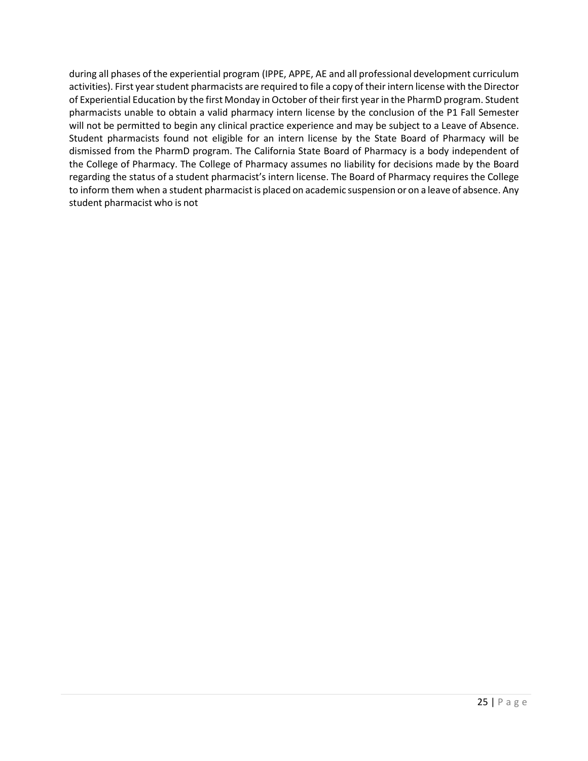during all phases of the experiential program (IPPE, APPE, AE and all professional development curriculum activities). First year student pharmacists are required to file a copy of their intern license with the Director of Experiential Education by the first Monday in October of their first year in the PharmD program. Student pharmacists unable to obtain a valid pharmacy intern license by the conclusion of the P1 Fall Semester will not be permitted to begin any clinical practice experience and may be subject to a Leave of Absence. Student pharmacists found not eligible for an intern license by the State Board of Pharmacy will be dismissed from the PharmD program. The California State Board of Pharmacy is a body independent of the College of Pharmacy. The College of Pharmacy assumes no liability for decisions made by the Board regarding the status of a student pharmacist's intern license. The Board of Pharmacy requires the College to inform them when a student pharmacist is placed on academic suspension or on a leave of absence. Any student pharmacist who is not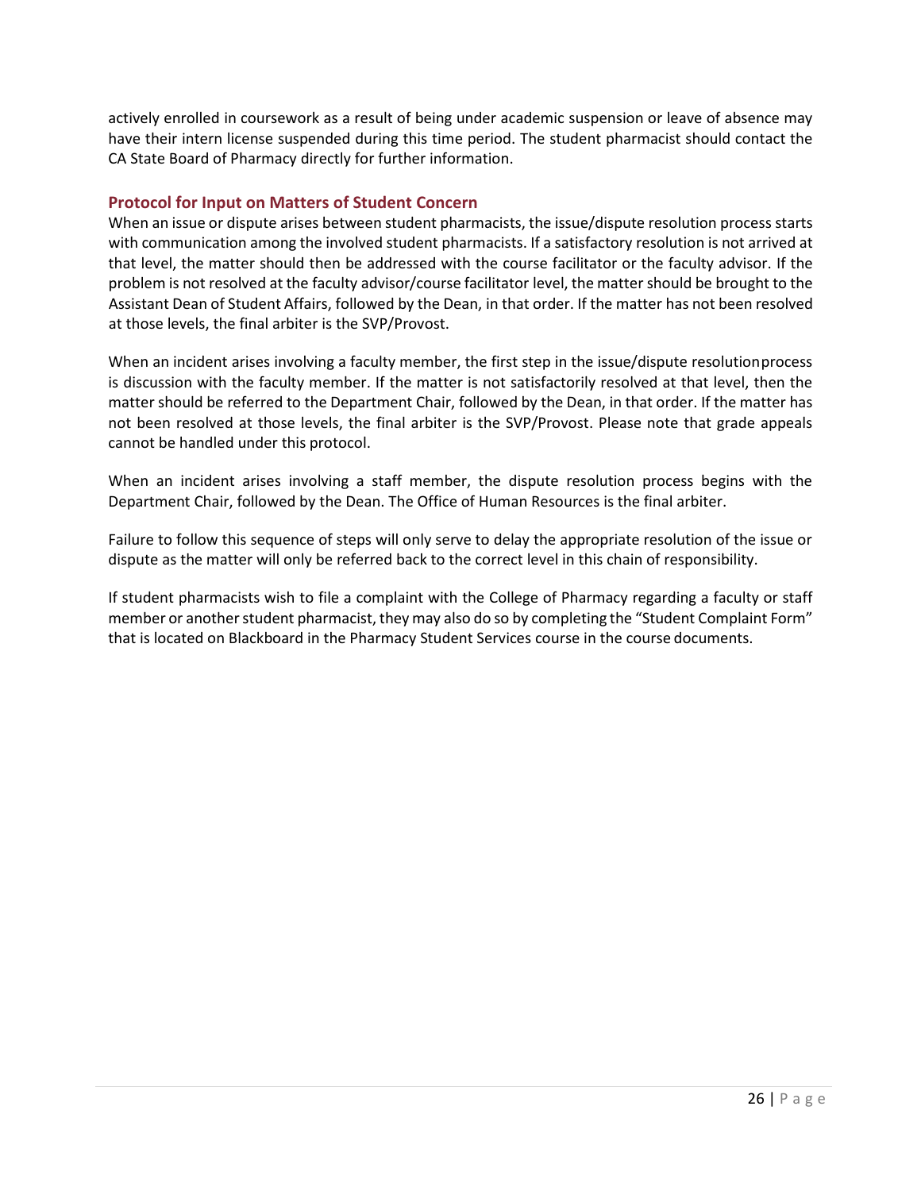actively enrolled in coursework as a result of being under academic suspension or leave of absence may have their intern license suspended during this time period. The student pharmacist should contact the CA State Board of Pharmacy directly for further information.

### Protocol for Input on Matters of Student Concern

When an issue or dispute arises between student pharmacists, the issue/dispute resolution process starts with communication among the involved student pharmacists. If a satisfactory resolution is not arrived at that level, the matter should then be addressed with the course facilitator or the faculty advisor. If the problem is not resolved at the faculty advisor/course facilitator level, the matter should be brought to the Assistant Dean of Student Affairs, followed by the Dean, in that order. If the matter has not been resolved at those levels, the final arbiter is the SVP/Provost.

When an incident arises involving a faculty member, the first step in the issue/dispute resolution process is discussion with the faculty member. If the matter is not satisfactorily resolved at that level, then the matter should be referred to the Department Chair, followed by the Dean, in that order. If the matter has not been resolved at those levels, the final arbiter is the SVP/Provost. Please note that grade appeals cannot be handled under this protocol.

When an incident arises involving a staff member, the dispute resolution process begins with the Department Chair, followed by the Dean. The Office of Human Resources is the final arbiter.

Failure to follow this sequence of steps will only serve to delay the appropriate resolution of the issue or dispute as the matter will only be referred back to the correct level in this chain of responsibility.

If student pharmacists wish to file a complaint with the College of Pharmacy regarding a faculty or staff member or another student pharmacist, they may also do so by completing the "Student Complaint Form" that is located on Blackboard in the Pharmacy Student Services course in the course documents.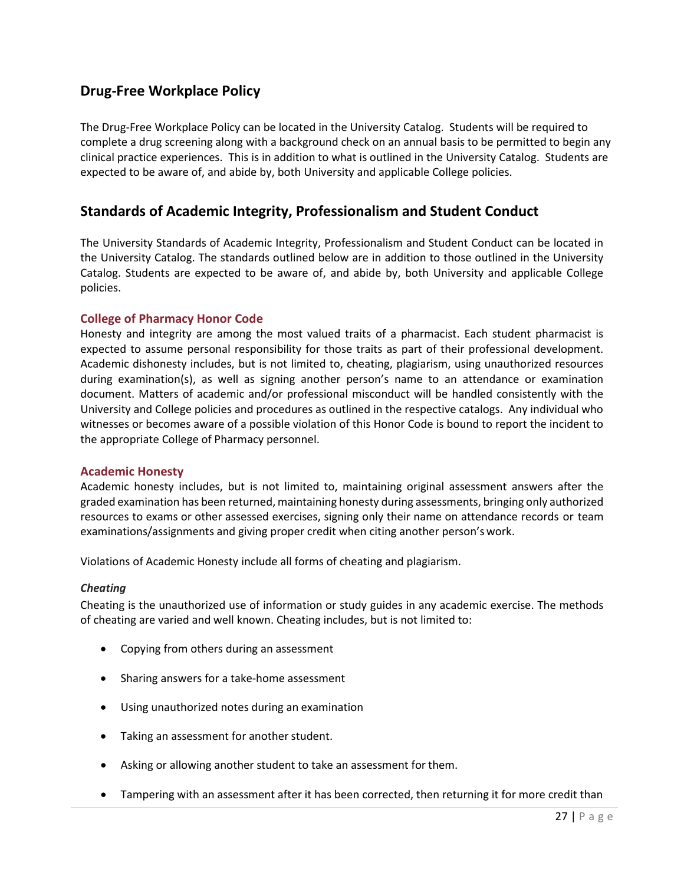## Drug-Free Workplace Policy

The Drug-Free Workplace Policy can be located in the University Catalog. Students will be required to complete a drug screening along with a background check on an annual basis to be permitted to begin any clinical practice experiences. This is in addition to what is outlined in the University Catalog. Students are expected to be aware of, and abide by, both University and applicable College policies.

## Standards of Academic Integrity, Professionalism and Student Conduct

The University Standards of Academic Integrity, Professionalism and Student Conduct can be located in the University Catalog. The standards outlined below are in addition to those outlined in the University Catalog. Students are expected to be aware of, and abide by, both University and applicable College policies.

### College of Pharmacy Honor Code

Honesty and integrity are among the most valued traits of a pharmacist. Each student pharmacist is expected to assume personal responsibility for those traits as part of their professional development. Academic dishonesty includes, but is not limited to, cheating, plagiarism, using unauthorized resources during examination(s), as well as signing another person's name to an attendance or examination document. Matters of academic and/or professional misconduct will be handled consistently with the University and College policies and procedures as outlined in the respective catalogs. Any individual who witnesses or becomes aware of a possible violation of this Honor Code is bound to report the incident to the appropriate College of Pharmacy personnel.

### Academic Honesty

Academic honesty includes, but is not limited to, maintaining original assessment answers after the graded examination has been returned, maintaining honesty during assessments, bringing only authorized resources to exams or other assessed exercises, signing only their name on attendance records or team examinations/assignments and giving proper credit when citing another person's work.

Violations of Academic Honesty include all forms of cheating and plagiarism.

#### *Cheating*

Cheating is the unauthorized use of information or study guides in any academic exercise. The methods of cheating are varied and well known. Cheating includes, but is not limited to:

- Copying from others during an assessment
- Sharing answers for a take-home assessment
- Using unauthorized notes during an examination
- Taking an assessment for another student.
- Asking or allowing another student to take an assessment for them.
- Tampering with an assessment after it has been corrected, then returning it for more credit than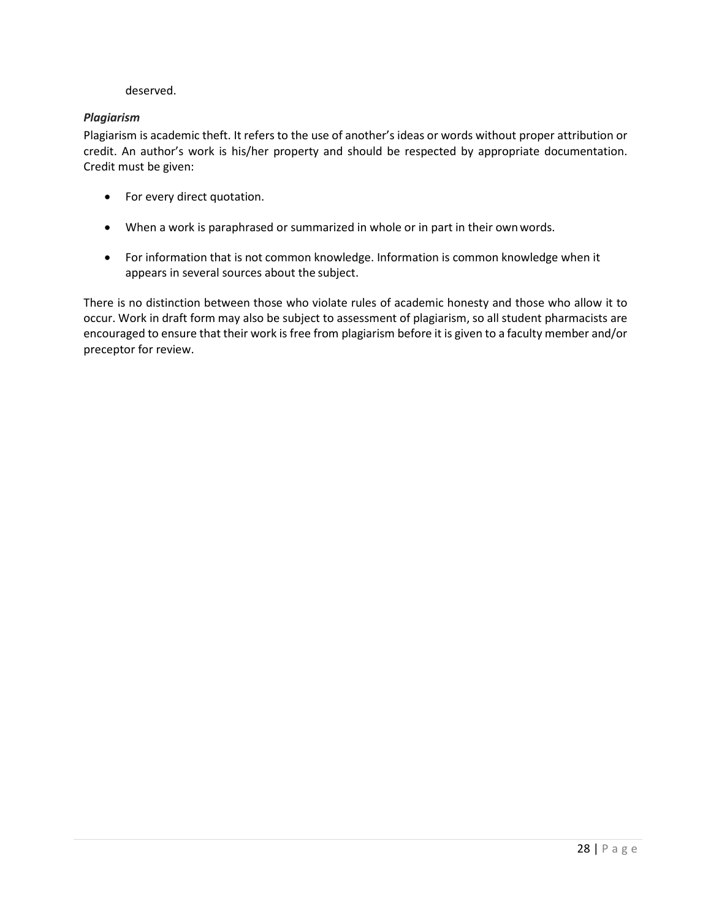deserved.

***Plagiarism***

Plagiarism is academic theft. It refers to the use of another's ideas or words without proper attribution or credit. An author's work is his/her property and should be respected by appropriate documentation. Credit must be given:

- For every direct quotation.
- When a work is paraphrased or summarized in whole or in part in their own words.
- For information that is not common knowledge. Information is common knowledge when it appears in several sources about the subject.

There is no distinction between those who violate rules of academic honesty and those who allow it to occur. Work in draft form may also be subject to assessment of plagiarism, so all student pharmacists are encouraged to ensure that their work is free from plagiarism before it is given to a faculty member and/or preceptor for review.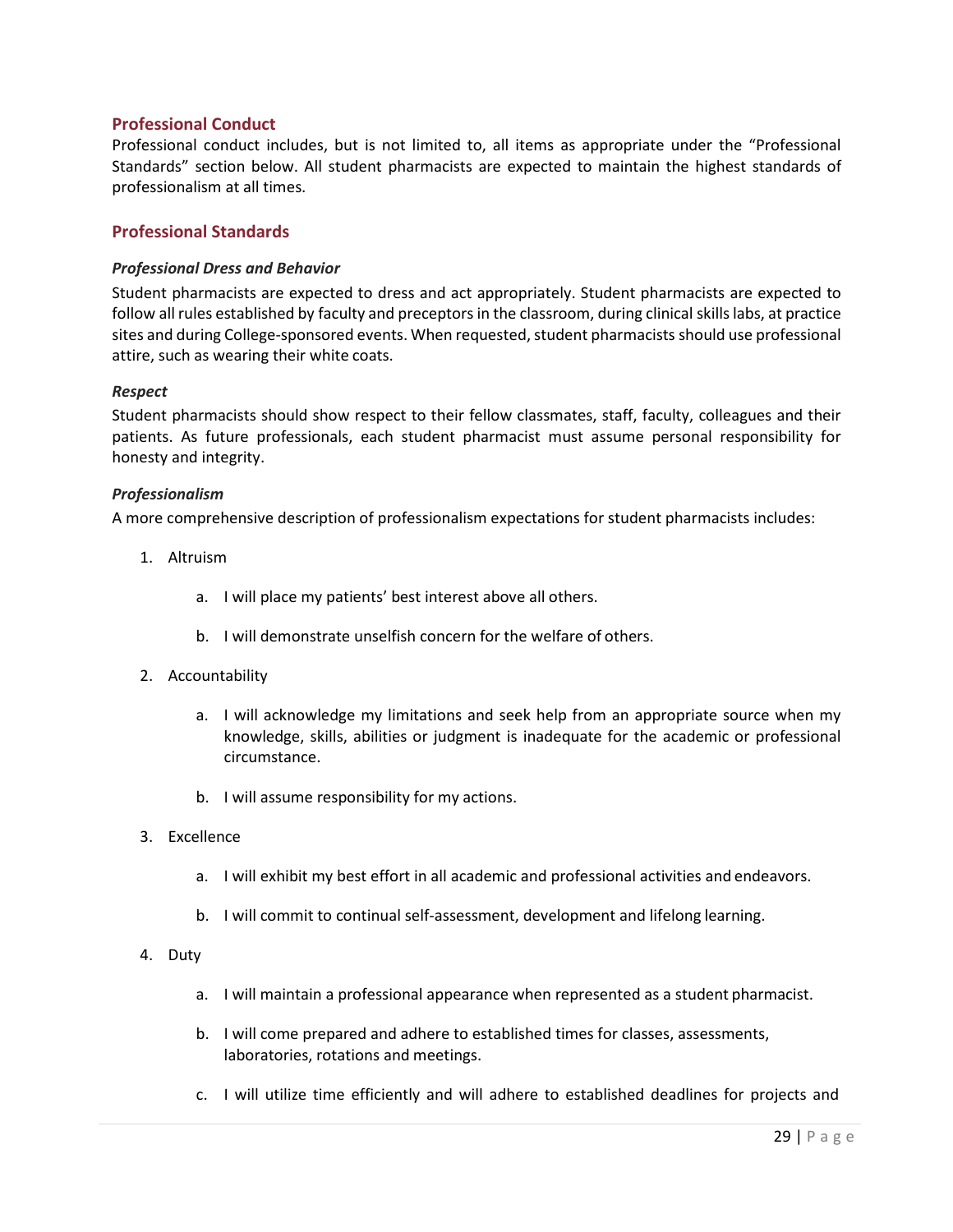## Professional Conduct

Professional conduct includes, but is not limited to, all items as appropriate under the "Professional Standards" section below. All student pharmacists are expected to maintain the highest standards of professionalism at all times.

## Professional Standards

### *Professional Dress and Behavior*

Student pharmacists are expected to dress and act appropriately. Student pharmacists are expected to follow all rules established by faculty and preceptors in the classroom, during clinical skills labs, at practice sites and during College-sponsored events. When requested, student pharmacists should use professional attire, such as wearing their white coats.

### *Respect*

Student pharmacists should show respect to their fellow classmates, staff, faculty, colleagues and their patients. As future professionals, each student pharmacist must assume personal responsibility for honesty and integrity.

### *Professionalism*

A more comprehensive description of professionalism expectations for student pharmacists includes:

1. Altruism
    a. I will place my patients' best interest above all others.
    b. I will demonstrate unselfish concern for the welfare of others.
2. Accountability
    a. I will acknowledge my limitations and seek help from an appropriate source when my knowledge, skills, abilities or judgment is inadequate for the academic or professional circumstance.
    b. I will assume responsibility for my actions.
3. Excellence
    a. I will exhibit my best effort in all academic and professional activities and endeavors.
    b. I will commit to continual self-assessment, development and lifelong learning.
4. Duty
    a. I will maintain a professional appearance when represented as a student pharmacist.
    b. I will come prepared and adhere to established times for classes, assessments, laboratories, rotations and meetings.
    c. I will utilize time efficiently and will adhere to established deadlines for projects and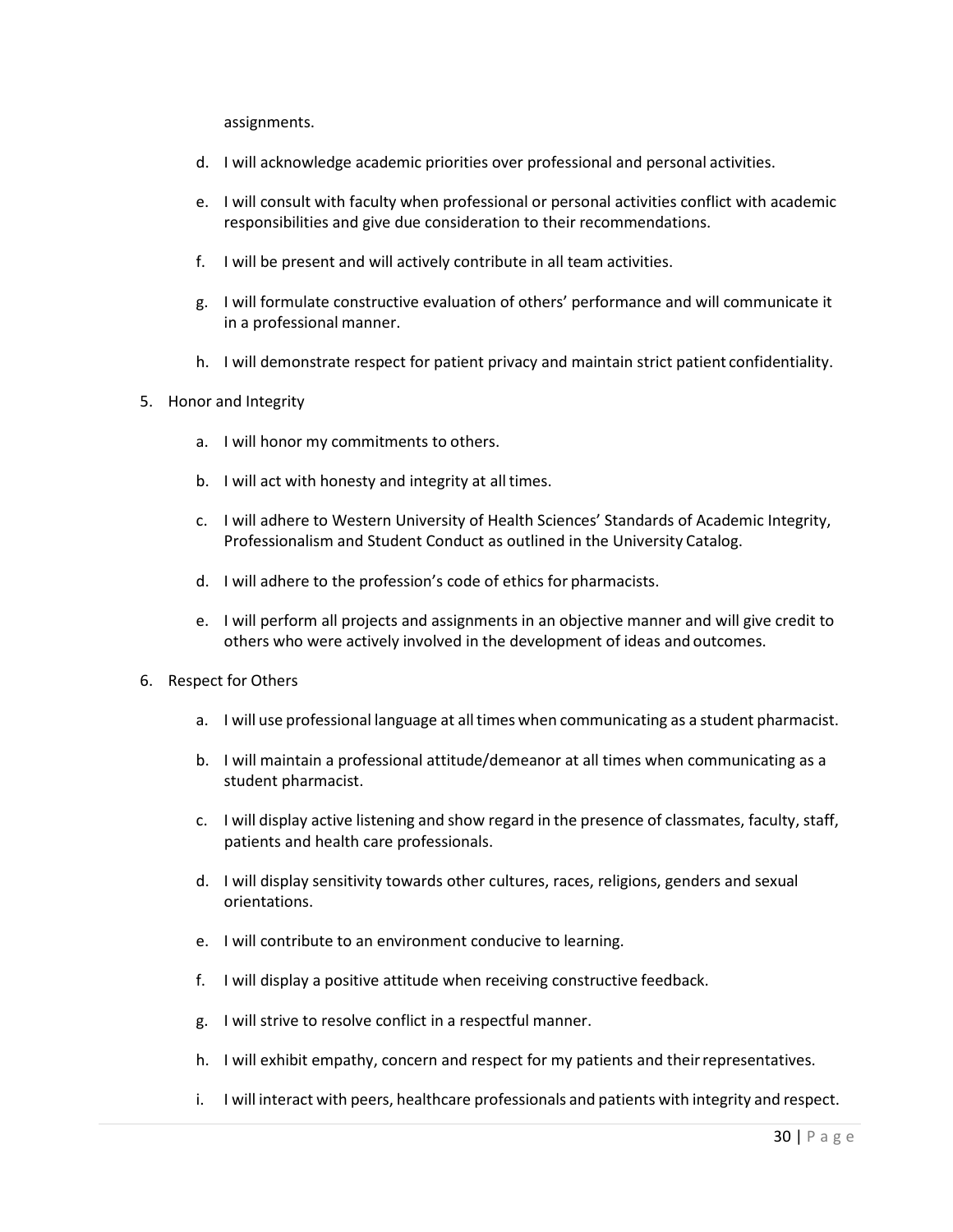assignments.

   d. I will acknowledge academic priorities over professional and personal activities.

   e. I will consult with faculty when professional or personal activities conflict with academic responsibilities and give due consideration to their recommendations.

   f. I will be present and will actively contribute in all team activities.

   g. I will formulate constructive evaluation of others' performance and will communicate it in a professional manner.

   h. I will demonstrate respect for patient privacy and maintain strict patient confidentiality.

5. Honor and Integrity

   a. I will honor my commitments to others.

   b. I will act with honesty and integrity at all times.

   c. I will adhere to Western University of Health Sciences' Standards of Academic Integrity, Professionalism and Student Conduct as outlined in the University Catalog.

   d. I will adhere to the profession's code of ethics for pharmacists.

   e. I will perform all projects and assignments in an objective manner and will give credit to others who were actively involved in the development of ideas and outcomes.

6. Respect for Others

   a. I will use professional language at all times when communicating as a student pharmacist.

   b. I will maintain a professional attitude/demeanor at all times when communicating as a student pharmacist.

   c. I will display active listening and show regard in the presence of classmates, faculty, staff, patients and health care professionals.

   d. I will display sensitivity towards other cultures, races, religions, genders and sexual orientations.

   e. I will contribute to an environment conducive to learning.

   f. I will display a positive attitude when receiving constructive feedback.

   g. I will strive to resolve conflict in a respectful manner.

   h. I will exhibit empathy, concern and respect for my patients and their representatives.

   i. I will interact with peers, healthcare professionals and patients with integrity and respect.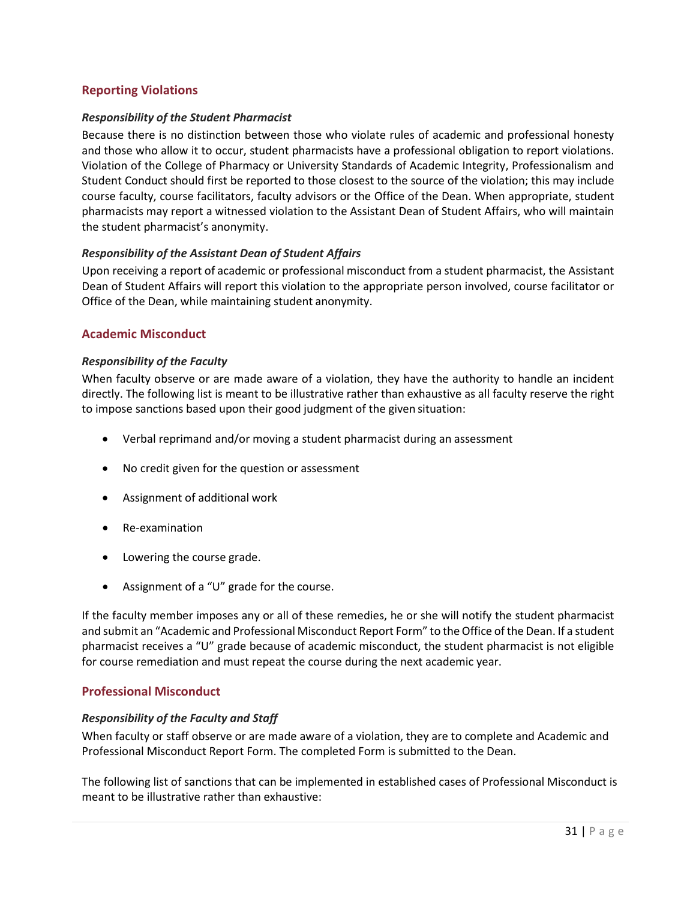## Reporting Violations

### *Responsibility of the Student Pharmacist*

Because there is no distinction between those who violate rules of academic and professional honesty and those who allow it to occur, student pharmacists have a professional obligation to report violations. Violation of the College of Pharmacy or University Standards of Academic Integrity, Professionalism and Student Conduct should first be reported to those closest to the source of the violation; this may include course faculty, course facilitators, faculty advisors or the Office of the Dean. When appropriate, student pharmacists may report a witnessed violation to the Assistant Dean of Student Affairs, who will maintain the student pharmacist's anonymity.

### *Responsibility of the Assistant Dean of Student Affairs*

Upon receiving a report of academic or professional misconduct from a student pharmacist, the Assistant Dean of Student Affairs will report this violation to the appropriate person involved, course facilitator or Office of the Dean, while maintaining student anonymity.

## Academic Misconduct

### *Responsibility of the Faculty*

When faculty observe or are made aware of a violation, they have the authority to handle an incident directly. The following list is meant to be illustrative rather than exhaustive as all faculty reserve the right to impose sanctions based upon their good judgment of the given situation:

- Verbal reprimand and/or moving a student pharmacist during an assessment
- No credit given for the question or assessment
- Assignment of additional work
- Re-examination
- Lowering the course grade.
- Assignment of a "U" grade for the course.

If the faculty member imposes any or all of these remedies, he or she will notify the student pharmacist and submit an "Academic and Professional Misconduct Report Form" to the Office of the Dean. If a student pharmacist receives a "U" grade because of academic misconduct, the student pharmacist is not eligible for course remediation and must repeat the course during the next academic year.

## Professional Misconduct

### *Responsibility of the Faculty and Staff*

When faculty or staff observe or are made aware of a violation, they are to complete and Academic and Professional Misconduct Report Form. The completed Form is submitted to the Dean.

The following list of sanctions that can be implemented in established cases of Professional Misconduct is meant to be illustrative rather than exhaustive: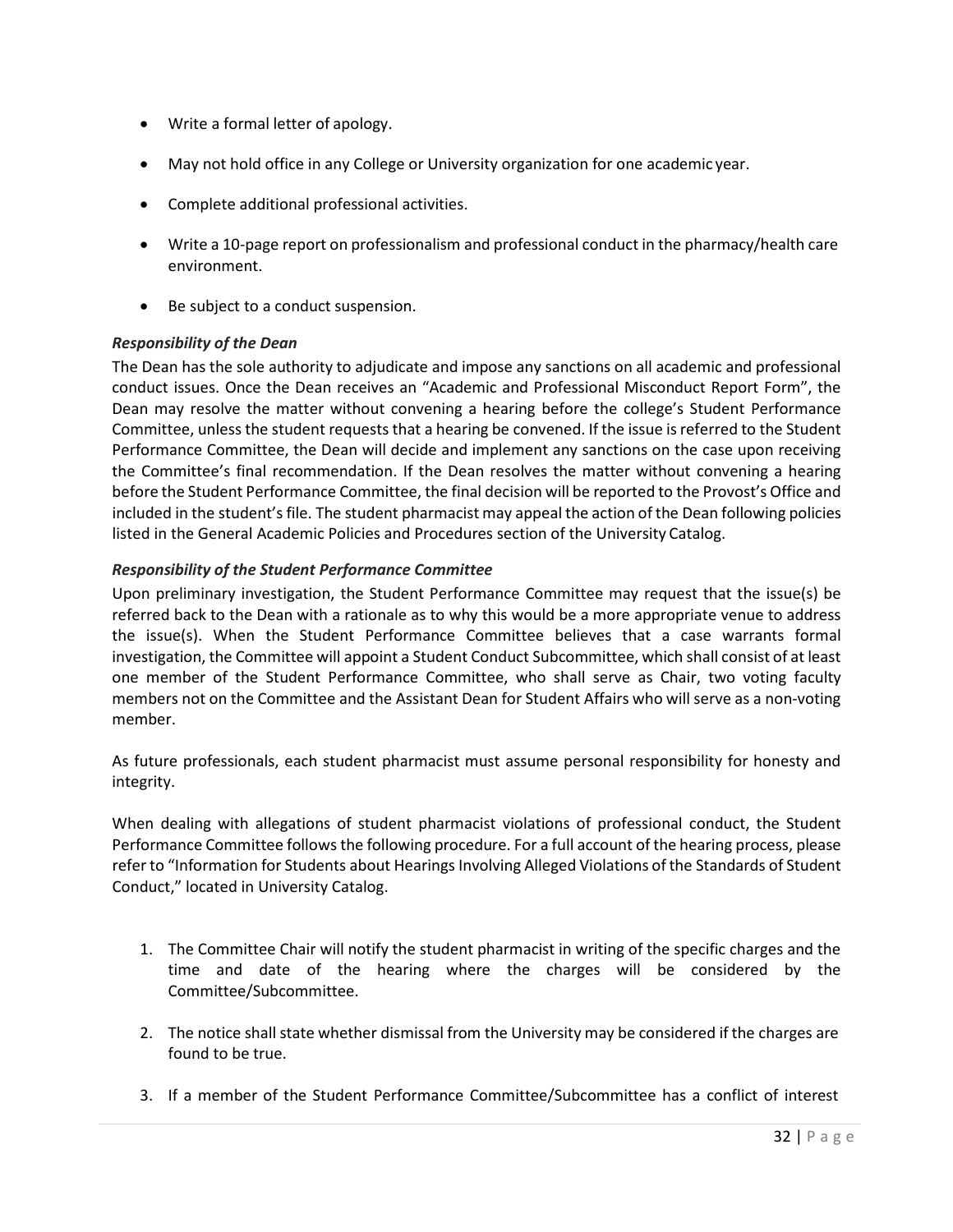- Write a formal letter of apology.
- May not hold office in any College or University organization for one academic year.
- Complete additional professional activities.
- Write a 10-page report on professionalism and professional conduct in the pharmacy/health care environment.
- Be subject to a conduct suspension.

***Responsibility of the Dean***

The Dean has the sole authority to adjudicate and impose any sanctions on all academic and professional conduct issues. Once the Dean receives an "Academic and Professional Misconduct Report Form", the Dean may resolve the matter without convening a hearing before the college's Student Performance Committee, unless the student requests that a hearing be convened. If the issue is referred to the Student Performance Committee, the Dean will decide and implement any sanctions on the case upon receiving the Committee's final recommendation. If the Dean resolves the matter without convening a hearing before the Student Performance Committee, the final decision will be reported to the Provost's Office and included in the student's file. The student pharmacist may appeal the action of the Dean following policies listed in the General Academic Policies and Procedures section of the University Catalog.

***Responsibility of the Student Performance Committee***

Upon preliminary investigation, the Student Performance Committee may request that the issue(s) be referred back to the Dean with a rationale as to why this would be a more appropriate venue to address the issue(s). When the Student Performance Committee believes that a case warrants formal investigation, the Committee will appoint a Student Conduct Subcommittee, which shall consist of at least one member of the Student Performance Committee, who shall serve as Chair, two voting faculty members not on the Committee and the Assistant Dean for Student Affairs who will serve as a non-voting member.

As future professionals, each student pharmacist must assume personal responsibility for honesty and integrity.

When dealing with allegations of student pharmacist violations of professional conduct, the Student Performance Committee follows the following procedure. For a full account of the hearing process, please refer to "Information for Students about Hearings Involving Alleged Violations of the Standards of Student Conduct," located in University Catalog.

1. The Committee Chair will notify the student pharmacist in writing of the specific charges and the time and date of the hearing where the charges will be considered by the Committee/Subcommittee.
2. The notice shall state whether dismissal from the University may be considered if the charges are found to be true.
3. If a member of the Student Performance Committee/Subcommittee has a conflict of interest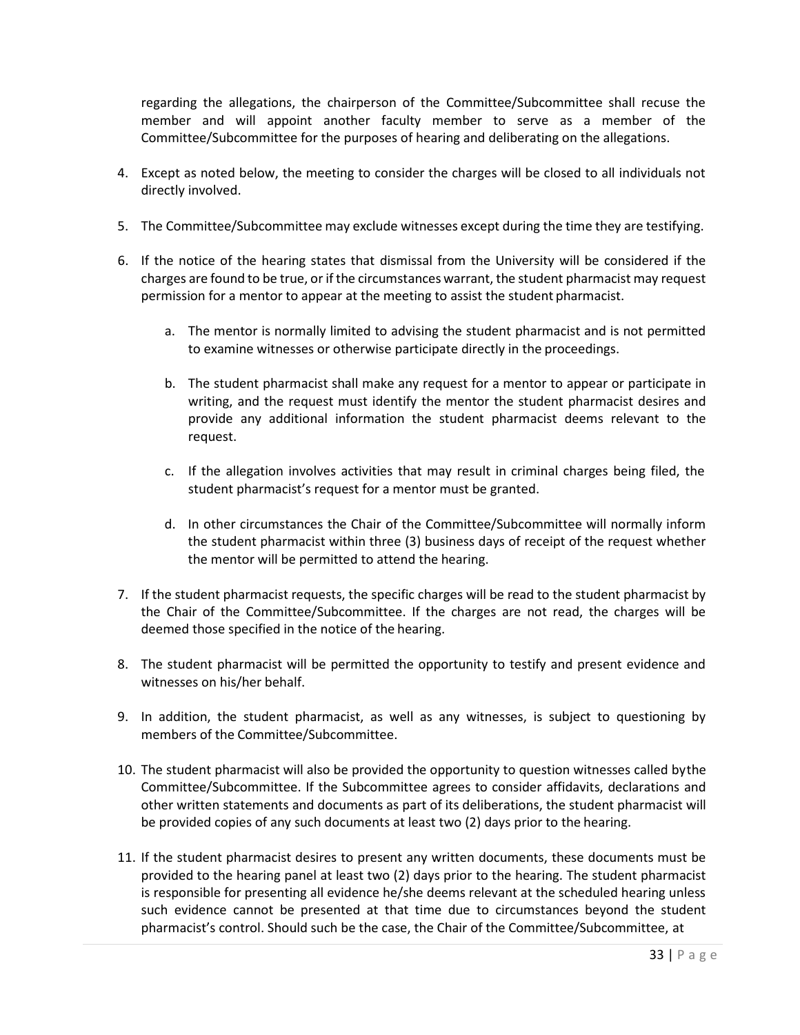regarding the allegations, the chairperson of the Committee/Subcommittee shall recuse the member and will appoint another faculty member to serve as a member of the Committee/Subcommittee for the purposes of hearing and deliberating on the allegations.

4. Except as noted below, the meeting to consider the charges will be closed to all individuals not directly involved.

5. The Committee/Subcommittee may exclude witnesses except during the time they are testifying.

6. If the notice of the hearing states that dismissal from the University will be considered if the charges are found to be true, or if the circumstances warrant, the student pharmacist may request permission for a mentor to appear at the meeting to assist the student pharmacist.

   a. The mentor is normally limited to advising the student pharmacist and is not permitted to examine witnesses or otherwise participate directly in the proceedings.

   b. The student pharmacist shall make any request for a mentor to appear or participate in writing, and the request must identify the mentor the student pharmacist desires and provide any additional information the student pharmacist deems relevant to the request.

   c. If the allegation involves activities that may result in criminal charges being filed, the student pharmacist's request for a mentor must be granted.

   d. In other circumstances the Chair of the Committee/Subcommittee will normally inform the student pharmacist within three (3) business days of receipt of the request whether the mentor will be permitted to attend the hearing.

7. If the student pharmacist requests, the specific charges will be read to the student pharmacist by the Chair of the Committee/Subcommittee. If the charges are not read, the charges will be deemed those specified in the notice of the hearing.

8. The student pharmacist will be permitted the opportunity to testify and present evidence and witnesses on his/her behalf.

9. In addition, the student pharmacist, as well as any witnesses, is subject to questioning by members of the Committee/Subcommittee.

10. The student pharmacist will also be provided the opportunity to question witnesses called bythe Committee/Subcommittee. If the Subcommittee agrees to consider affidavits, declarations and other written statements and documents as part of its deliberations, the student pharmacist will be provided copies of any such documents at least two (2) days prior to the hearing.

11. If the student pharmacist desires to present any written documents, these documents must be provided to the hearing panel at least two (2) days prior to the hearing. The student pharmacist is responsible for presenting all evidence he/she deems relevant at the scheduled hearing unless such evidence cannot be presented at that time due to circumstances beyond the student pharmacist's control. Should such be the case, the Chair of the Committee/Subcommittee, at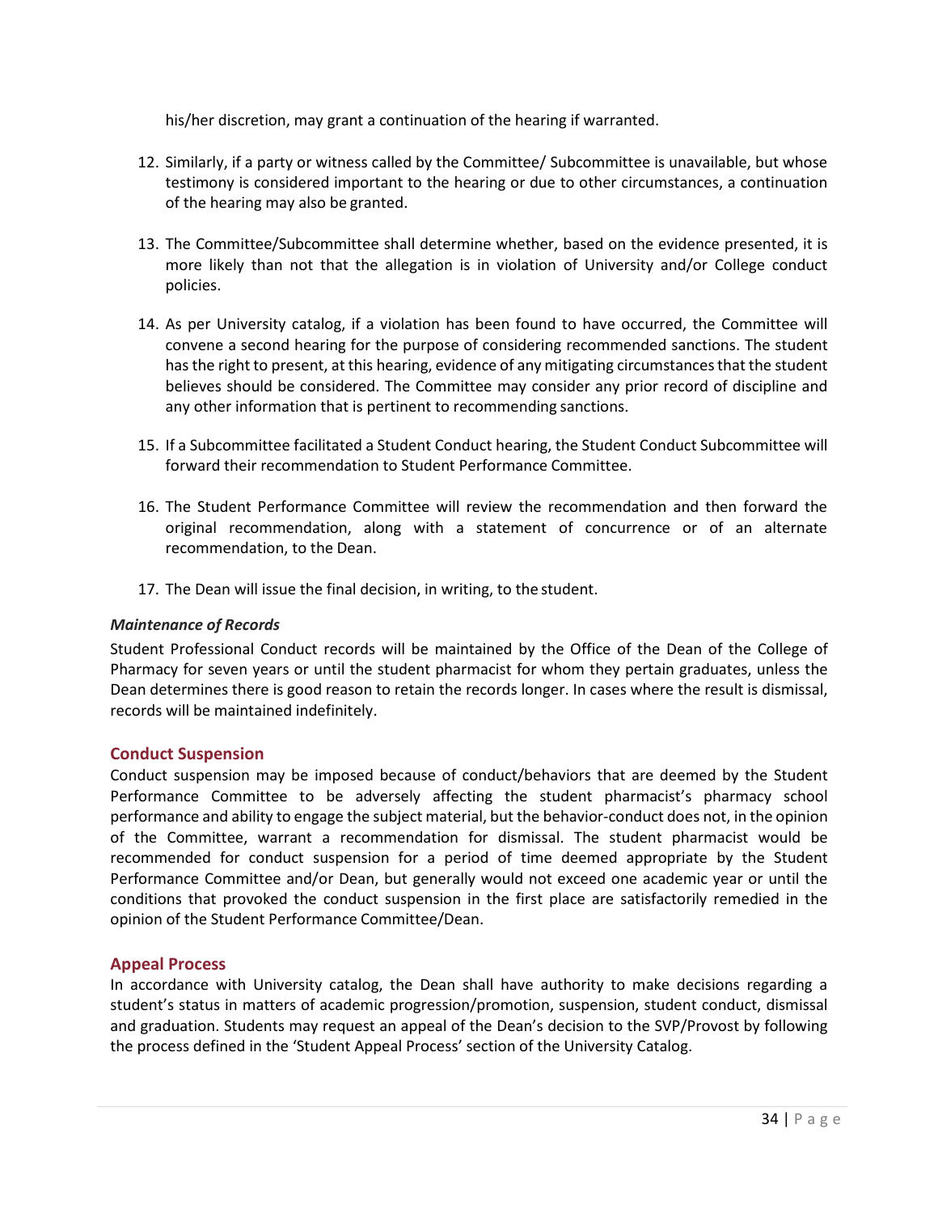his/her discretion, may grant a continuation of the hearing if warranted.

12. Similarly, if a party or witness called by the Committee/ Subcommittee is unavailable, but whose testimony is considered important to the hearing or due to other circumstances, a continuation of the hearing may also be granted.

13. The Committee/Subcommittee shall determine whether, based on the evidence presented, it is more likely than not that the allegation is in violation of University and/or College conduct policies.

14. As per University catalog, if a violation has been found to have occurred, the Committee will convene a second hearing for the purpose of considering recommended sanctions. The student has the right to present, at this hearing, evidence of any mitigating circumstances that the student believes should be considered. The Committee may consider any prior record of discipline and any other information that is pertinent to recommending sanctions.

15. If a Subcommittee facilitated a Student Conduct hearing, the Student Conduct Subcommittee will forward their recommendation to Student Performance Committee.

16. The Student Performance Committee will review the recommendation and then forward the original recommendation, along with a statement of concurrence or of an alternate recommendation, to the Dean.

17. The Dean will issue the final decision, in writing, to the student.

***Maintenance of Records***

Student Professional Conduct records will be maintained by the Office of the Dean of the College of Pharmacy for seven years or until the student pharmacist for whom they pertain graduates, unless the Dean determines there is good reason to retain the records longer. In cases where the result is dismissal, records will be maintained indefinitely.

### Conduct Suspension

Conduct suspension may be imposed because of conduct/behaviors that are deemed by the Student Performance Committee to be adversely affecting the student pharmacist's pharmacy school performance and ability to engage the subject material, but the behavior-conduct does not, in the opinion of the Committee, warrant a recommendation for dismissal. The student pharmacist would be recommended for conduct suspension for a period of time deemed appropriate by the Student Performance Committee and/or Dean, but generally would not exceed one academic year or until the conditions that provoked the conduct suspension in the first place are satisfactorily remedied in the opinion of the Student Performance Committee/Dean.

### Appeal Process

In accordance with University catalog, the Dean shall have authority to make decisions regarding a student's status in matters of academic progression/promotion, suspension, student conduct, dismissal and graduation. Students may request an appeal of the Dean's decision to the SVP/Provost by following the process defined in the 'Student Appeal Process' section of the University Catalog.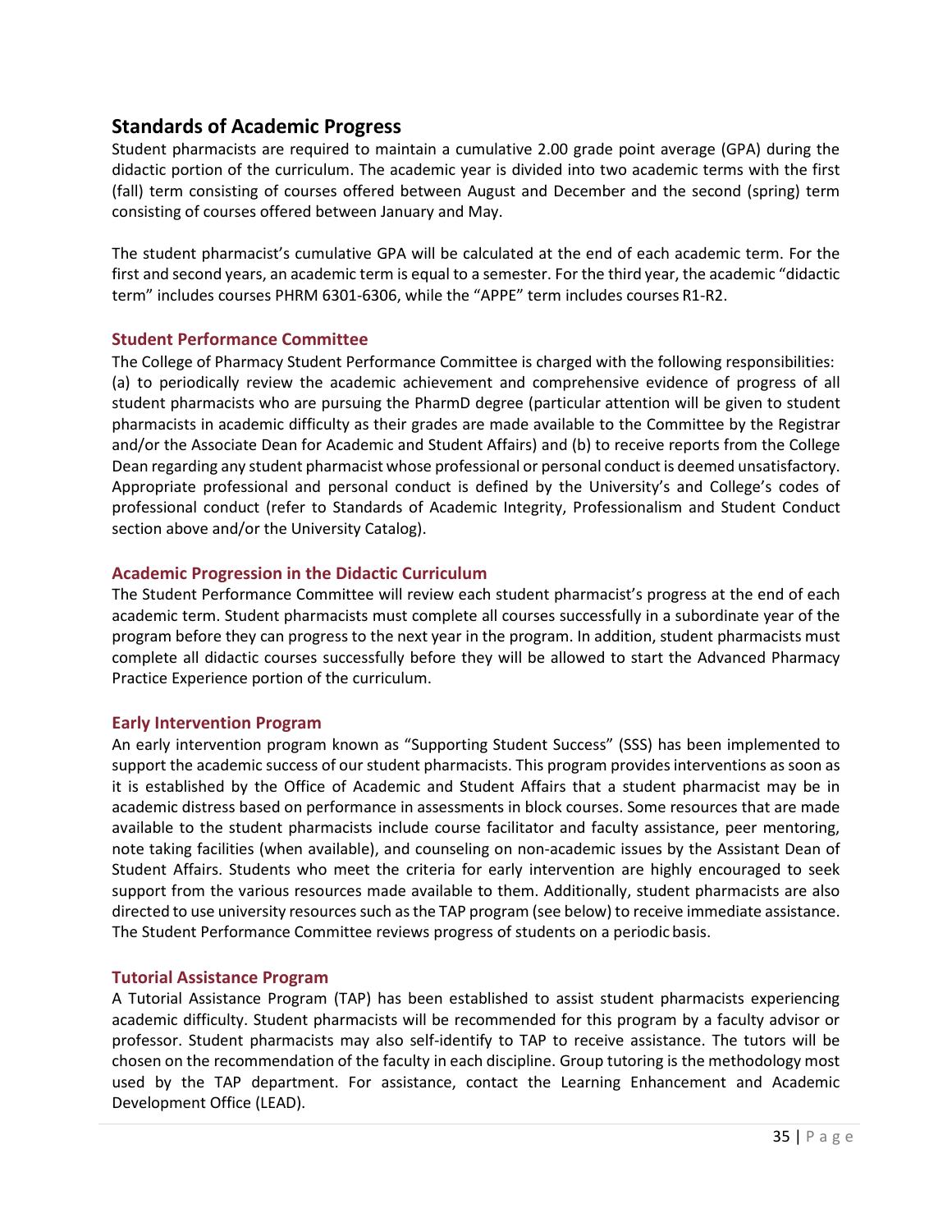## Standards of Academic Progress

Student pharmacists are required to maintain a cumulative 2.00 grade point average (GPA) during the didactic portion of the curriculum. The academic year is divided into two academic terms with the first (fall) term consisting of courses offered between August and December and the second (spring) term consisting of courses offered between January and May.

The student pharmacist's cumulative GPA will be calculated at the end of each academic term. For the first and second years, an academic term is equal to a semester. For the third year, the academic "didactic term" includes courses PHRM 6301-6306, while the "APPE" term includes courses R1-R2.

### Student Performance Committee

The College of Pharmacy Student Performance Committee is charged with the following responsibilities: (a) to periodically review the academic achievement and comprehensive evidence of progress of all student pharmacists who are pursuing the PharmD degree (particular attention will be given to student pharmacists in academic difficulty as their grades are made available to the Committee by the Registrar and/or the Associate Dean for Academic and Student Affairs) and (b) to receive reports from the College Dean regarding any student pharmacist whose professional or personal conduct is deemed unsatisfactory. Appropriate professional and personal conduct is defined by the University's and College's codes of professional conduct (refer to Standards of Academic Integrity, Professionalism and Student Conduct section above and/or the University Catalog).

### Academic Progression in the Didactic Curriculum

The Student Performance Committee will review each student pharmacist's progress at the end of each academic term. Student pharmacists must complete all courses successfully in a subordinate year of the program before they can progress to the next year in the program. In addition, student pharmacists must complete all didactic courses successfully before they will be allowed to start the Advanced Pharmacy Practice Experience portion of the curriculum.

### Early Intervention Program

An early intervention program known as "Supporting Student Success" (SSS) has been implemented to support the academic success of our student pharmacists. This program provides interventions as soon as it is established by the Office of Academic and Student Affairs that a student pharmacist may be in academic distress based on performance in assessments in block courses. Some resources that are made available to the student pharmacists include course facilitator and faculty assistance, peer mentoring, note taking facilities (when available), and counseling on non-academic issues by the Assistant Dean of Student Affairs. Students who meet the criteria for early intervention are highly encouraged to seek support from the various resources made available to them. Additionally, student pharmacists are also directed to use university resources such as the TAP program (see below) to receive immediate assistance. The Student Performance Committee reviews progress of students on a periodic basis.

### Tutorial Assistance Program

A Tutorial Assistance Program (TAP) has been established to assist student pharmacists experiencing academic difficulty. Student pharmacists will be recommended for this program by a faculty advisor or professor. Student pharmacists may also self-identify to TAP to receive assistance. The tutors will be chosen on the recommendation of the faculty in each discipline. Group tutoring is the methodology most used by the TAP department. For assistance, contact the Learning Enhancement and Academic Development Office (LEAD).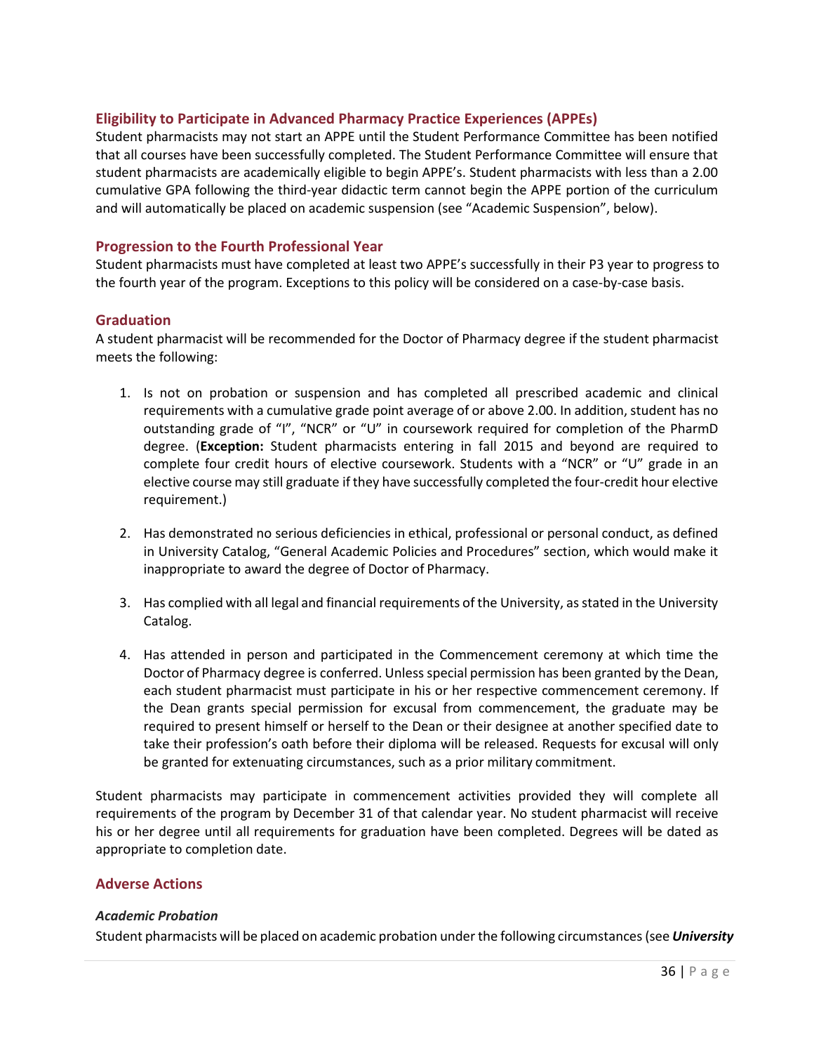### Eligibility to Participate in Advanced Pharmacy Practice Experiences (APPEs)

Student pharmacists may not start an APPE until the Student Performance Committee has been notified that all courses have been successfully completed. The Student Performance Committee will ensure that student pharmacists are academically eligible to begin APPE's. Student pharmacists with less than a 2.00 cumulative GPA following the third-year didactic term cannot begin the APPE portion of the curriculum and will automatically be placed on academic suspension (see "Academic Suspension", below).

### Progression to the Fourth Professional Year

Student pharmacists must have completed at least two APPE's successfully in their P3 year to progress to the fourth year of the program. Exceptions to this policy will be considered on a case-by-case basis.

### Graduation

A student pharmacist will be recommended for the Doctor of Pharmacy degree if the student pharmacist meets the following:

1. Is not on probation or suspension and has completed all prescribed academic and clinical requirements with a cumulative grade point average of or above 2.00. In addition, student has no outstanding grade of "I", "NCR" or "U" in coursework required for completion of the PharmD degree. (**Exception:** Student pharmacists entering in fall 2015 and beyond are required to complete four credit hours of elective coursework. Students with a "NCR" or "U" grade in an elective course may still graduate if they have successfully completed the four-credit hour elective requirement.)

2. Has demonstrated no serious deficiencies in ethical, professional or personal conduct, as defined in University Catalog, "General Academic Policies and Procedures" section, which would make it inappropriate to award the degree of Doctor of Pharmacy.

3. Has complied with all legal and financial requirements of the University, as stated in the University Catalog.

4. Has attended in person and participated in the Commencement ceremony at which time the Doctor of Pharmacy degree is conferred. Unless special permission has been granted by the Dean, each student pharmacist must participate in his or her respective commencement ceremony. If the Dean grants special permission for excusal from commencement, the graduate may be required to present himself or herself to the Dean or their designee at another specified date to take their profession's oath before their diploma will be released. Requests for excusal will only be granted for extenuating circumstances, such as a prior military commitment.

Student pharmacists may participate in commencement activities provided they will complete all requirements of the program by December 31 of that calendar year. No student pharmacist will receive his or her degree until all requirements for graduation have been completed. Degrees will be dated as appropriate to completion date.

### Adverse Actions

#### *Academic Probation*

Student pharmacists will be placed on academic probation under the following circumstances (see ***University***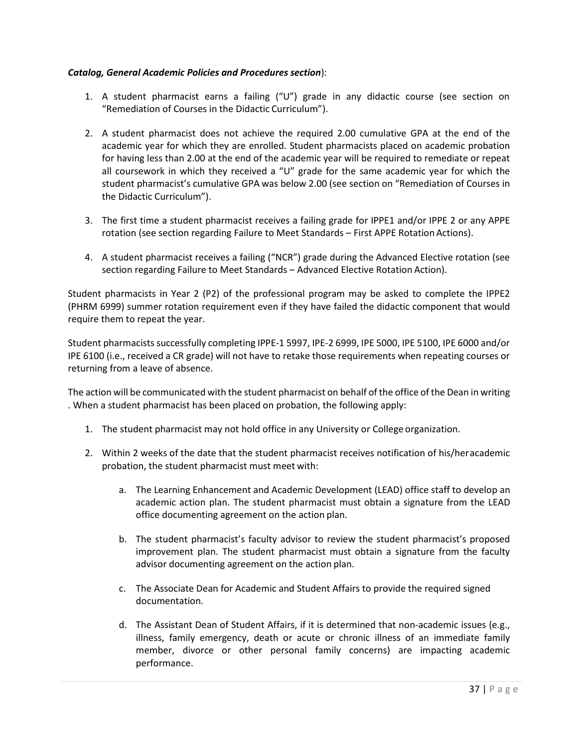*Catalog, General Academic Policies and Procedures section*):

1. A student pharmacist earns a failing ("U") grade in any didactic course (see section on "Remediation of Courses in the Didactic Curriculum").

2. A student pharmacist does not achieve the required 2.00 cumulative GPA at the end of the academic year for which they are enrolled. Student pharmacists placed on academic probation for having less than 2.00 at the end of the academic year will be required to remediate or repeat all coursework in which they received a "U" grade for the same academic year for which the student pharmacist's cumulative GPA was below 2.00 (see section on "Remediation of Courses in the Didactic Curriculum").

3. The first time a student pharmacist receives a failing grade for IPPE1 and/or IPPE 2 or any APPE rotation (see section regarding Failure to Meet Standards – First APPE Rotation Actions).

4. A student pharmacist receives a failing ("NCR") grade during the Advanced Elective rotation (see section regarding Failure to Meet Standards – Advanced Elective Rotation Action).

Student pharmacists in Year 2 (P2) of the professional program may be asked to complete the IPPE2 (PHRM 6999) summer rotation requirement even if they have failed the didactic component that would require them to repeat the year.

Student pharmacists successfully completing IPPE-1 5997, IPE-2 6999, IPE 5000, IPE 5100, IPE 6000 and/or IPE 6100 (i.e., received a CR grade) will not have to retake those requirements when repeating courses or returning from a leave of absence.

The action will be communicated with the student pharmacist on behalf of the office of the Dean in writing . When a student pharmacist has been placed on probation, the following apply:

1. The student pharmacist may not hold office in any University or College organization.

2. Within 2 weeks of the date that the student pharmacist receives notification of his/her academic probation, the student pharmacist must meet with:

    a. The Learning Enhancement and Academic Development (LEAD) office staff to develop an academic action plan. The student pharmacist must obtain a signature from the LEAD office documenting agreement on the action plan.

    b. The student pharmacist's faculty advisor to review the student pharmacist's proposed improvement plan. The student pharmacist must obtain a signature from the faculty advisor documenting agreement on the action plan.

    c. The Associate Dean for Academic and Student Affairs to provide the required signed documentation.

    d. The Assistant Dean of Student Affairs, if it is determined that non-academic issues (e.g., illness, family emergency, death or acute or chronic illness of an immediate family member, divorce or other personal family concerns) are impacting academic performance.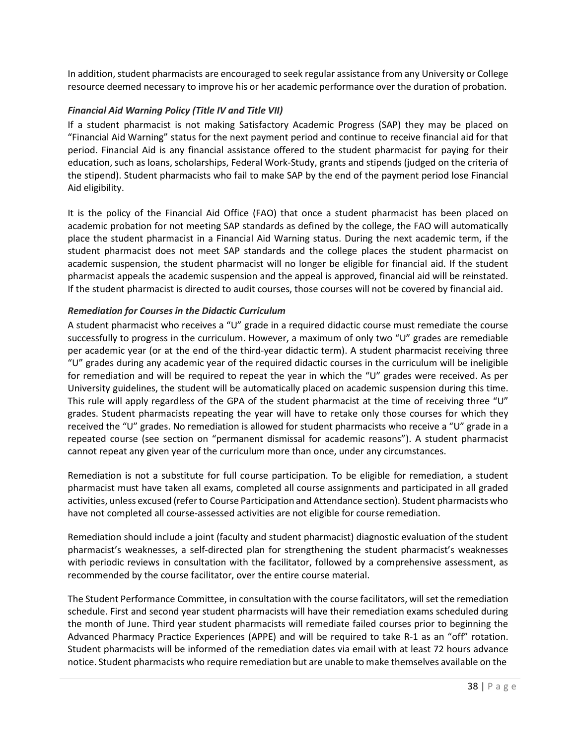In addition, student pharmacists are encouraged to seek regular assistance from any University or College resource deemed necessary to improve his or her academic performance over the duration of probation.

### *Financial Aid Warning Policy (Title IV and Title VII)*

If a student pharmacist is not making Satisfactory Academic Progress (SAP) they may be placed on "Financial Aid Warning" status for the next payment period and continue to receive financial aid for that period. Financial Aid is any financial assistance offered to the student pharmacist for paying for their education, such as loans, scholarships, Federal Work-Study, grants and stipends (judged on the criteria of the stipend). Student pharmacists who fail to make SAP by the end of the payment period lose Financial Aid eligibility.

It is the policy of the Financial Aid Office (FAO) that once a student pharmacist has been placed on academic probation for not meeting SAP standards as defined by the college, the FAO will automatically place the student pharmacist in a Financial Aid Warning status. During the next academic term, if the student pharmacist does not meet SAP standards and the college places the student pharmacist on academic suspension, the student pharmacist will no longer be eligible for financial aid. If the student pharmacist appeals the academic suspension and the appeal is approved, financial aid will be reinstated. If the student pharmacist is directed to audit courses, those courses will not be covered by financial aid.

### *Remediation for Courses in the Didactic Curriculum*

A student pharmacist who receives a "U" grade in a required didactic course must remediate the course successfully to progress in the curriculum. However, a maximum of only two "U" grades are remediable per academic year (or at the end of the third-year didactic term). A student pharmacist receiving three "U" grades during any academic year of the required didactic courses in the curriculum will be ineligible for remediation and will be required to repeat the year in which the "U" grades were received. As per University guidelines, the student will be automatically placed on academic suspension during this time. This rule will apply regardless of the GPA of the student pharmacist at the time of receiving three "U" grades. Student pharmacists repeating the year will have to retake only those courses for which they received the "U" grades. No remediation is allowed for student pharmacists who receive a "U" grade in a repeated course (see section on "permanent dismissal for academic reasons"). A student pharmacist cannot repeat any given year of the curriculum more than once, under any circumstances.

Remediation is not a substitute for full course participation. To be eligible for remediation, a student pharmacist must have taken all exams, completed all course assignments and participated in all graded activities, unless excused (refer to Course Participation and Attendance section). Student pharmacists who have not completed all course-assessed activities are not eligible for course remediation.

Remediation should include a joint (faculty and student pharmacist) diagnostic evaluation of the student pharmacist's weaknesses, a self-directed plan for strengthening the student pharmacist's weaknesses with periodic reviews in consultation with the facilitator, followed by a comprehensive assessment, as recommended by the course facilitator, over the entire course material.

The Student Performance Committee, in consultation with the course facilitators, will set the remediation schedule. First and second year student pharmacists will have their remediation exams scheduled during the month of June. Third year student pharmacists will remediate failed courses prior to beginning the Advanced Pharmacy Practice Experiences (APPE) and will be required to take R-1 as an "off" rotation. Student pharmacists will be informed of the remediation dates via email with at least 72 hours advance notice. Student pharmacists who require remediation but are unable to make themselves available on the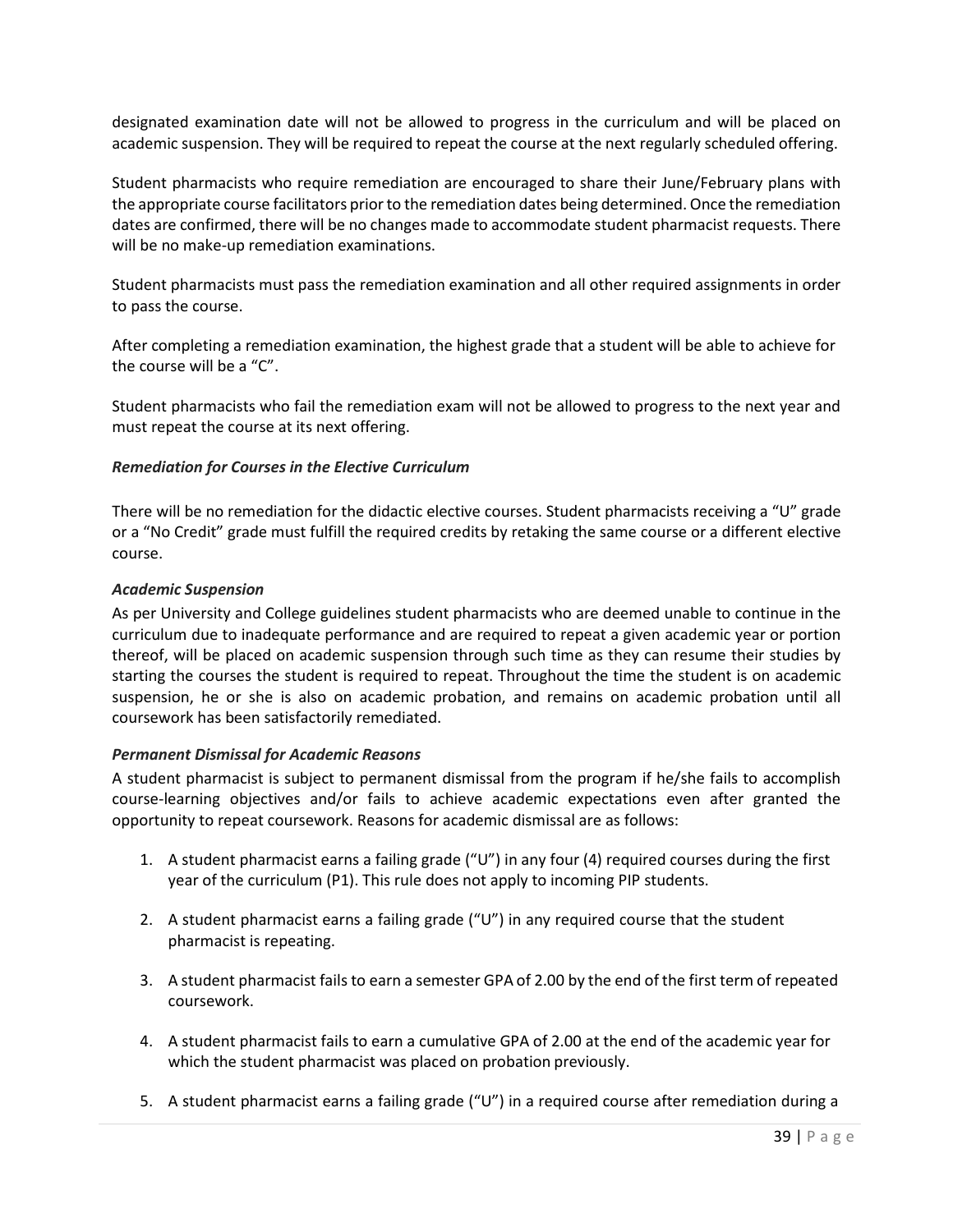designated examination date will not be allowed to progress in the curriculum and will be placed on academic suspension. They will be required to repeat the course at the next regularly scheduled offering.

Student pharmacists who require remediation are encouraged to share their June/February plans with the appropriate course facilitators prior to the remediation dates being determined. Once the remediation dates are confirmed, there will be no changes made to accommodate student pharmacist requests. There will be no make-up remediation examinations.

Student pharmacists must pass the remediation examination and all other required assignments in order to pass the course.

After completing a remediation examination, the highest grade that a student will be able to achieve for the course will be a "C".

Student pharmacists who fail the remediation exam will not be allowed to progress to the next year and must repeat the course at its next offering.

***Remediation for Courses in the Elective Curriculum***

There will be no remediation for the didactic elective courses. Student pharmacists receiving a "U" grade or a "No Credit" grade must fulfill the required credits by retaking the same course or a different elective course.

***Academic Suspension***

As per University and College guidelines student pharmacists who are deemed unable to continue in the curriculum due to inadequate performance and are required to repeat a given academic year or portion thereof, will be placed on academic suspension through such time as they can resume their studies by starting the courses the student is required to repeat. Throughout the time the student is on academic suspension, he or she is also on academic probation, and remains on academic probation until all coursework has been satisfactorily remediated.

***Permanent Dismissal for Academic Reasons***

A student pharmacist is subject to permanent dismissal from the program if he/she fails to accomplish course-learning objectives and/or fails to achieve academic expectations even after granted the opportunity to repeat coursework. Reasons for academic dismissal are as follows:

1. A student pharmacist earns a failing grade ("U") in any four (4) required courses during the first year of the curriculum (P1). This rule does not apply to incoming PIP students.

2. A student pharmacist earns a failing grade ("U") in any required course that the student pharmacist is repeating.

3. A student pharmacist fails to earn a semester GPA of 2.00 by the end of the first term of repeated coursework.

4. A student pharmacist fails to earn a cumulative GPA of 2.00 at the end of the academic year for which the student pharmacist was placed on probation previously.

5. A student pharmacist earns a failing grade ("U") in a required course after remediation during a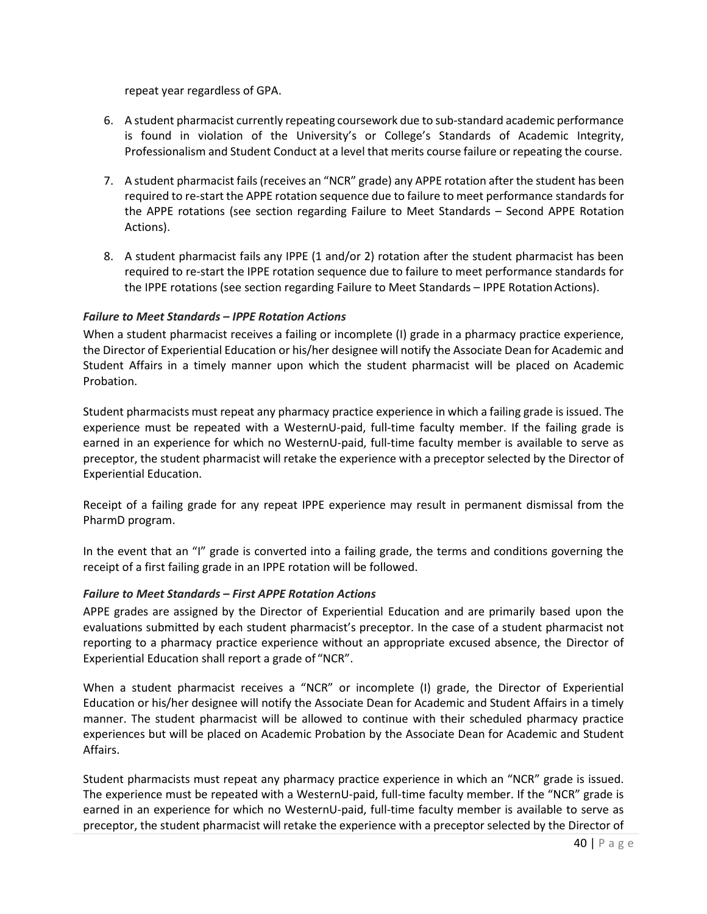repeat year regardless of GPA.

6. A student pharmacist currently repeating coursework due to sub-standard academic performance is found in violation of the University's or College's Standards of Academic Integrity, Professionalism and Student Conduct at a level that merits course failure or repeating the course.

7. A student pharmacist fails (receives an "NCR" grade) any APPE rotation after the student has been required to re-start the APPE rotation sequence due to failure to meet performance standards for the APPE rotations (see section regarding Failure to Meet Standards – Second APPE Rotation Actions).

8. A student pharmacist fails any IPPE (1 and/or 2) rotation after the student pharmacist has been required to re-start the IPPE rotation sequence due to failure to meet performance standards for the IPPE rotations (see section regarding Failure to Meet Standards – IPPE Rotation Actions).

***Failure to Meet Standards – IPPE Rotation Actions***

When a student pharmacist receives a failing or incomplete (I) grade in a pharmacy practice experience, the Director of Experiential Education or his/her designee will notify the Associate Dean for Academic and Student Affairs in a timely manner upon which the student pharmacist will be placed on Academic Probation.

Student pharmacists must repeat any pharmacy practice experience in which a failing grade is issued. The experience must be repeated with a WesternU-paid, full-time faculty member. If the failing grade is earned in an experience for which no WesternU-paid, full-time faculty member is available to serve as preceptor, the student pharmacist will retake the experience with a preceptor selected by the Director of Experiential Education.

Receipt of a failing grade for any repeat IPPE experience may result in permanent dismissal from the PharmD program.

In the event that an "I" grade is converted into a failing grade, the terms and conditions governing the receipt of a first failing grade in an IPPE rotation will be followed.

***Failure to Meet Standards – First APPE Rotation Actions***

APPE grades are assigned by the Director of Experiential Education and are primarily based upon the evaluations submitted by each student pharmacist's preceptor. In the case of a student pharmacist not reporting to a pharmacy practice experience without an appropriate excused absence, the Director of Experiential Education shall report a grade of "NCR".

When a student pharmacist receives a "NCR" or incomplete (I) grade, the Director of Experiential Education or his/her designee will notify the Associate Dean for Academic and Student Affairs in a timely manner. The student pharmacist will be allowed to continue with their scheduled pharmacy practice experiences but will be placed on Academic Probation by the Associate Dean for Academic and Student Affairs.

Student pharmacists must repeat any pharmacy practice experience in which an "NCR" grade is issued. The experience must be repeated with a WesternU-paid, full-time faculty member. If the "NCR" grade is earned in an experience for which no WesternU-paid, full-time faculty member is available to serve as preceptor, the student pharmacist will retake the experience with a preceptor selected by the Director of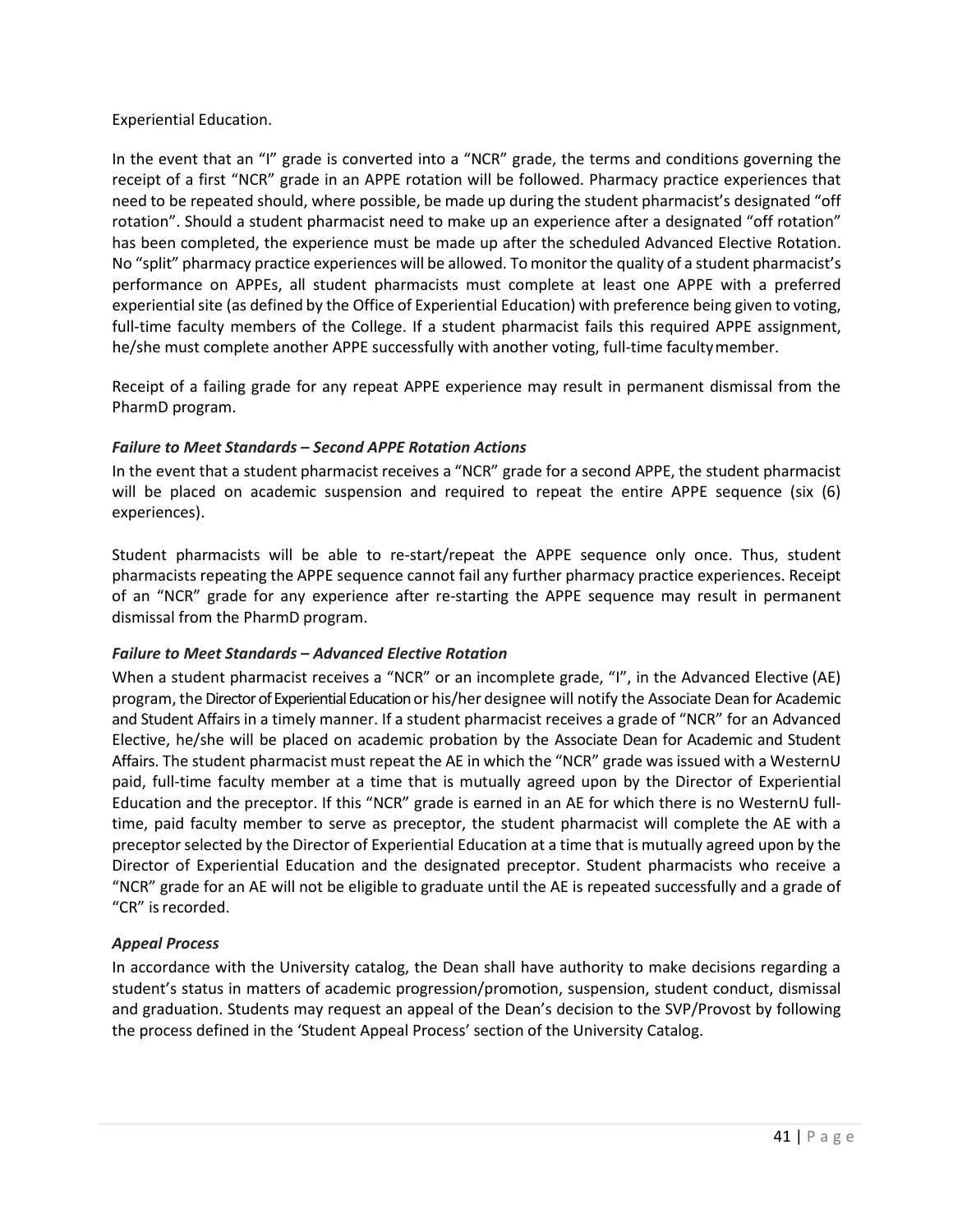Experiential Education.

In the event that an "I" grade is converted into a "NCR" grade, the terms and conditions governing the receipt of a first "NCR" grade in an APPE rotation will be followed. Pharmacy practice experiences that need to be repeated should, where possible, be made up during the student pharmacist's designated "off rotation". Should a student pharmacist need to make up an experience after a designated "off rotation" has been completed, the experience must be made up after the scheduled Advanced Elective Rotation. No "split" pharmacy practice experiences will be allowed. To monitor the quality of a student pharmacist's performance on APPEs, all student pharmacists must complete at least one APPE with a preferred experiential site (as defined by the Office of Experiential Education) with preference being given to voting, full-time faculty members of the College. If a student pharmacist fails this required APPE assignment, he/she must complete another APPE successfully with another voting, full-time faculty member.

Receipt of a failing grade for any repeat APPE experience may result in permanent dismissal from the PharmD program.

### *Failure to Meet Standards – Second APPE Rotation Actions*

In the event that a student pharmacist receives a "NCR" grade for a second APPE, the student pharmacist will be placed on academic suspension and required to repeat the entire APPE sequence (six (6) experiences).

Student pharmacists will be able to re-start/repeat the APPE sequence only once. Thus, student pharmacists repeating the APPE sequence cannot fail any further pharmacy practice experiences. Receipt of an "NCR" grade for any experience after re-starting the APPE sequence may result in permanent dismissal from the PharmD program.

### *Failure to Meet Standards – Advanced Elective Rotation*

When a student pharmacist receives a "NCR" or an incomplete grade, "I", in the Advanced Elective (AE) program, the Director of Experiential Education or his/her designee will notify the Associate Dean for Academic and Student Affairs in a timely manner. If a student pharmacist receives a grade of "NCR" for an Advanced Elective, he/she will be placed on academic probation by the Associate Dean for Academic and Student Affairs. The student pharmacist must repeat the AE in which the "NCR" grade was issued with a WesternU paid, full-time faculty member at a time that is mutually agreed upon by the Director of Experiential Education and the preceptor. If this "NCR" grade is earned in an AE for which there is no WesternU full-time, paid faculty member to serve as preceptor, the student pharmacist will complete the AE with a preceptor selected by the Director of Experiential Education at a time that is mutually agreed upon by the Director of Experiential Education and the designated preceptor. Student pharmacists who receive a "NCR" grade for an AE will not be eligible to graduate until the AE is repeated successfully and a grade of "CR" is recorded.

### *Appeal Process*

In accordance with the University catalog, the Dean shall have authority to make decisions regarding a student's status in matters of academic progression/promotion, suspension, student conduct, dismissal and graduation. Students may request an appeal of the Dean's decision to the SVP/Provost by following the process defined in the 'Student Appeal Process' section of the University Catalog.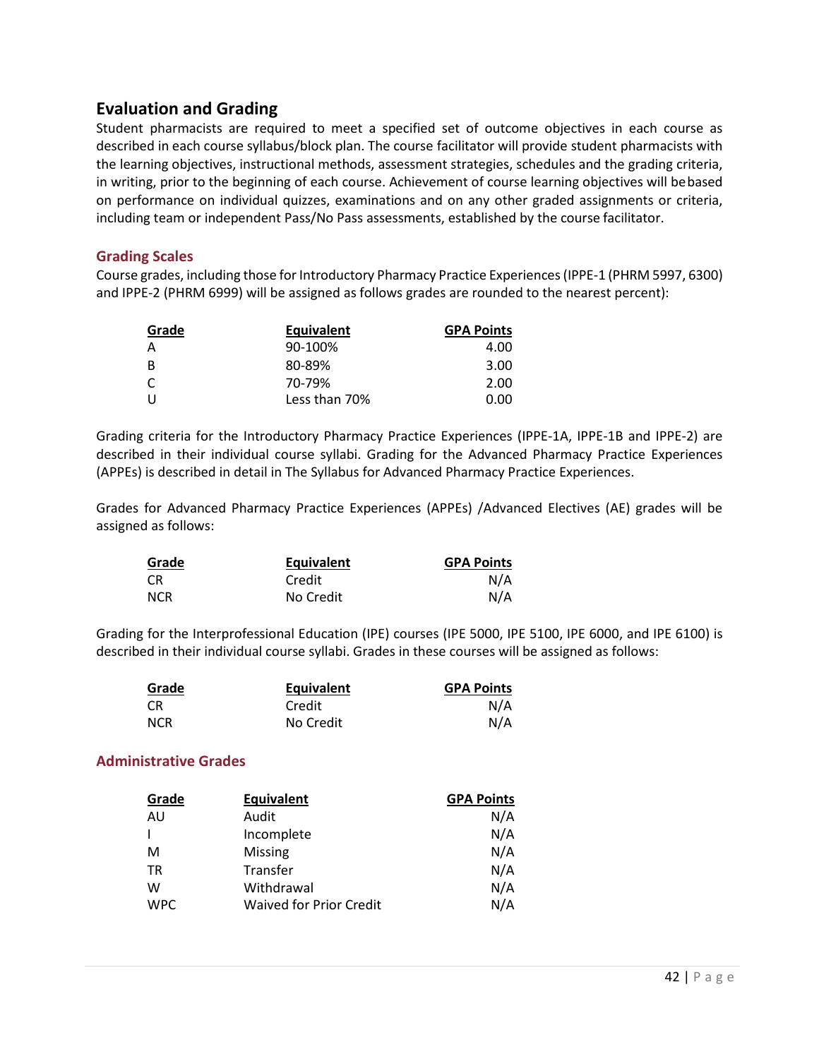## Evaluation and Grading

Student pharmacists are required to meet a specified set of outcome objectives in each course as described in each course syllabus/block plan. The course facilitator will provide student pharmacists with the learning objectives, instructional methods, assessment strategies, schedules and the grading criteria, in writing, prior to the beginning of each course. Achievement of course learning objectives will be based on performance on individual quizzes, examinations and on any other graded assignments or criteria, including team or independent Pass/No Pass assessments, established by the course facilitator.

### Grading Scales

Course grades, including those for Introductory Pharmacy Practice Experiences (IPPE-1 (PHRM 5997, 6300) and IPPE-2 (PHRM 6999) will be assigned as follows grades are rounded to the nearest percent):

| Grade | Equivalent | GPA Points |
|---|---|---|
| A | 90-100% | 4.00 |
| B | 80-89% | 3.00 |
| C | 70-79% | 2.00 |
| U | Less than 70% | 0.00 |

Grading criteria for the Introductory Pharmacy Practice Experiences (IPPE-1A, IPPE-1B and IPPE-2) are described in their individual course syllabi. Grading for the Advanced Pharmacy Practice Experiences (APPEs) is described in detail in The Syllabus for Advanced Pharmacy Practice Experiences.

Grades for Advanced Pharmacy Practice Experiences (APPEs) /Advanced Electives (AE) grades will be assigned as follows:

| Grade | Equivalent | GPA Points |
|---|---|---|
| CR | Credit | N/A |
| NCR | No Credit | N/A |

Grading for the Interprofessional Education (IPE) courses (IPE 5000, IPE 5100, IPE 6000, and IPE 6100) is described in their individual course syllabi. Grades in these courses will be assigned as follows:

| Grade | Equivalent | GPA Points |
|---|---|---|
| CR | Credit | N/A |
| NCR | No Credit | N/A |

### Administrative Grades

| Grade | Equivalent | GPA Points |
|---|---|---|
| AU | Audit | N/A |
| I | Incomplete | N/A |
| M | Missing | N/A |
| TR | Transfer | N/A |
| W | Withdrawal | N/A |
| WPC | Waived for Prior Credit | N/A |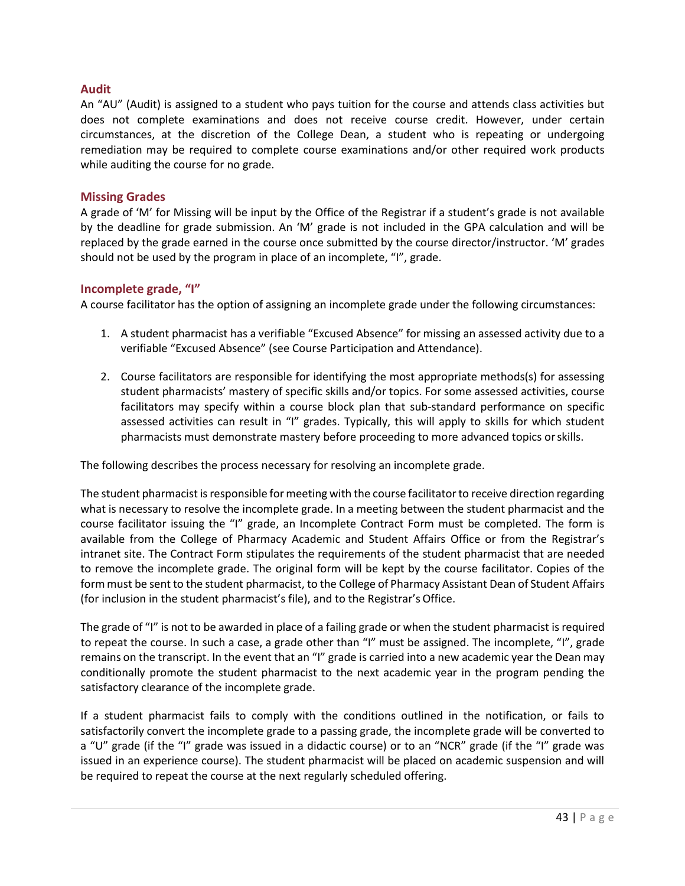### Audit

An “AU” (Audit) is assigned to a student who pays tuition for the course and attends class activities but does not complete examinations and does not receive course credit. However, under certain circumstances, at the discretion of the College Dean, a student who is repeating or undergoing remediation may be required to complete course examinations and/or other required work products while auditing the course for no grade.

### Missing Grades

A grade of ‘M’ for Missing will be input by the Office of the Registrar if a student’s grade is not available by the deadline for grade submission. An ‘M’ grade is not included in the GPA calculation and will be replaced by the grade earned in the course once submitted by the course director/instructor. ‘M’ grades should not be used by the program in place of an incomplete, “I”, grade.

### Incomplete grade, “I”

A course facilitator has the option of assigning an incomplete grade under the following circumstances:

1. A student pharmacist has a verifiable “Excused Absence” for missing an assessed activity due to a verifiable “Excused Absence” (see Course Participation and Attendance).

2. Course facilitators are responsible for identifying the most appropriate methods(s) for assessing student pharmacists’ mastery of specific skills and/or topics. For some assessed activities, course facilitators may specify within a course block plan that sub-standard performance on specific assessed activities can result in “I” grades. Typically, this will apply to skills for which student pharmacists must demonstrate mastery before proceeding to more advanced topics or skills.

The following describes the process necessary for resolving an incomplete grade.

The student pharmacist is responsible for meeting with the course facilitator to receive direction regarding what is necessary to resolve the incomplete grade. In a meeting between the student pharmacist and the course facilitator issuing the “I” grade, an Incomplete Contract Form must be completed. The form is available from the College of Pharmacy Academic and Student Affairs Office or from the Registrar’s intranet site. The Contract Form stipulates the requirements of the student pharmacist that are needed to remove the incomplete grade. The original form will be kept by the course facilitator. Copies of the form must be sent to the student pharmacist, to the College of Pharmacy Assistant Dean of Student Affairs (for inclusion in the student pharmacist’s file), and to the Registrar’s Office.

The grade of “I” is not to be awarded in place of a failing grade or when the student pharmacist is required to repeat the course. In such a case, a grade other than “I” must be assigned. The incomplete, “I”, grade remains on the transcript. In the event that an “I” grade is carried into a new academic year the Dean may conditionally promote the student pharmacist to the next academic year in the program pending the satisfactory clearance of the incomplete grade.

If a student pharmacist fails to comply with the conditions outlined in the notification, or fails to satisfactorily convert the incomplete grade to a passing grade, the incomplete grade will be converted to a “U” grade (if the “I” grade was issued in a didactic course) or to an “NCR” grade (if the “I” grade was issued in an experience course). The student pharmacist will be placed on academic suspension and will be required to repeat the course at the next regularly scheduled offering.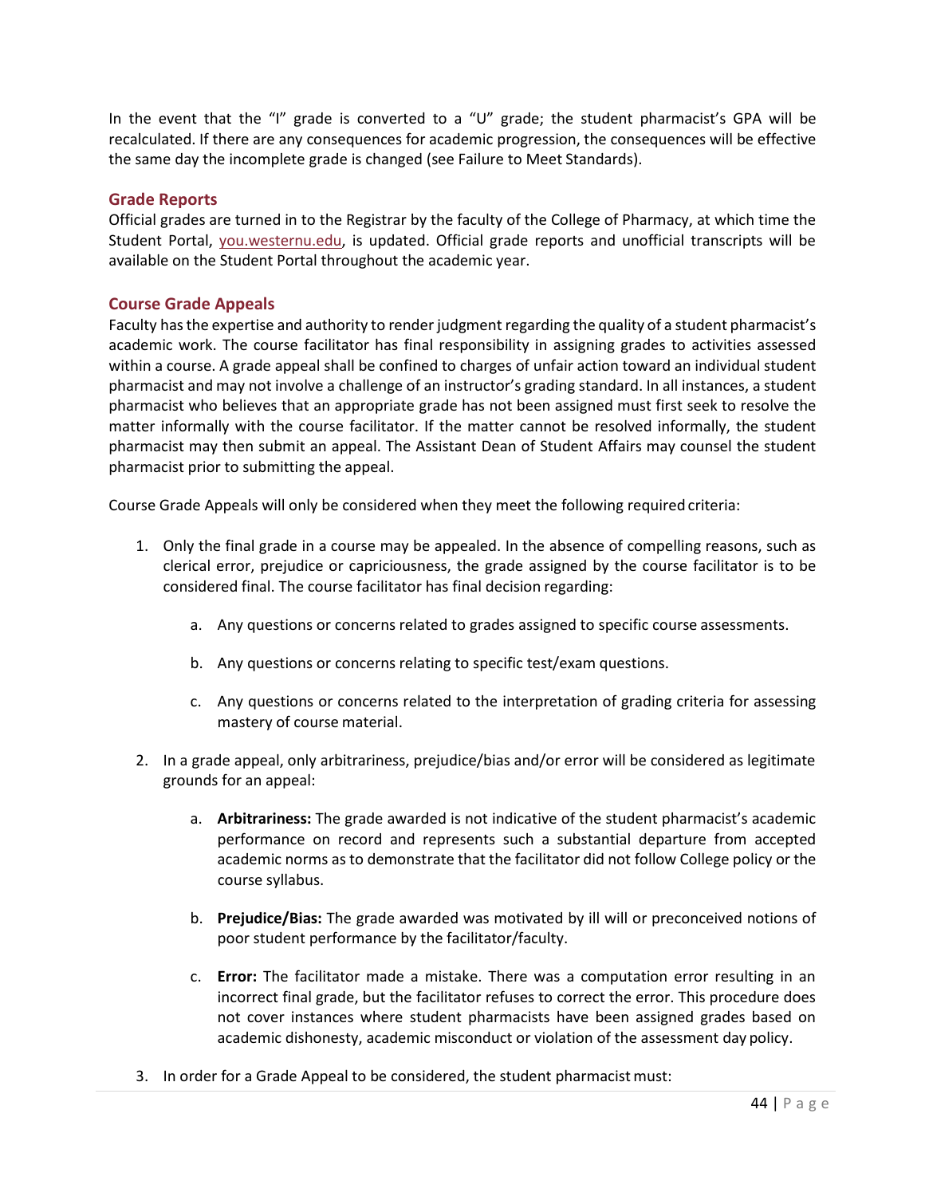In the event that the "I" grade is converted to a "U" grade; the student pharmacist's GPA will be recalculated. If there are any consequences for academic progression, the consequences will be effective the same day the incomplete grade is changed (see Failure to Meet Standards).

## Grade Reports

Official grades are turned in to the Registrar by the faculty of the College of Pharmacy, at which time the Student Portal, you.westernu.edu, is updated. Official grade reports and unofficial transcripts will be available on the Student Portal throughout the academic year.

## Course Grade Appeals

Faculty has the expertise and authority to render judgment regarding the quality of a student pharmacist's academic work. The course facilitator has final responsibility in assigning grades to activities assessed within a course. A grade appeal shall be confined to charges of unfair action toward an individual student pharmacist and may not involve a challenge of an instructor's grading standard. In all instances, a student pharmacist who believes that an appropriate grade has not been assigned must first seek to resolve the matter informally with the course facilitator. If the matter cannot be resolved informally, the student pharmacist may then submit an appeal. The Assistant Dean of Student Affairs may counsel the student pharmacist prior to submitting the appeal.

Course Grade Appeals will only be considered when they meet the following required criteria:

1. Only the final grade in a course may be appealed. In the absence of compelling reasons, such as clerical error, prejudice or capriciousness, the grade assigned by the course facilitator is to be considered final. The course facilitator has final decision regarding:

   a. Any questions or concerns related to grades assigned to specific course assessments.

   b. Any questions or concerns relating to specific test/exam questions.

   c. Any questions or concerns related to the interpretation of grading criteria for assessing mastery of course material.

2. In a grade appeal, only arbitrariness, prejudice/bias and/or error will be considered as legitimate grounds for an appeal:

   a. **Arbitrariness:** The grade awarded is not indicative of the student pharmacist's academic performance on record and represents such a substantial departure from accepted academic norms as to demonstrate that the facilitator did not follow College policy or the course syllabus.

   b. **Prejudice/Bias:** The grade awarded was motivated by ill will or preconceived notions of poor student performance by the facilitator/faculty.

   c. **Error:** The facilitator made a mistake. There was a computation error resulting in an incorrect final grade, but the facilitator refuses to correct the error. This procedure does not cover instances where student pharmacists have been assigned grades based on academic dishonesty, academic misconduct or violation of the assessment day policy.

3. In order for a Grade Appeal to be considered, the student pharmacist must: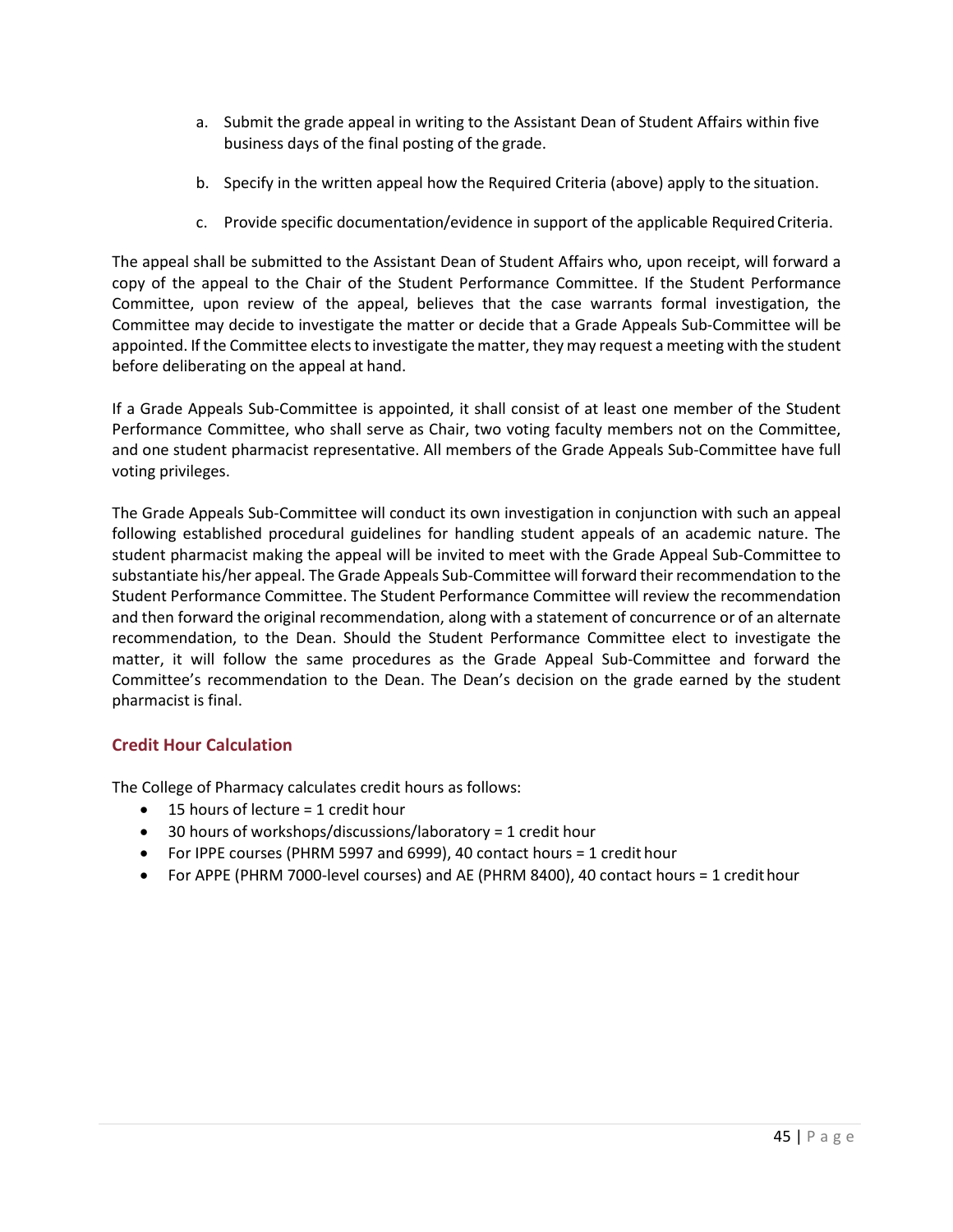a. Submit the grade appeal in writing to the Assistant Dean of Student Affairs within five business days of the final posting of the grade.

b. Specify in the written appeal how the Required Criteria (above) apply to the situation.

c. Provide specific documentation/evidence in support of the applicable Required Criteria.

The appeal shall be submitted to the Assistant Dean of Student Affairs who, upon receipt, will forward a copy of the appeal to the Chair of the Student Performance Committee. If the Student Performance Committee, upon review of the appeal, believes that the case warrants formal investigation, the Committee may decide to investigate the matter or decide that a Grade Appeals Sub-Committee will be appointed. If the Committee elects to investigate the matter, they may request a meeting with the student before deliberating on the appeal at hand.

If a Grade Appeals Sub-Committee is appointed, it shall consist of at least one member of the Student Performance Committee, who shall serve as Chair, two voting faculty members not on the Committee, and one student pharmacist representative. All members of the Grade Appeals Sub-Committee have full voting privileges.

The Grade Appeals Sub-Committee will conduct its own investigation in conjunction with such an appeal following established procedural guidelines for handling student appeals of an academic nature. The student pharmacist making the appeal will be invited to meet with the Grade Appeal Sub-Committee to substantiate his/her appeal. The Grade Appeals Sub-Committee will forward their recommendation to the Student Performance Committee. The Student Performance Committee will review the recommendation and then forward the original recommendation, along with a statement of concurrence or of an alternate recommendation, to the Dean. Should the Student Performance Committee elect to investigate the matter, it will follow the same procedures as the Grade Appeal Sub-Committee and forward the Committee's recommendation to the Dean. The Dean's decision on the grade earned by the student pharmacist is final.

### Credit Hour Calculation

The College of Pharmacy calculates credit hours as follows:

- 15 hours of lecture = 1 credit hour
- 30 hours of workshops/discussions/laboratory = 1 credit hour
- For IPPE courses (PHRM 5997 and 6999), 40 contact hours = 1 credit hour
- For APPE (PHRM 7000-level courses) and AE (PHRM 8400), 40 contact hours = 1 credit hour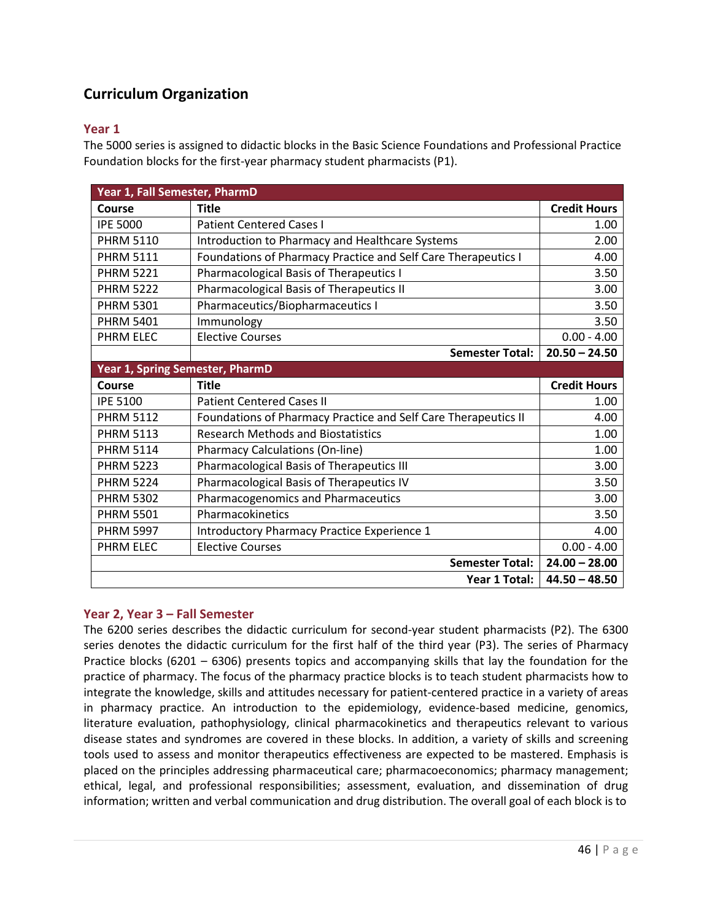## Curriculum Organization

### Year 1

The 5000 series is assigned to didactic blocks in the Basic Science Foundations and Professional Practice Foundation blocks for the first-year pharmacy student pharmacists (P1).

| Year 1, Fall Semester, PharmD | | |
|---|---|---|
| **Course** | **Title** | **Credit Hours** |
| IPE 5000 | Patient Centered Cases I | 1.00 |
| PHRM 5110 | Introduction to Pharmacy and Healthcare Systems | 2.00 |
| PHRM 5111 | Foundations of Pharmacy Practice and Self Care Therapeutics I | 4.00 |
| PHRM 5221 | Pharmacological Basis of Therapeutics I | 3.50 |
| PHRM 5222 | Pharmacological Basis of Therapeutics II | 3.00 |
| PHRM 5301 | Pharmaceutics/Biopharmaceutics I | 3.50 |
| PHRM 5401 | Immunology | 3.50 |
| PHRM ELEC | Elective Courses | 0.00 - 4.00 |
| | **Semester Total:** | **20.50 – 24.50** |
| **Year 1, Spring Semester, PharmD** | | |
| **Course** | **Title** | **Credit Hours** |
| IPE 5100 | Patient Centered Cases II | 1.00 |
| PHRM 5112 | Foundations of Pharmacy Practice and Self Care Therapeutics II | 4.00 |
| PHRM 5113 | Research Methods and Biostatistics | 1.00 |
| PHRM 5114 | Pharmacy Calculations (On-line) | 1.00 |
| PHRM 5223 | Pharmacological Basis of Therapeutics III | 3.00 |
| PHRM 5224 | Pharmacological Basis of Therapeutics IV | 3.50 |
| PHRM 5302 | Pharmacogenomics and Pharmaceutics | 3.00 |
| PHRM 5501 | Pharmacokinetics | 3.50 |
| PHRM 5997 | Introductory Pharmacy Practice Experience 1 | 4.00 |
| PHRM ELEC | Elective Courses | 0.00 - 4.00 |
| | **Semester Total:** | **24.00 – 28.00** |
| | **Year 1 Total:** | **44.50 – 48.50** |

### Year 2, Year 3 – Fall Semester

The 6200 series describes the didactic curriculum for second-year student pharmacists (P2). The 6300 series denotes the didactic curriculum for the first half of the third year (P3). The series of Pharmacy Practice blocks (6201 – 6306) presents topics and accompanying skills that lay the foundation for the practice of pharmacy. The focus of the pharmacy practice blocks is to teach student pharmacists how to integrate the knowledge, skills and attitudes necessary for patient-centered practice in a variety of areas in pharmacy practice. An introduction to the epidemiology, evidence-based medicine, genomics, literature evaluation, pathophysiology, clinical pharmacokinetics and therapeutics relevant to various disease states and syndromes are covered in these blocks. In addition, a variety of skills and screening tools used to assess and monitor therapeutics effectiveness are expected to be mastered. Emphasis is placed on the principles addressing pharmaceutical care; pharmacoeconomics; pharmacy management; ethical, legal, and professional responsibilities; assessment, evaluation, and dissemination of drug information; written and verbal communication and drug distribution. The overall goal of each block is to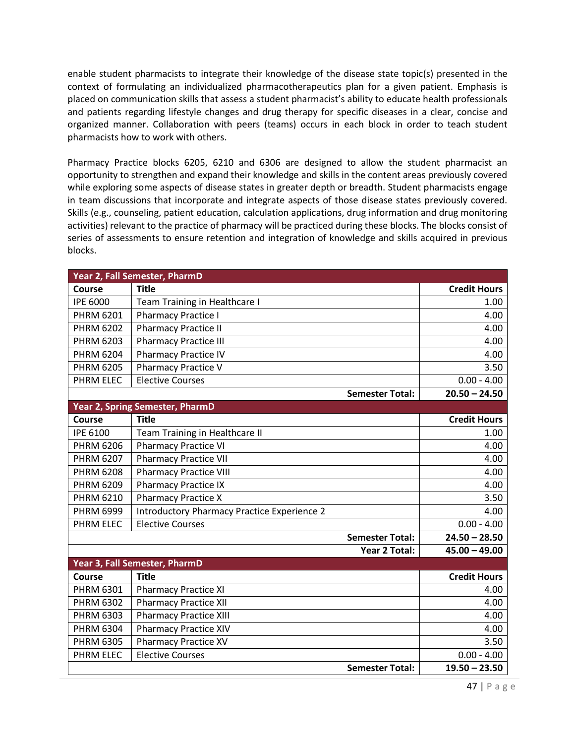enable student pharmacists to integrate their knowledge of the disease state topic(s) presented in the context of formulating an individualized pharmacotherapeutics plan for a given patient. Emphasis is placed on communication skills that assess a student pharmacist's ability to educate health professionals and patients regarding lifestyle changes and drug therapy for specific diseases in a clear, concise and organized manner. Collaboration with peers (teams) occurs in each block in order to teach student pharmacists how to work with others.

Pharmacy Practice blocks 6205, 6210 and 6306 are designed to allow the student pharmacist an opportunity to strengthen and expand their knowledge and skills in the content areas previously covered while exploring some aspects of disease states in greater depth or breadth. Student pharmacists engage in team discussions that incorporate and integrate aspects of those disease states previously covered. Skills (e.g., counseling, patient education, calculation applications, drug information and drug monitoring activities) relevant to the practice of pharmacy will be practiced during these blocks. The blocks consist of series of assessments to ensure retention and integration of knowledge and skills acquired in previous blocks.

| **Year 2, Fall Semester, PharmD** | | |
|---|---|---|
| **Course** | **Title** | **Credit Hours** |
| IPE 6000 | Team Training in Healthcare I | 1.00 |
| PHRM 6201 | Pharmacy Practice I | 4.00 |
| PHRM 6202 | Pharmacy Practice II | 4.00 |
| PHRM 6203 | Pharmacy Practice III | 4.00 |
| PHRM 6204 | Pharmacy Practice IV | 4.00 |
| PHRM 6205 | Pharmacy Practice V | 3.50 |
| PHRM ELEC | Elective Courses | 0.00 - 4.00 |
| | **Semester Total:** | **20.50 – 24.50** |
| **Year 2, Spring Semester, PharmD** | | |
| **Course** | **Title** | **Credit Hours** |
| IPE 6100 | Team Training in Healthcare II | 1.00 |
| PHRM 6206 | Pharmacy Practice VI | 4.00 |
| PHRM 6207 | Pharmacy Practice VII | 4.00 |
| PHRM 6208 | Pharmacy Practice VIII | 4.00 |
| PHRM 6209 | Pharmacy Practice IX | 4.00 |
| PHRM 6210 | Pharmacy Practice X | 3.50 |
| PHRM 6999 | Introductory Pharmacy Practice Experience 2 | 4.00 |
| PHRM ELEC | Elective Courses | 0.00 - 4.00 |
| | **Semester Total:** | **24.50 – 28.50** |
| | **Year 2 Total:** | **45.00 – 49.00** |
| **Year 3, Fall Semester, PharmD** | | |
| **Course** | **Title** | **Credit Hours** |
| PHRM 6301 | Pharmacy Practice XI | 4.00 |
| PHRM 6302 | Pharmacy Practice XII | 4.00 |
| PHRM 6303 | Pharmacy Practice XIII | 4.00 |
| PHRM 6304 | Pharmacy Practice XIV | 4.00 |
| PHRM 6305 | Pharmacy Practice XV | 3.50 |
| PHRM ELEC | Elective Courses | 0.00 - 4.00 |
| | **Semester Total:** | **19.50 – 23.50** |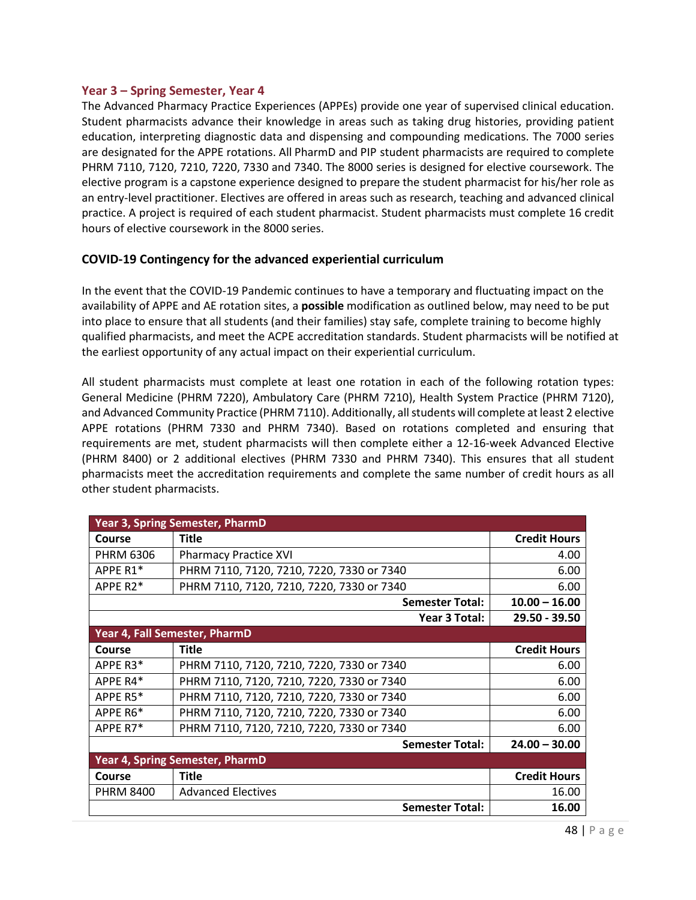### Year 3 – Spring Semester, Year 4

The Advanced Pharmacy Practice Experiences (APPEs) provide one year of supervised clinical education. Student pharmacists advance their knowledge in areas such as taking drug histories, providing patient education, interpreting diagnostic data and dispensing and compounding medications. The 7000 series are designated for the APPE rotations. All PharmD and PIP student pharmacists are required to complete PHRM 7110, 7120, 7210, 7220, 7330 and 7340. The 8000 series is designed for elective coursework. The elective program is a capstone experience designed to prepare the student pharmacist for his/her role as an entry-level practitioner. Electives are offered in areas such as research, teaching and advanced clinical practice. A project is required of each student pharmacist. Student pharmacists must complete 16 credit hours of elective coursework in the 8000 series.

### COVID-19 Contingency for the advanced experiential curriculum

In the event that the COVID-19 Pandemic continues to have a temporary and fluctuating impact on the availability of APPE and AE rotation sites, a **possible** modification as outlined below, may need to be put into place to ensure that all students (and their families) stay safe, complete training to become highly qualified pharmacists, and meet the ACPE accreditation standards. Student pharmacists will be notified at the earliest opportunity of any actual impact on their experiential curriculum.

All student pharmacists must complete at least one rotation in each of the following rotation types: General Medicine (PHRM 7220), Ambulatory Care (PHRM 7210), Health System Practice (PHRM 7120), and Advanced Community Practice (PHRM 7110). Additionally, all students will complete at least 2 elective APPE rotations (PHRM 7330 and PHRM 7340). Based on rotations completed and ensuring that requirements are met, student pharmacists will then complete either a 12-16-week Advanced Elective (PHRM 8400) or 2 additional electives (PHRM 7330 and PHRM 7340). This ensures that all student pharmacists meet the accreditation requirements and complete the same number of credit hours as all other student pharmacists.

| **Year 3, Spring Semester, PharmD** | | |
|---|---|---|
| **Course** | **Title** | **Credit Hours** |
| PHRM 6306 | Pharmacy Practice XVI | 4.00 |
| APPE R1* | PHRM 7110, 7120, 7210, 7220, 7330 or 7340 | 6.00 |
| APPE R2* | PHRM 7110, 7120, 7210, 7220, 7330 or 7340 | 6.00 |
| | **Semester Total:** | **10.00 – 16.00** |
| | **Year 3 Total:** | **29.50 - 39.50** |
| **Year 4, Fall Semester, PharmD** | | |
| **Course** | **Title** | **Credit Hours** |
| APPE R3* | PHRM 7110, 7120, 7210, 7220, 7330 or 7340 | 6.00 |
| APPE R4* | PHRM 7110, 7120, 7210, 7220, 7330 or 7340 | 6.00 |
| APPE R5* | PHRM 7110, 7120, 7210, 7220, 7330 or 7340 | 6.00 |
| APPE R6* | PHRM 7110, 7120, 7210, 7220, 7330 or 7340 | 6.00 |
| APPE R7* | PHRM 7110, 7120, 7210, 7220, 7330 or 7340 | 6.00 |
| | **Semester Total:** | **24.00 – 30.00** |
| **Year 4, Spring Semester, PharmD** | | |
| **Course** | **Title** | **Credit Hours** |
| PHRM 8400 | Advanced Electives | 16.00 |
| | **Semester Total:** | **16.00** |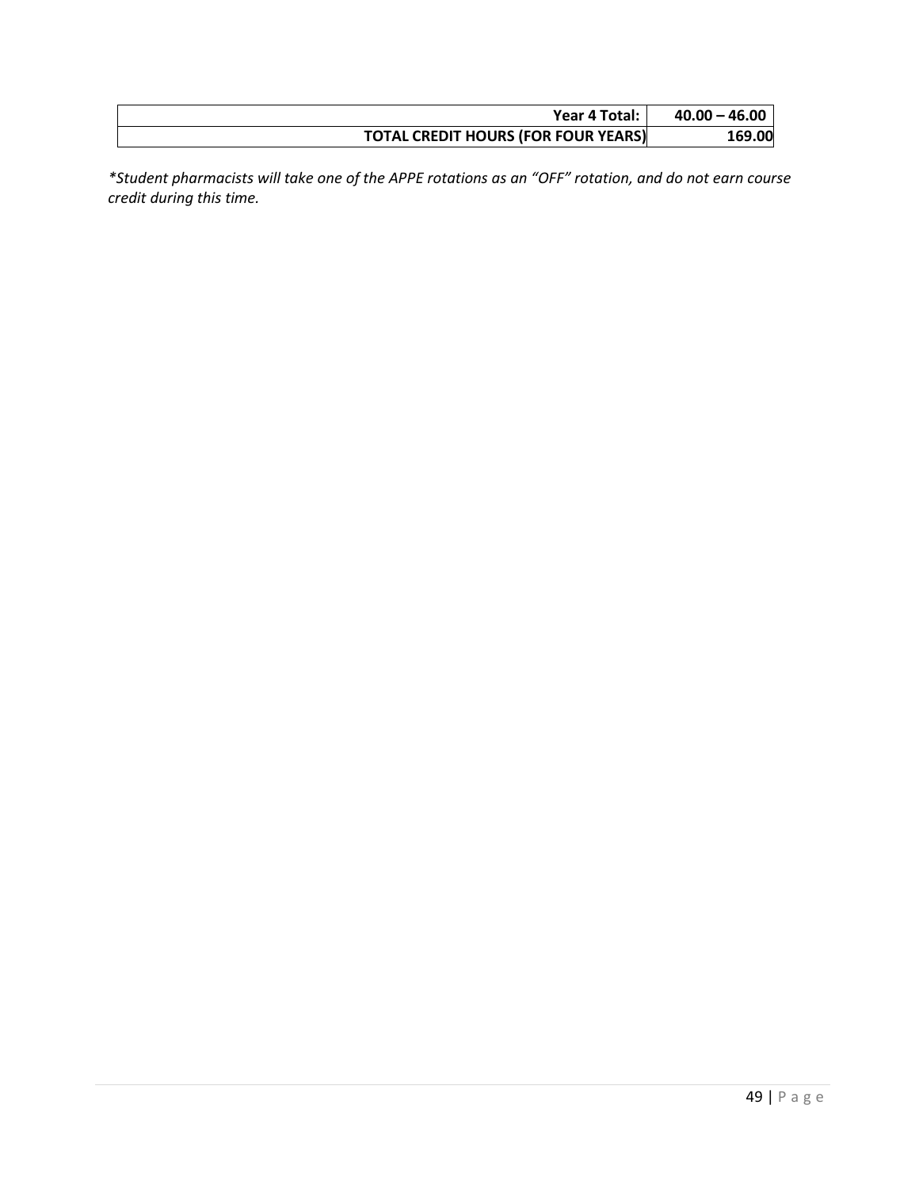| | |
|---|---|
| **Year 4 Total:** | **40.00 – 46.00** |
| **TOTAL CREDIT HOURS (FOR FOUR YEARS)** | **169.00** |

*\*Student pharmacists will take one of the APPE rotations as an "OFF" rotation, and do not earn course credit during this time.*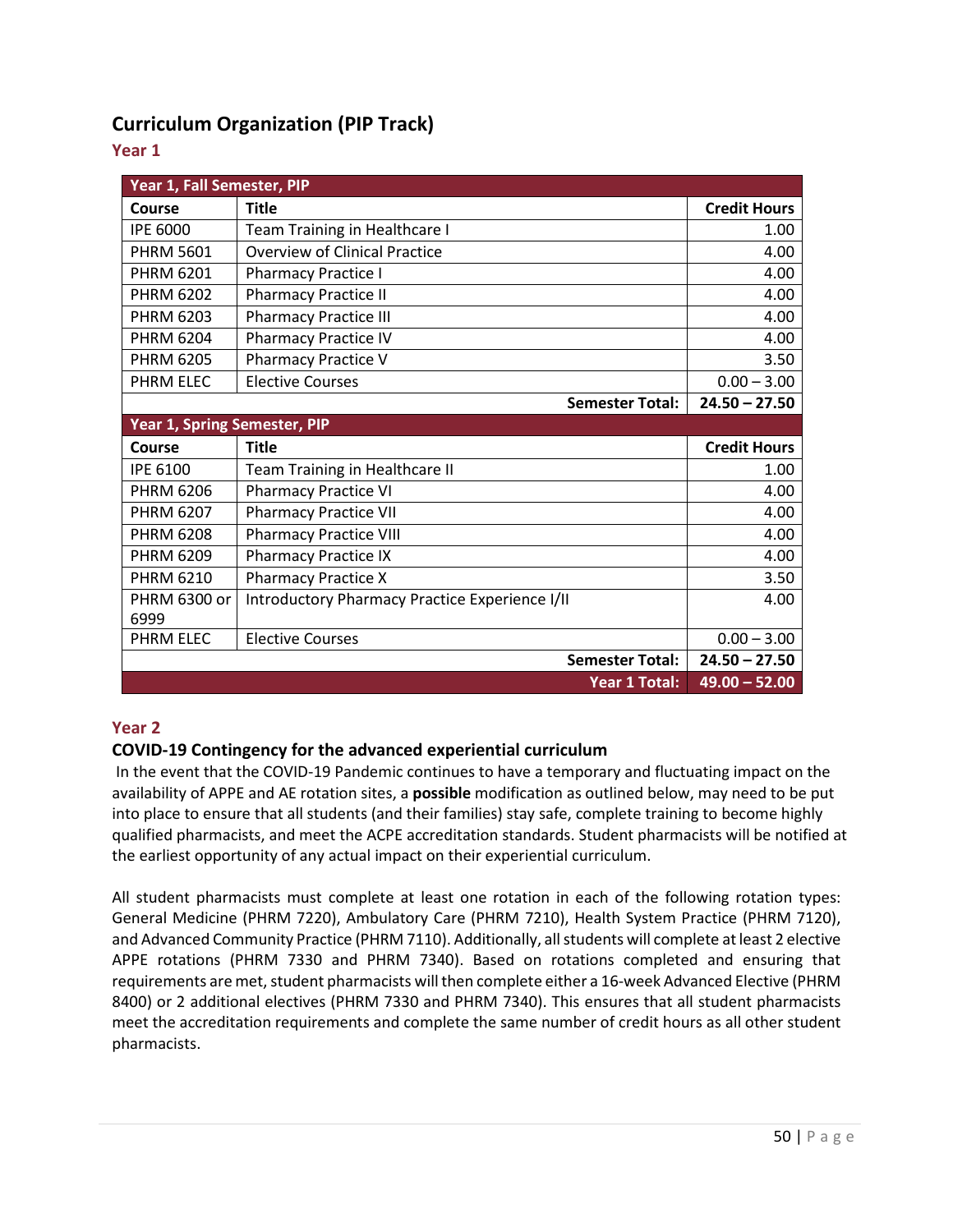## Curriculum Organization (PIP Track)

### Year 1

| Year 1, Fall Semester, PIP | | |
|---|---|---|
| **Course** | **Title** | **Credit Hours** |
| IPE 6000 | Team Training in Healthcare I | 1.00 |
| PHRM 5601 | Overview of Clinical Practice | 4.00 |
| PHRM 6201 | Pharmacy Practice I | 4.00 |
| PHRM 6202 | Pharmacy Practice II | 4.00 |
| PHRM 6203 | Pharmacy Practice III | 4.00 |
| PHRM 6204 | Pharmacy Practice IV | 4.00 |
| PHRM 6205 | Pharmacy Practice V | 3.50 |
| PHRM ELEC | Elective Courses | 0.00 – 3.00 |
| | **Semester Total:** | **24.50 – 27.50** |
| **Year 1, Spring Semester, PIP** | | |
| **Course** | **Title** | **Credit Hours** |
| IPE 6100 | Team Training in Healthcare II | 1.00 |
| PHRM 6206 | Pharmacy Practice VI | 4.00 |
| PHRM 6207 | Pharmacy Practice VII | 4.00 |
| PHRM 6208 | Pharmacy Practice VIII | 4.00 |
| PHRM 6209 | Pharmacy Practice IX | 4.00 |
| PHRM 6210 | Pharmacy Practice X | 3.50 |
| PHRM 6300 or 6999 | Introductory Pharmacy Practice Experience I/II | 4.00 |
| PHRM ELEC | Elective Courses | 0.00 – 3.00 |
| | **Semester Total:** | **24.50 – 27.50** |
| | **Year 1 Total:** | **49.00 – 52.00** |

### Year 2

#### COVID-19 Contingency for the advanced experiential curriculum

In the event that the COVID-19 Pandemic continues to have a temporary and fluctuating impact on the availability of APPE and AE rotation sites, a **possible** modification as outlined below, may need to be put into place to ensure that all students (and their families) stay safe, complete training to become highly qualified pharmacists, and meet the ACPE accreditation standards. Student pharmacists will be notified at the earliest opportunity of any actual impact on their experiential curriculum.

All student pharmacists must complete at least one rotation in each of the following rotation types: General Medicine (PHRM 7220), Ambulatory Care (PHRM 7210), Health System Practice (PHRM 7120), and Advanced Community Practice (PHRM 7110). Additionally, all students will complete at least 2 elective APPE rotations (PHRM 7330 and PHRM 7340). Based on rotations completed and ensuring that requirements are met, student pharmacists will then complete either a 16-week Advanced Elective (PHRM 8400) or 2 additional electives (PHRM 7330 and PHRM 7340). This ensures that all student pharmacists meet the accreditation requirements and complete the same number of credit hours as all other student pharmacists.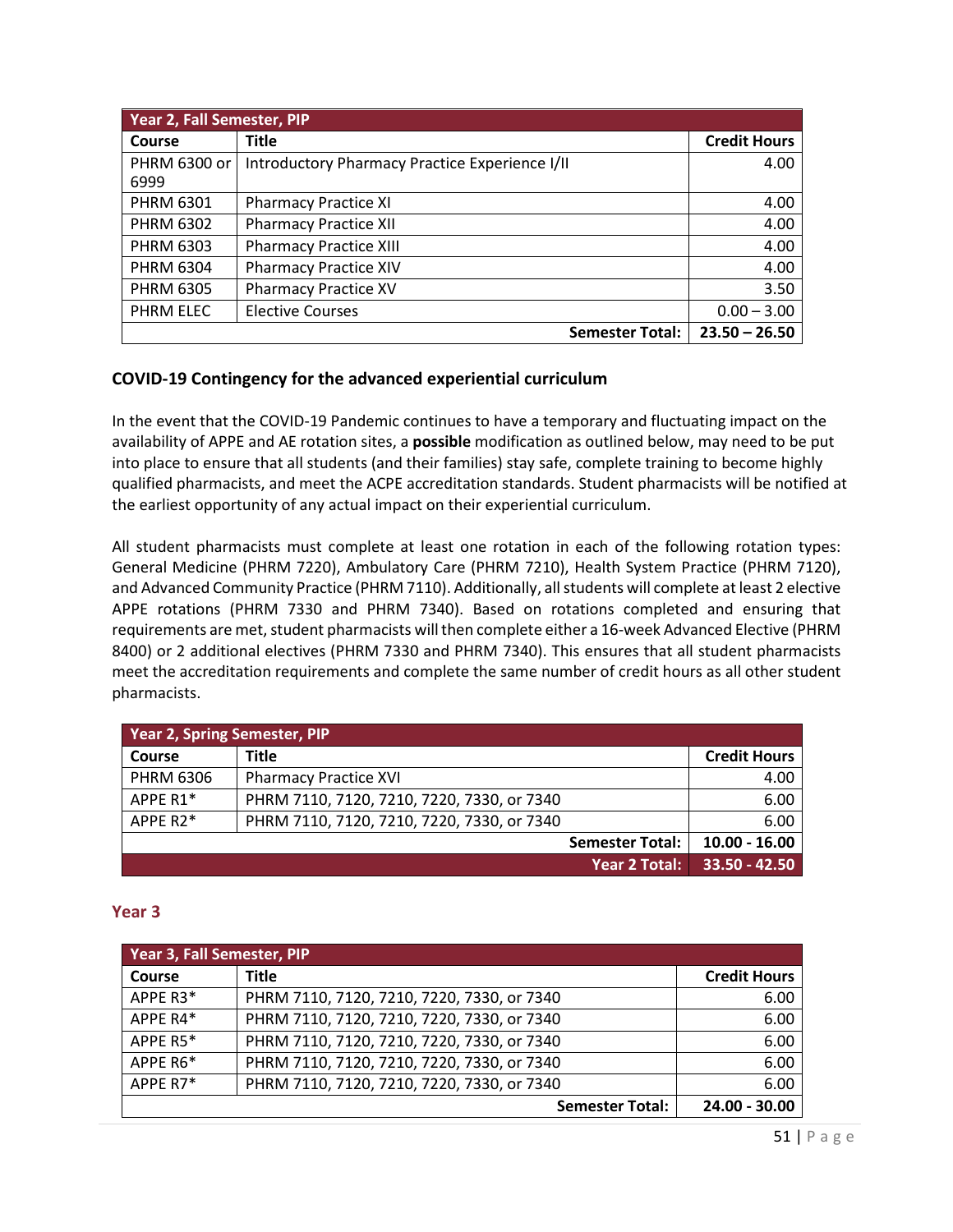| Year 2, Fall Semester, PIP | | |
|---|---|---|
| **Course** | **Title** | **Credit Hours** |
| PHRM 6300 or 6999 | Introductory Pharmacy Practice Experience I/II | 4.00 |
| PHRM 6301 | Pharmacy Practice XI | 4.00 |
| PHRM 6302 | Pharmacy Practice XII | 4.00 |
| PHRM 6303 | Pharmacy Practice XIII | 4.00 |
| PHRM 6304 | Pharmacy Practice XIV | 4.00 |
| PHRM 6305 | Pharmacy Practice XV | 3.50 |
| PHRM ELEC | Elective Courses | 0.00 – 3.00 |
| | **Semester Total:** | **23.50 – 26.50** |

### COVID-19 Contingency for the advanced experiential curriculum

In the event that the COVID-19 Pandemic continues to have a temporary and fluctuating impact on the availability of APPE and AE rotation sites, a **possible** modification as outlined below, may need to be put into place to ensure that all students (and their families) stay safe, complete training to become highly qualified pharmacists, and meet the ACPE accreditation standards. Student pharmacists will be notified at the earliest opportunity of any actual impact on their experiential curriculum.

All student pharmacists must complete at least one rotation in each of the following rotation types: General Medicine (PHRM 7220), Ambulatory Care (PHRM 7210), Health System Practice (PHRM 7120), and Advanced Community Practice (PHRM 7110). Additionally, all students will complete at least 2 elective APPE rotations (PHRM 7330 and PHRM 7340). Based on rotations completed and ensuring that requirements are met, student pharmacists will then complete either a 16-week Advanced Elective (PHRM 8400) or 2 additional electives (PHRM 7330 and PHRM 7340). This ensures that all student pharmacists meet the accreditation requirements and complete the same number of credit hours as all other student pharmacists.

| Year 2, Spring Semester, PIP | | |
|---|---|---|
| **Course** | **Title** | **Credit Hours** |
| PHRM 6306 | Pharmacy Practice XVI | 4.00 |
| APPE R1* | PHRM 7110, 7120, 7210, 7220, 7330, or 7340 | 6.00 |
| APPE R2* | PHRM 7110, 7120, 7210, 7220, 7330, or 7340 | 6.00 |
| | **Semester Total:** | **10.00 - 16.00** |
| | **Year 2 Total:** | **33.50 - 42.50** |

## Year 3

| Year 3, Fall Semester, PIP | | |
|---|---|---|
| **Course** | **Title** | **Credit Hours** |
| APPE R3* | PHRM 7110, 7120, 7210, 7220, 7330, or 7340 | 6.00 |
| APPE R4* | PHRM 7110, 7120, 7210, 7220, 7330, or 7340 | 6.00 |
| APPE R5* | PHRM 7110, 7120, 7210, 7220, 7330, or 7340 | 6.00 |
| APPE R6* | PHRM 7110, 7120, 7210, 7220, 7330, or 7340 | 6.00 |
| APPE R7* | PHRM 7110, 7120, 7210, 7220, 7330, or 7340 | 6.00 |
| | **Semester Total:** | **24.00 - 30.00** |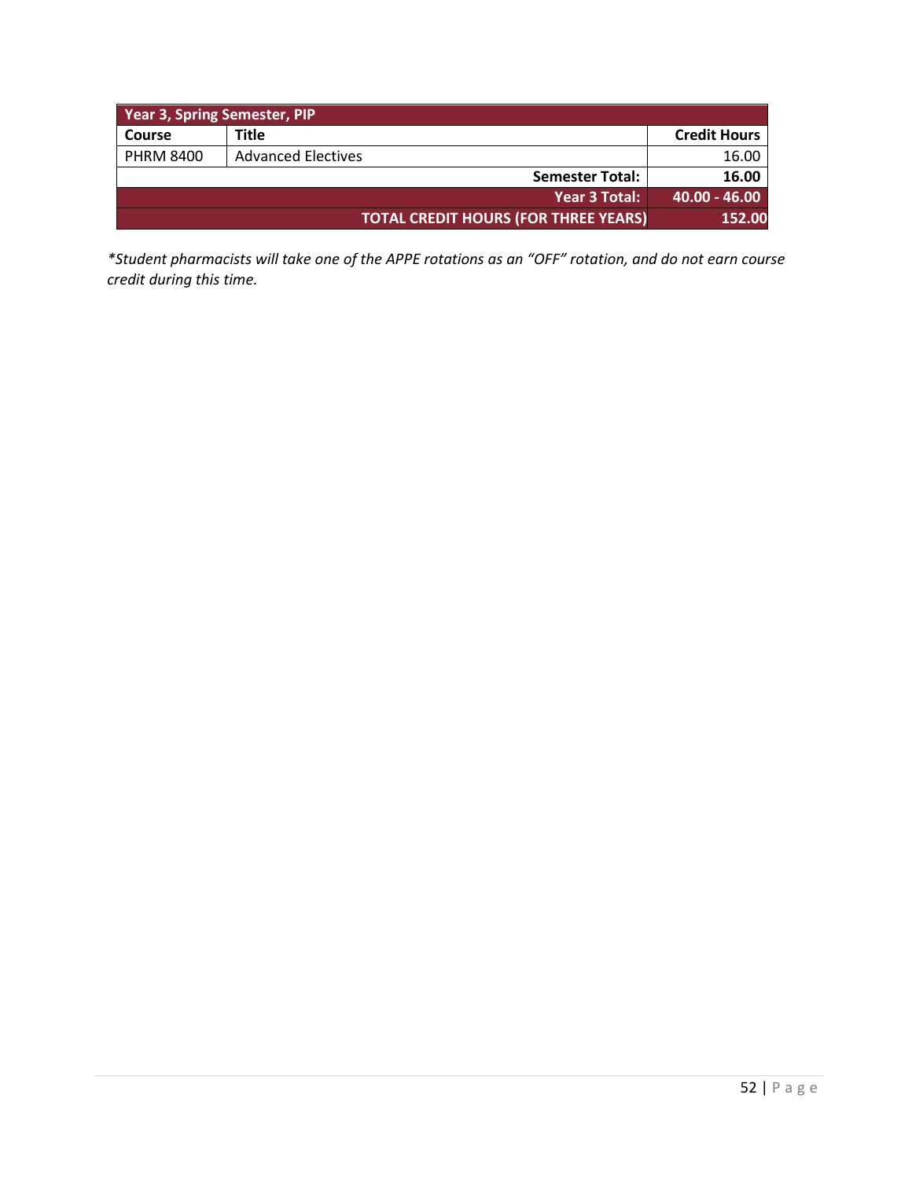| Year 3, Spring Semester, PIP | | |
|---|---|---|
| **Course** | **Title** | **Credit Hours** |
| PHRM 8400 | Advanced Electives | 16.00 |
| | **Semester Total:** | **16.00** |
| | **Year 3 Total:** | **40.00 - 46.00** |
| | **TOTAL CREDIT HOURS (FOR THREE YEARS)** | **152.00** |

*\*Student pharmacists will take one of the APPE rotations as an "OFF" rotation, and do not earn course credit during this time.*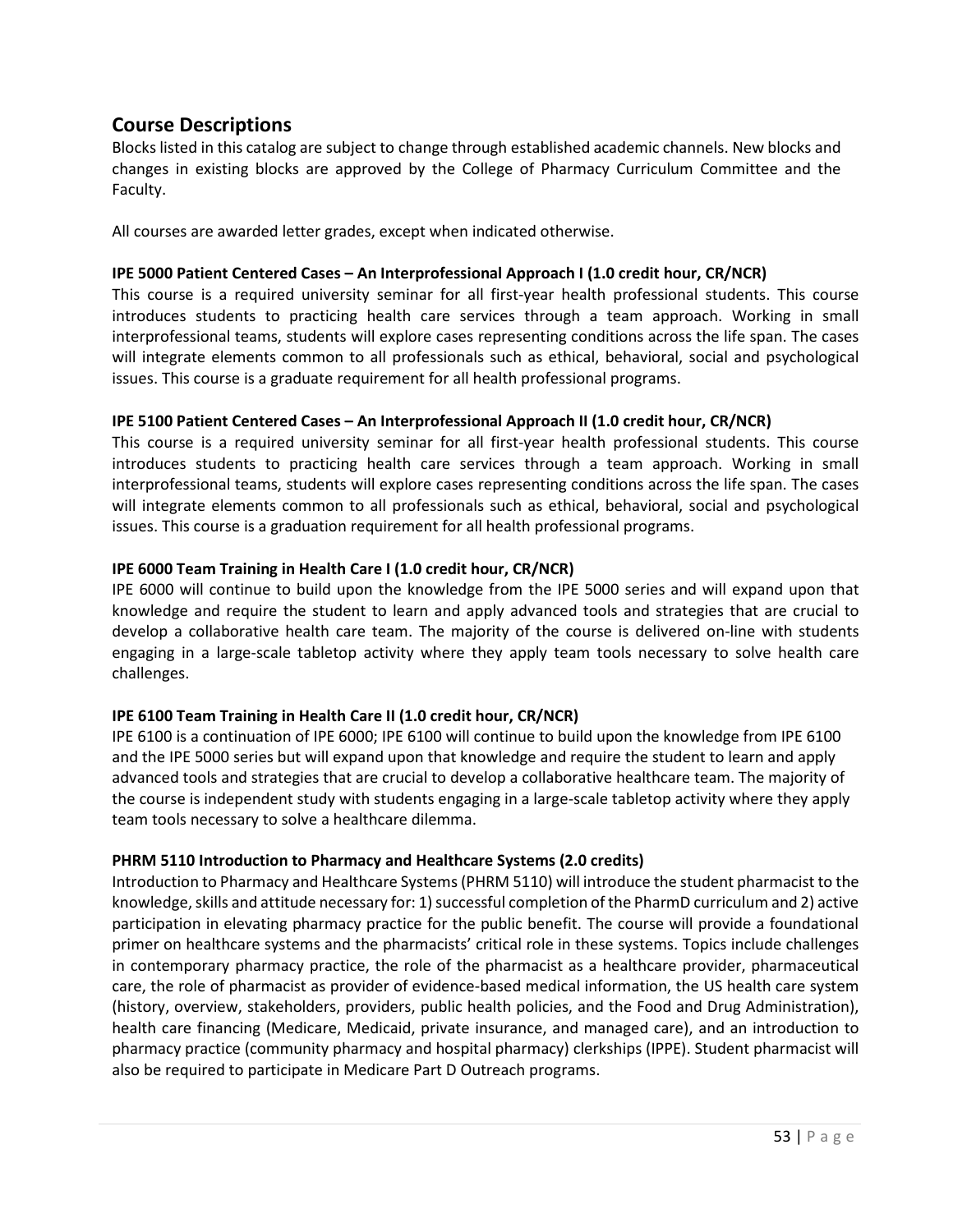## Course Descriptions

Blocks listed in this catalog are subject to change through established academic channels. New blocks and changes in existing blocks are approved by the College of Pharmacy Curriculum Committee and the Faculty.

All courses are awarded letter grades, except when indicated otherwise.

**IPE 5000 Patient Centered Cases – An Interprofessional Approach I (1.0 credit hour, CR/NCR)**

This course is a required university seminar for all first-year health professional students. This course introduces students to practicing health care services through a team approach. Working in small interprofessional teams, students will explore cases representing conditions across the life span. The cases will integrate elements common to all professionals such as ethical, behavioral, social and psychological issues. This course is a graduate requirement for all health professional programs.

**IPE 5100 Patient Centered Cases – An Interprofessional Approach II (1.0 credit hour, CR/NCR)**

This course is a required university seminar for all first-year health professional students. This course introduces students to practicing health care services through a team approach. Working in small interprofessional teams, students will explore cases representing conditions across the life span. The cases will integrate elements common to all professionals such as ethical, behavioral, social and psychological issues. This course is a graduation requirement for all health professional programs.

**IPE 6000 Team Training in Health Care I (1.0 credit hour, CR/NCR)**

IPE 6000 will continue to build upon the knowledge from the IPE 5000 series and will expand upon that knowledge and require the student to learn and apply advanced tools and strategies that are crucial to develop a collaborative health care team. The majority of the course is delivered on-line with students engaging in a large-scale tabletop activity where they apply team tools necessary to solve health care challenges.

**IPE 6100 Team Training in Health Care II (1.0 credit hour, CR/NCR)**

IPE 6100 is a continuation of IPE 6000; IPE 6100 will continue to build upon the knowledge from IPE 6100 and the IPE 5000 series but will expand upon that knowledge and require the student to learn and apply advanced tools and strategies that are crucial to develop a collaborative healthcare team. The majority of the course is independent study with students engaging in a large-scale tabletop activity where they apply team tools necessary to solve a healthcare dilemma.

**PHRM 5110 Introduction to Pharmacy and Healthcare Systems (2.0 credits)**

Introduction to Pharmacy and Healthcare Systems (PHRM 5110) will introduce the student pharmacist to the knowledge, skills and attitude necessary for: 1) successful completion of the PharmD curriculum and 2) active participation in elevating pharmacy practice for the public benefit. The course will provide a foundational primer on healthcare systems and the pharmacists' critical role in these systems. Topics include challenges in contemporary pharmacy practice, the role of the pharmacist as a healthcare provider, pharmaceutical care, the role of pharmacist as provider of evidence-based medical information, the US health care system (history, overview, stakeholders, providers, public health policies, and the Food and Drug Administration), health care financing (Medicare, Medicaid, private insurance, and managed care), and an introduction to pharmacy practice (community pharmacy and hospital pharmacy) clerkships (IPPE). Student pharmacist will also be required to participate in Medicare Part D Outreach programs.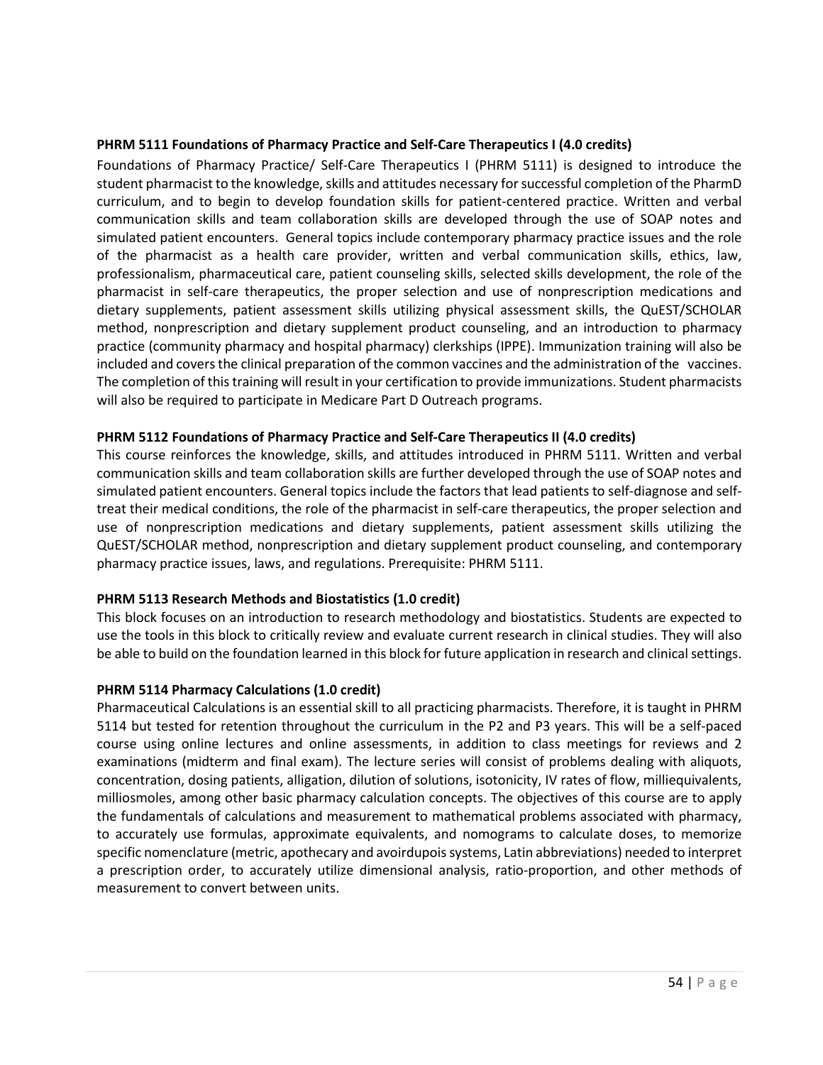**PHRM 5111 Foundations of Pharmacy Practice and Self-Care Therapeutics I (4.0 credits)**

Foundations of Pharmacy Practice/ Self-Care Therapeutics I (PHRM 5111) is designed to introduce the student pharmacist to the knowledge, skills and attitudes necessary for successful completion of the PharmD curriculum, and to begin to develop foundation skills for patient-centered practice. Written and verbal communication skills and team collaboration skills are developed through the use of SOAP notes and simulated patient encounters. General topics include contemporary pharmacy practice issues and the role of the pharmacist as a health care provider, written and verbal communication skills, ethics, law, professionalism, pharmaceutical care, patient counseling skills, selected skills development, the role of the pharmacist in self-care therapeutics, the proper selection and use of nonprescription medications and dietary supplements, patient assessment skills utilizing physical assessment skills, the QuEST/SCHOLAR method, nonprescription and dietary supplement product counseling, and an introduction to pharmacy practice (community pharmacy and hospital pharmacy) clerkships (IPPE). Immunization training will also be included and covers the clinical preparation of the common vaccines and the administration of the vaccines. The completion of this training will result in your certification to provide immunizations. Student pharmacists will also be required to participate in Medicare Part D Outreach programs.

**PHRM 5112 Foundations of Pharmacy Practice and Self-Care Therapeutics II (4.0 credits)**

This course reinforces the knowledge, skills, and attitudes introduced in PHRM 5111. Written and verbal communication skills and team collaboration skills are further developed through the use of SOAP notes and simulated patient encounters. General topics include the factors that lead patients to self-diagnose and self-treat their medical conditions, the role of the pharmacist in self-care therapeutics, the proper selection and use of nonprescription medications and dietary supplements, patient assessment skills utilizing the QuEST/SCHOLAR method, nonprescription and dietary supplement product counseling, and contemporary pharmacy practice issues, laws, and regulations. Prerequisite: PHRM 5111.

**PHRM 5113 Research Methods and Biostatistics (1.0 credit)**

This block focuses on an introduction to research methodology and biostatistics. Students are expected to use the tools in this block to critically review and evaluate current research in clinical studies. They will also be able to build on the foundation learned in this block for future application in research and clinical settings.

**PHRM 5114 Pharmacy Calculations (1.0 credit)**

Pharmaceutical Calculations is an essential skill to all practicing pharmacists. Therefore, it is taught in PHRM 5114 but tested for retention throughout the curriculum in the P2 and P3 years. This will be a self-paced course using online lectures and online assessments, in addition to class meetings for reviews and 2 examinations (midterm and final exam). The lecture series will consist of problems dealing with aliquots, concentration, dosing patients, alligation, dilution of solutions, isotonicity, IV rates of flow, milliequivalents, milliosmoles, among other basic pharmacy calculation concepts. The objectives of this course are to apply the fundamentals of calculations and measurement to mathematical problems associated with pharmacy, to accurately use formulas, approximate equivalents, and nomograms to calculate doses, to memorize specific nomenclature (metric, apothecary and avoirdupois systems, Latin abbreviations) needed to interpret a prescription order, to accurately utilize dimensional analysis, ratio-proportion, and other methods of measurement to convert between units.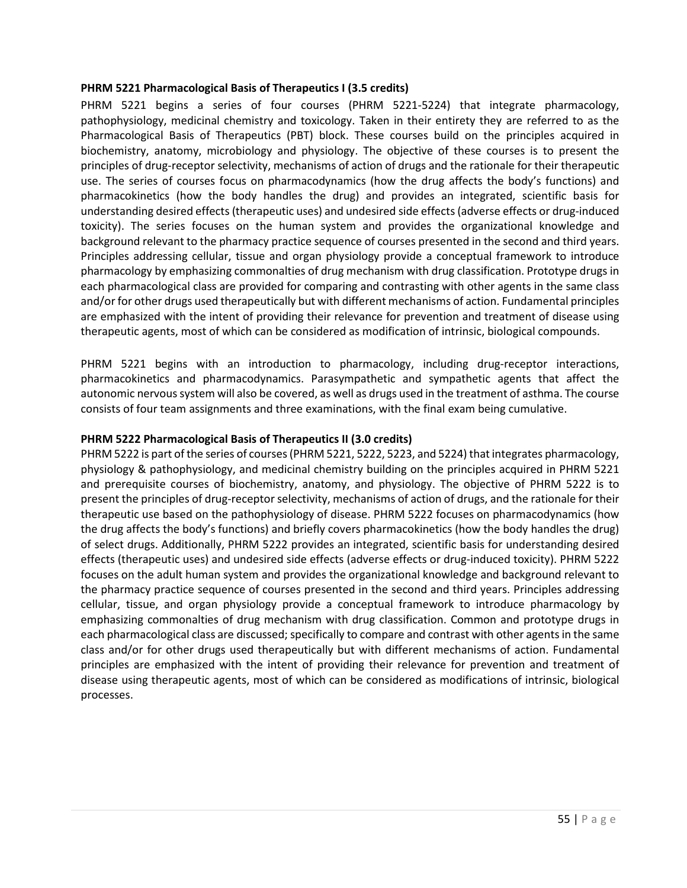**PHRM 5221 Pharmacological Basis of Therapeutics I (3.5 credits)**

PHRM 5221 begins a series of four courses (PHRM 5221-5224) that integrate pharmacology, pathophysiology, medicinal chemistry and toxicology. Taken in their entirety they are referred to as the Pharmacological Basis of Therapeutics (PBT) block. These courses build on the principles acquired in biochemistry, anatomy, microbiology and physiology. The objective of these courses is to present the principles of drug-receptor selectivity, mechanisms of action of drugs and the rationale for their therapeutic use. The series of courses focus on pharmacodynamics (how the drug affects the body's functions) and pharmacokinetics (how the body handles the drug) and provides an integrated, scientific basis for understanding desired effects (therapeutic uses) and undesired side effects (adverse effects or drug-induced toxicity). The series focuses on the human system and provides the organizational knowledge and background relevant to the pharmacy practice sequence of courses presented in the second and third years. Principles addressing cellular, tissue and organ physiology provide a conceptual framework to introduce pharmacology by emphasizing commonalties of drug mechanism with drug classification. Prototype drugs in each pharmacological class are provided for comparing and contrasting with other agents in the same class and/or for other drugs used therapeutically but with different mechanisms of action. Fundamental principles are emphasized with the intent of providing their relevance for prevention and treatment of disease using therapeutic agents, most of which can be considered as modification of intrinsic, biological compounds.

PHRM 5221 begins with an introduction to pharmacology, including drug-receptor interactions, pharmacokinetics and pharmacodynamics. Parasympathetic and sympathetic agents that affect the autonomic nervous system will also be covered, as well as drugs used in the treatment of asthma. The course consists of four team assignments and three examinations, with the final exam being cumulative.

**PHRM 5222 Pharmacological Basis of Therapeutics II (3.0 credits)**

PHRM 5222 is part of the series of courses (PHRM 5221, 5222, 5223, and 5224) that integrates pharmacology, physiology & pathophysiology, and medicinal chemistry building on the principles acquired in PHRM 5221 and prerequisite courses of biochemistry, anatomy, and physiology. The objective of PHRM 5222 is to present the principles of drug-receptor selectivity, mechanisms of action of drugs, and the rationale for their therapeutic use based on the pathophysiology of disease. PHRM 5222 focuses on pharmacodynamics (how the drug affects the body's functions) and briefly covers pharmacokinetics (how the body handles the drug) of select drugs. Additionally, PHRM 5222 provides an integrated, scientific basis for understanding desired effects (therapeutic uses) and undesired side effects (adverse effects or drug-induced toxicity). PHRM 5222 focuses on the adult human system and provides the organizational knowledge and background relevant to the pharmacy practice sequence of courses presented in the second and third years. Principles addressing cellular, tissue, and organ physiology provide a conceptual framework to introduce pharmacology by emphasizing commonalties of drug mechanism with drug classification. Common and prototype drugs in each pharmacological class are discussed; specifically to compare and contrast with other agents in the same class and/or for other drugs used therapeutically but with different mechanisms of action. Fundamental principles are emphasized with the intent of providing their relevance for prevention and treatment of disease using therapeutic agents, most of which can be considered as modifications of intrinsic, biological processes.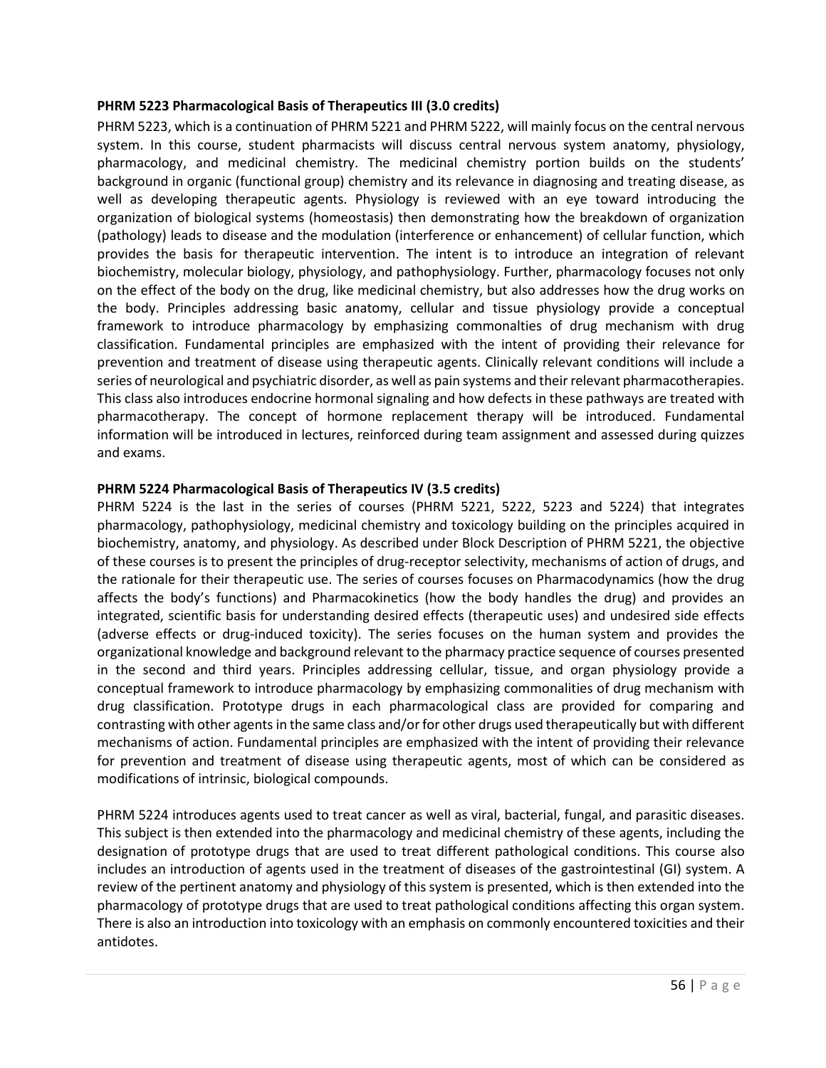**PHRM 5223 Pharmacological Basis of Therapeutics III (3.0 credits)**

PHRM 5223, which is a continuation of PHRM 5221 and PHRM 5222, will mainly focus on the central nervous system. In this course, student pharmacists will discuss central nervous system anatomy, physiology, pharmacology, and medicinal chemistry. The medicinal chemistry portion builds on the students' background in organic (functional group) chemistry and its relevance in diagnosing and treating disease, as well as developing therapeutic agents. Physiology is reviewed with an eye toward introducing the organization of biological systems (homeostasis) then demonstrating how the breakdown of organization (pathology) leads to disease and the modulation (interference or enhancement) of cellular function, which provides the basis for therapeutic intervention. The intent is to introduce an integration of relevant biochemistry, molecular biology, physiology, and pathophysiology. Further, pharmacology focuses not only on the effect of the body on the drug, like medicinal chemistry, but also addresses how the drug works on the body. Principles addressing basic anatomy, cellular and tissue physiology provide a conceptual framework to introduce pharmacology by emphasizing commonalties of drug mechanism with drug classification. Fundamental principles are emphasized with the intent of providing their relevance for prevention and treatment of disease using therapeutic agents. Clinically relevant conditions will include a series of neurological and psychiatric disorder, as well as pain systems and their relevant pharmacotherapies. This class also introduces endocrine hormonal signaling and how defects in these pathways are treated with pharmacotherapy. The concept of hormone replacement therapy will be introduced. Fundamental information will be introduced in lectures, reinforced during team assignment and assessed during quizzes and exams.

**PHRM 5224 Pharmacological Basis of Therapeutics IV (3.5 credits)**

PHRM 5224 is the last in the series of courses (PHRM 5221, 5222, 5223 and 5224) that integrates pharmacology, pathophysiology, medicinal chemistry and toxicology building on the principles acquired in biochemistry, anatomy, and physiology. As described under Block Description of PHRM 5221, the objective of these courses is to present the principles of drug-receptor selectivity, mechanisms of action of drugs, and the rationale for their therapeutic use. The series of courses focuses on Pharmacodynamics (how the drug affects the body's functions) and Pharmacokinetics (how the body handles the drug) and provides an integrated, scientific basis for understanding desired effects (therapeutic uses) and undesired side effects (adverse effects or drug-induced toxicity). The series focuses on the human system and provides the organizational knowledge and background relevant to the pharmacy practice sequence of courses presented in the second and third years. Principles addressing cellular, tissue, and organ physiology provide a conceptual framework to introduce pharmacology by emphasizing commonalities of drug mechanism with drug classification. Prototype drugs in each pharmacological class are provided for comparing and contrasting with other agents in the same class and/or for other drugs used therapeutically but with different mechanisms of action. Fundamental principles are emphasized with the intent of providing their relevance for prevention and treatment of disease using therapeutic agents, most of which can be considered as modifications of intrinsic, biological compounds.

PHRM 5224 introduces agents used to treat cancer as well as viral, bacterial, fungal, and parasitic diseases. This subject is then extended into the pharmacology and medicinal chemistry of these agents, including the designation of prototype drugs that are used to treat different pathological conditions. This course also includes an introduction of agents used in the treatment of diseases of the gastrointestinal (GI) system. A review of the pertinent anatomy and physiology of this system is presented, which is then extended into the pharmacology of prototype drugs that are used to treat pathological conditions affecting this organ system. There is also an introduction into toxicology with an emphasis on commonly encountered toxicities and their antidotes.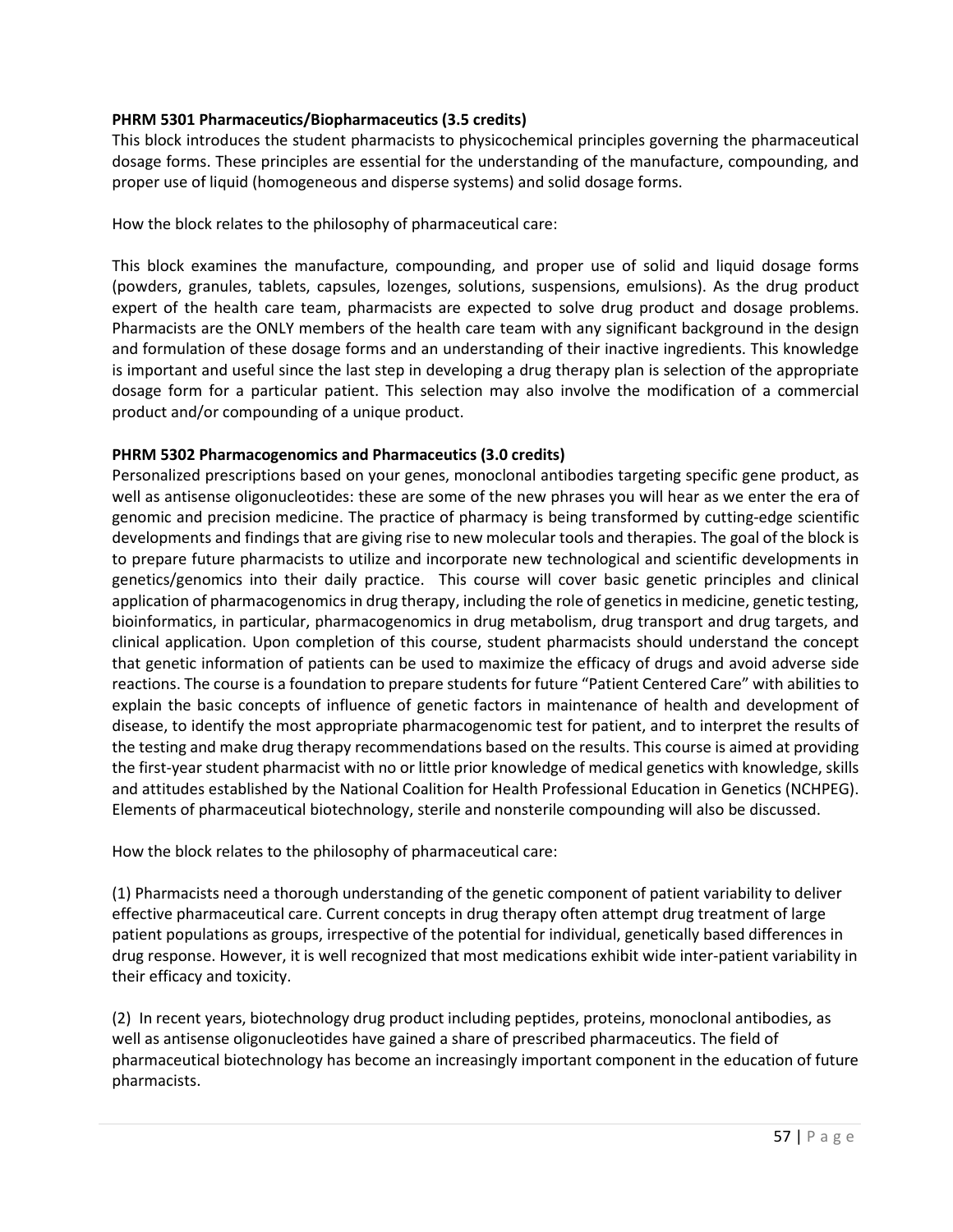**PHRM 5301 Pharmaceutics/Biopharmaceutics (3.5 credits)**
This block introduces the student pharmacists to physicochemical principles governing the pharmaceutical dosage forms. These principles are essential for the understanding of the manufacture, compounding, and proper use of liquid (homogeneous and disperse systems) and solid dosage forms.

How the block relates to the philosophy of pharmaceutical care:

This block examines the manufacture, compounding, and proper use of solid and liquid dosage forms (powders, granules, tablets, capsules, lozenges, solutions, suspensions, emulsions). As the drug product expert of the health care team, pharmacists are expected to solve drug product and dosage problems. Pharmacists are the ONLY members of the health care team with any significant background in the design and formulation of these dosage forms and an understanding of their inactive ingredients. This knowledge is important and useful since the last step in developing a drug therapy plan is selection of the appropriate dosage form for a particular patient. This selection may also involve the modification of a commercial product and/or compounding of a unique product.

**PHRM 5302 Pharmacogenomics and Pharmaceutics (3.0 credits)**
Personalized prescriptions based on your genes, monoclonal antibodies targeting specific gene product, as well as antisense oligonucleotides: these are some of the new phrases you will hear as we enter the era of genomic and precision medicine. The practice of pharmacy is being transformed by cutting-edge scientific developments and findings that are giving rise to new molecular tools and therapies. The goal of the block is to prepare future pharmacists to utilize and incorporate new technological and scientific developments in genetics/genomics into their daily practice. This course will cover basic genetic principles and clinical application of pharmacogenomics in drug therapy, including the role of genetics in medicine, genetic testing, bioinformatics, in particular, pharmacogenomics in drug metabolism, drug transport and drug targets, and clinical application. Upon completion of this course, student pharmacists should understand the concept that genetic information of patients can be used to maximize the efficacy of drugs and avoid adverse side reactions. The course is a foundation to prepare students for future "Patient Centered Care" with abilities to explain the basic concepts of influence of genetic factors in maintenance of health and development of disease, to identify the most appropriate pharmacogenomic test for patient, and to interpret the results of the testing and make drug therapy recommendations based on the results. This course is aimed at providing the first-year student pharmacist with no or little prior knowledge of medical genetics with knowledge, skills and attitudes established by the National Coalition for Health Professional Education in Genetics (NCHPEG). Elements of pharmaceutical biotechnology, sterile and nonsterile compounding will also be discussed.

How the block relates to the philosophy of pharmaceutical care:

(1) Pharmacists need a thorough understanding of the genetic component of patient variability to deliver effective pharmaceutical care. Current concepts in drug therapy often attempt drug treatment of large patient populations as groups, irrespective of the potential for individual, genetically based differences in drug response. However, it is well recognized that most medications exhibit wide inter-patient variability in their efficacy and toxicity.

(2) In recent years, biotechnology drug product including peptides, proteins, monoclonal antibodies, as well as antisense oligonucleotides have gained a share of prescribed pharmaceutics. The field of pharmaceutical biotechnology has become an increasingly important component in the education of future pharmacists.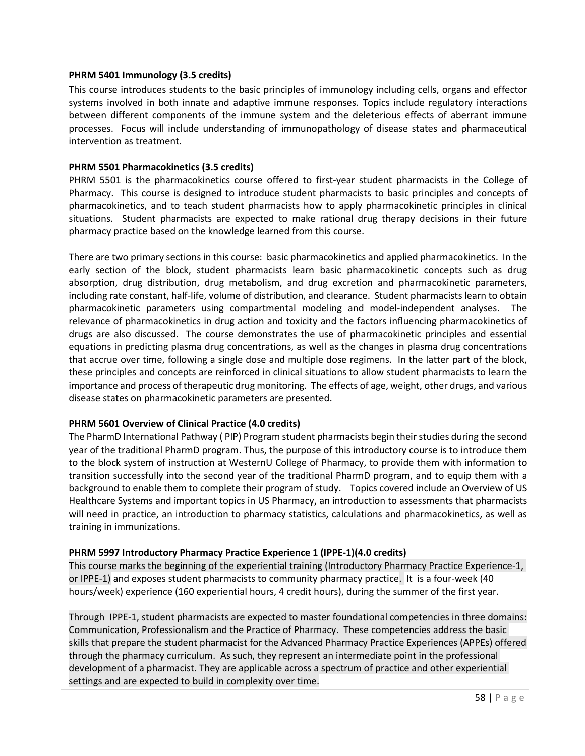**PHRM 5401 Immunology (3.5 credits)**

This course introduces students to the basic principles of immunology including cells, organs and effector systems involved in both innate and adaptive immune responses. Topics include regulatory interactions between different components of the immune system and the deleterious effects of aberrant immune processes. Focus will include understanding of immunopathology of disease states and pharmaceutical intervention as treatment.

**PHRM 5501 Pharmacokinetics (3.5 credits)**

PHRM 5501 is the pharmacokinetics course offered to first-year student pharmacists in the College of Pharmacy. This course is designed to introduce student pharmacists to basic principles and concepts of pharmacokinetics, and to teach student pharmacists how to apply pharmacokinetic principles in clinical situations. Student pharmacists are expected to make rational drug therapy decisions in their future pharmacy practice based on the knowledge learned from this course.

There are two primary sections in this course: basic pharmacokinetics and applied pharmacokinetics. In the early section of the block, student pharmacists learn basic pharmacokinetic concepts such as drug absorption, drug distribution, drug metabolism, and drug excretion and pharmacokinetic parameters, including rate constant, half-life, volume of distribution, and clearance. Student pharmacists learn to obtain pharmacokinetic parameters using compartmental modeling and model-independent analyses. The relevance of pharmacokinetics in drug action and toxicity and the factors influencing pharmacokinetics of drugs are also discussed. The course demonstrates the use of pharmacokinetic principles and essential equations in predicting plasma drug concentrations, as well as the changes in plasma drug concentrations that accrue over time, following a single dose and multiple dose regimens. In the latter part of the block, these principles and concepts are reinforced in clinical situations to allow student pharmacists to learn the importance and process of therapeutic drug monitoring. The effects of age, weight, other drugs, and various disease states on pharmacokinetic parameters are presented.

**PHRM 5601 Overview of Clinical Practice (4.0 credits)**

The PharmD International Pathway ( PIP) Program student pharmacists begin their studies during the second year of the traditional PharmD program. Thus, the purpose of this introductory course is to introduce them to the block system of instruction at WesternU College of Pharmacy, to provide them with information to transition successfully into the second year of the traditional PharmD program, and to equip them with a background to enable them to complete their program of study. Topics covered include an Overview of US Healthcare Systems and important topics in US Pharmacy, an introduction to assessments that pharmacists will need in practice, an introduction to pharmacy statistics, calculations and pharmacokinetics, as well as training in immunizations.

**PHRM 5997 Introductory Pharmacy Practice Experience 1 (IPPE-1)(4.0 credits)**

This course marks the beginning of the experiential training (Introductory Pharmacy Practice Experience-1, or IPPE-1) and exposes student pharmacists to community pharmacy practice. It is a four-week (40 hours/week) experience (160 experiential hours, 4 credit hours), during the summer of the first year.

Through IPPE-1, student pharmacists are expected to master foundational competencies in three domains: Communication, Professionalism and the Practice of Pharmacy. These competencies address the basic skills that prepare the student pharmacist for the Advanced Pharmacy Practice Experiences (APPEs) offered through the pharmacy curriculum. As such, they represent an intermediate point in the professional development of a pharmacist. They are applicable across a spectrum of practice and other experiential settings and are expected to build in complexity over time.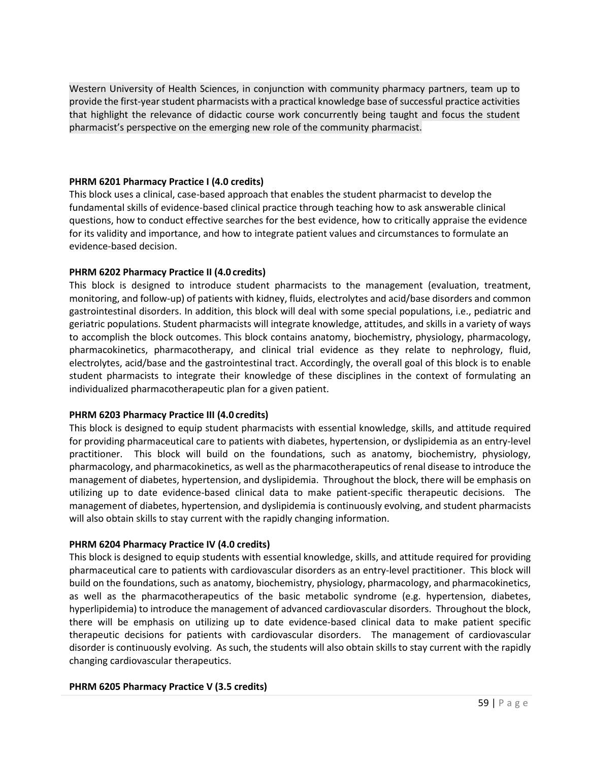Western University of Health Sciences, in conjunction with community pharmacy partners, team up to provide the first-year student pharmacists with a practical knowledge base of successful practice activities that highlight the relevance of didactic course work concurrently being taught and focus the student pharmacist's perspective on the emerging new role of the community pharmacist.

**PHRM 6201 Pharmacy Practice I (4.0 credits)**

This block uses a clinical, case-based approach that enables the student pharmacist to develop the fundamental skills of evidence-based clinical practice through teaching how to ask answerable clinical questions, how to conduct effective searches for the best evidence, how to critically appraise the evidence for its validity and importance, and how to integrate patient values and circumstances to formulate an evidence-based decision.

**PHRM 6202 Pharmacy Practice II (4.0 credits)**

This block is designed to introduce student pharmacists to the management (evaluation, treatment, monitoring, and follow-up) of patients with kidney, fluids, electrolytes and acid/base disorders and common gastrointestinal disorders. In addition, this block will deal with some special populations, i.e., pediatric and geriatric populations. Student pharmacists will integrate knowledge, attitudes, and skills in a variety of ways to accomplish the block outcomes. This block contains anatomy, biochemistry, physiology, pharmacology, pharmacokinetics, pharmacotherapy, and clinical trial evidence as they relate to nephrology, fluid, electrolytes, acid/base and the gastrointestinal tract. Accordingly, the overall goal of this block is to enable student pharmacists to integrate their knowledge of these disciplines in the context of formulating an individualized pharmacotherapeutic plan for a given patient.

**PHRM 6203 Pharmacy Practice III (4.0 credits)**

This block is designed to equip student pharmacists with essential knowledge, skills, and attitude required for providing pharmaceutical care to patients with diabetes, hypertension, or dyslipidemia as an entry-level practitioner. This block will build on the foundations, such as anatomy, biochemistry, physiology, pharmacology, and pharmacokinetics, as well as the pharmacotherapeutics of renal disease to introduce the management of diabetes, hypertension, and dyslipidemia. Throughout the block, there will be emphasis on utilizing up to date evidence-based clinical data to make patient-specific therapeutic decisions. The management of diabetes, hypertension, and dyslipidemia is continuously evolving, and student pharmacists will also obtain skills to stay current with the rapidly changing information.

**PHRM 6204 Pharmacy Practice IV (4.0 credits)**

This block is designed to equip students with essential knowledge, skills, and attitude required for providing pharmaceutical care to patients with cardiovascular disorders as an entry-level practitioner. This block will build on the foundations, such as anatomy, biochemistry, physiology, pharmacology, and pharmacokinetics, as well as the pharmacotherapeutics of the basic metabolic syndrome (e.g. hypertension, diabetes, hyperlipidemia) to introduce the management of advanced cardiovascular disorders. Throughout the block, there will be emphasis on utilizing up to date evidence-based clinical data to make patient specific therapeutic decisions for patients with cardiovascular disorders. The management of cardiovascular disorder is continuously evolving. As such, the students will also obtain skills to stay current with the rapidly changing cardiovascular therapeutics.

**PHRM 6205 Pharmacy Practice V (3.5 credits)**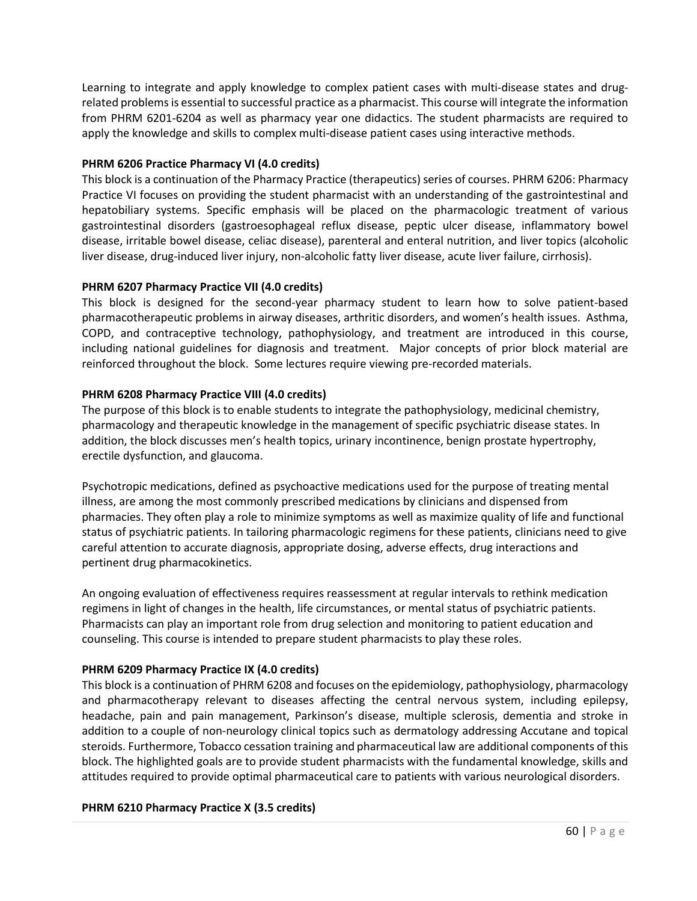Learning to integrate and apply knowledge to complex patient cases with multi-disease states and drug-related problems is essential to successful practice as a pharmacist. This course will integrate the information from PHRM 6201-6204 as well as pharmacy year one didactics. The student pharmacists are required to apply the knowledge and skills to complex multi-disease patient cases using interactive methods.

**PHRM 6206 Practice Pharmacy VI (4.0 credits)**

This block is a continuation of the Pharmacy Practice (therapeutics) series of courses. PHRM 6206: Pharmacy Practice VI focuses on providing the student pharmacist with an understanding of the gastrointestinal and hepatobiliary systems. Specific emphasis will be placed on the pharmacologic treatment of various gastrointestinal disorders (gastroesophageal reflux disease, peptic ulcer disease, inflammatory bowel disease, irritable bowel disease, celiac disease), parenteral and enteral nutrition, and liver topics (alcoholic liver disease, drug-induced liver injury, non-alcoholic fatty liver disease, acute liver failure, cirrhosis).

**PHRM 6207 Pharmacy Practice VII (4.0 credits)**

This block is designed for the second-year pharmacy student to learn how to solve patient-based pharmacotherapeutic problems in airway diseases, arthritic disorders, and women's health issues. Asthma, COPD, and contraceptive technology, pathophysiology, and treatment are introduced in this course, including national guidelines for diagnosis and treatment. Major concepts of prior block material are reinforced throughout the block. Some lectures require viewing pre-recorded materials.

**PHRM 6208 Pharmacy Practice VIII (4.0 credits)**

The purpose of this block is to enable students to integrate the pathophysiology, medicinal chemistry, pharmacology and therapeutic knowledge in the management of specific psychiatric disease states. In addition, the block discusses men's health topics, urinary incontinence, benign prostate hypertrophy, erectile dysfunction, and glaucoma.

Psychotropic medications, defined as psychoactive medications used for the purpose of treating mental illness, are among the most commonly prescribed medications by clinicians and dispensed from pharmacies. They often play a role to minimize symptoms as well as maximize quality of life and functional status of psychiatric patients. In tailoring pharmacologic regimens for these patients, clinicians need to give careful attention to accurate diagnosis, appropriate dosing, adverse effects, drug interactions and pertinent drug pharmacokinetics.

An ongoing evaluation of effectiveness requires reassessment at regular intervals to rethink medication regimens in light of changes in the health, life circumstances, or mental status of psychiatric patients. Pharmacists can play an important role from drug selection and monitoring to patient education and counseling. This course is intended to prepare student pharmacists to play these roles.

**PHRM 6209 Pharmacy Practice IX (4.0 credits)**

This block is a continuation of PHRM 6208 and focuses on the epidemiology, pathophysiology, pharmacology and pharmacotherapy relevant to diseases affecting the central nervous system, including epilepsy, headache, pain and pain management, Parkinson's disease, multiple sclerosis, dementia and stroke in addition to a couple of non-neurology clinical topics such as dermatology addressing Accutane and topical steroids. Furthermore, Tobacco cessation training and pharmaceutical law are additional components of this block. The highlighted goals are to provide student pharmacists with the fundamental knowledge, skills and attitudes required to provide optimal pharmaceutical care to patients with various neurological disorders.

**PHRM 6210 Pharmacy Practice X (3.5 credits)**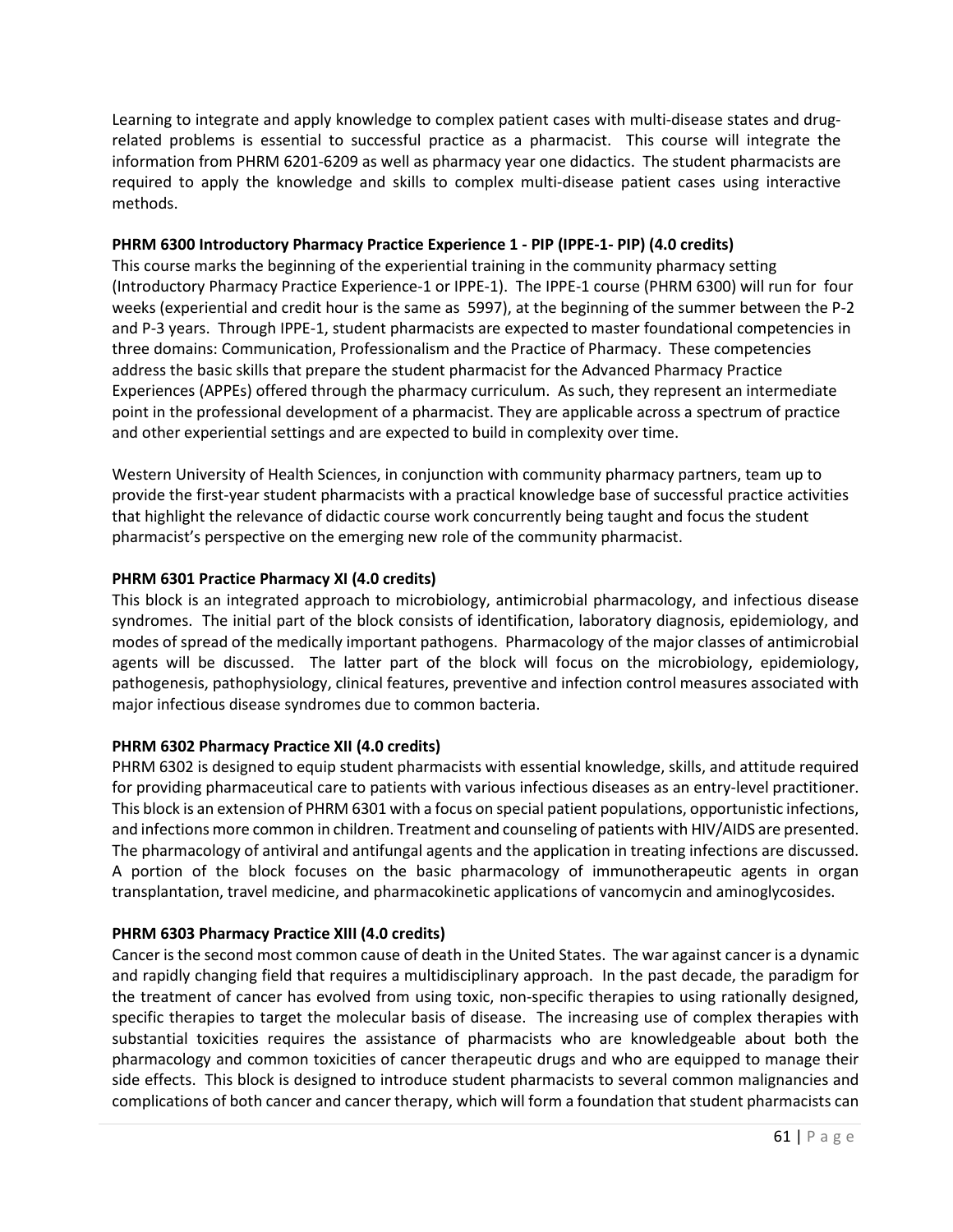Learning to integrate and apply knowledge to complex patient cases with multi-disease states and drug-related problems is essential to successful practice as a pharmacist. This course will integrate the information from PHRM 6201-6209 as well as pharmacy year one didactics. The student pharmacists are required to apply the knowledge and skills to complex multi-disease patient cases using interactive methods.

**PHRM 6300 Introductory Pharmacy Practice Experience 1 - PIP (IPPE-1- PIP) (4.0 credits)**

This course marks the beginning of the experiential training in the community pharmacy setting (Introductory Pharmacy Practice Experience-1 or IPPE-1). The IPPE-1 course (PHRM 6300) will run for four weeks (experiential and credit hour is the same as 5997), at the beginning of the summer between the P-2 and P-3 years. Through IPPE-1, student pharmacists are expected to master foundational competencies in three domains: Communication, Professionalism and the Practice of Pharmacy. These competencies address the basic skills that prepare the student pharmacist for the Advanced Pharmacy Practice Experiences (APPEs) offered through the pharmacy curriculum. As such, they represent an intermediate point in the professional development of a pharmacist. They are applicable across a spectrum of practice and other experiential settings and are expected to build in complexity over time.

Western University of Health Sciences, in conjunction with community pharmacy partners, team up to provide the first-year student pharmacists with a practical knowledge base of successful practice activities that highlight the relevance of didactic course work concurrently being taught and focus the student pharmacist's perspective on the emerging new role of the community pharmacist.

**PHRM 6301 Practice Pharmacy XI (4.0 credits)**

This block is an integrated approach to microbiology, antimicrobial pharmacology, and infectious disease syndromes. The initial part of the block consists of identification, laboratory diagnosis, epidemiology, and modes of spread of the medically important pathogens. Pharmacology of the major classes of antimicrobial agents will be discussed. The latter part of the block will focus on the microbiology, epidemiology, pathogenesis, pathophysiology, clinical features, preventive and infection control measures associated with major infectious disease syndromes due to common bacteria.

**PHRM 6302 Pharmacy Practice XII (4.0 credits)**

PHRM 6302 is designed to equip student pharmacists with essential knowledge, skills, and attitude required for providing pharmaceutical care to patients with various infectious diseases as an entry-level practitioner. This block is an extension of PHRM 6301 with a focus on special patient populations, opportunistic infections, and infections more common in children. Treatment and counseling of patients with HIV/AIDS are presented. The pharmacology of antiviral and antifungal agents and the application in treating infections are discussed. A portion of the block focuses on the basic pharmacology of immunotherapeutic agents in organ transplantation, travel medicine, and pharmacokinetic applications of vancomycin and aminoglycosides.

**PHRM 6303 Pharmacy Practice XIII (4.0 credits)**

Cancer is the second most common cause of death in the United States. The war against cancer is a dynamic and rapidly changing field that requires a multidisciplinary approach. In the past decade, the paradigm for the treatment of cancer has evolved from using toxic, non-specific therapies to using rationally designed, specific therapies to target the molecular basis of disease. The increasing use of complex therapies with substantial toxicities requires the assistance of pharmacists who are knowledgeable about both the pharmacology and common toxicities of cancer therapeutic drugs and who are equipped to manage their side effects. This block is designed to introduce student pharmacists to several common malignancies and complications of both cancer and cancer therapy, which will form a foundation that student pharmacists can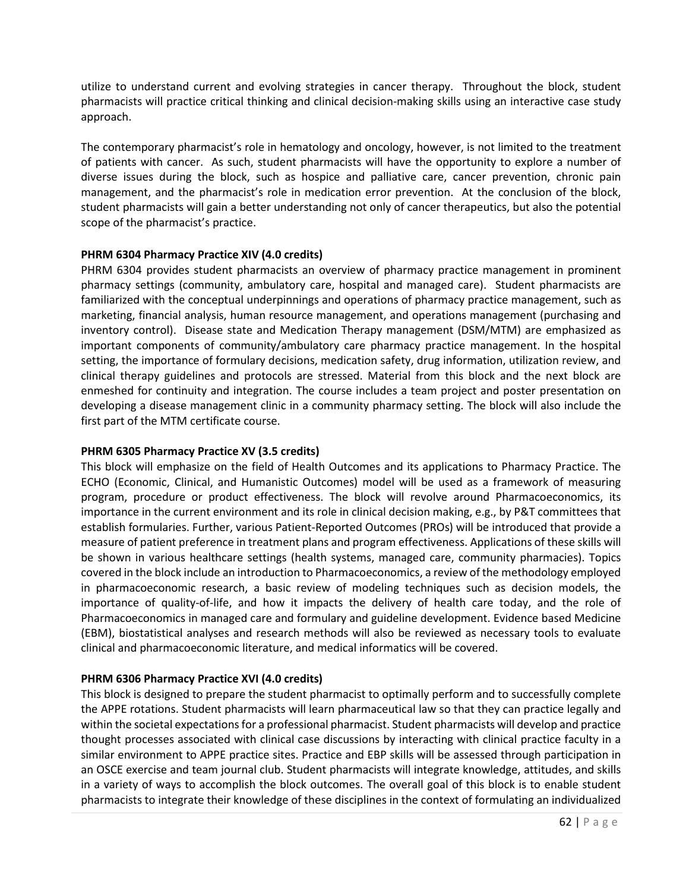utilize to understand current and evolving strategies in cancer therapy. Throughout the block, student pharmacists will practice critical thinking and clinical decision-making skills using an interactive case study approach.

The contemporary pharmacist's role in hematology and oncology, however, is not limited to the treatment of patients with cancer. As such, student pharmacists will have the opportunity to explore a number of diverse issues during the block, such as hospice and palliative care, cancer prevention, chronic pain management, and the pharmacist's role in medication error prevention. At the conclusion of the block, student pharmacists will gain a better understanding not only of cancer therapeutics, but also the potential scope of the pharmacist's practice.

**PHRM 6304 Pharmacy Practice XIV (4.0 credits)**

PHRM 6304 provides student pharmacists an overview of pharmacy practice management in prominent pharmacy settings (community, ambulatory care, hospital and managed care). Student pharmacists are familiarized with the conceptual underpinnings and operations of pharmacy practice management, such as marketing, financial analysis, human resource management, and operations management (purchasing and inventory control). Disease state and Medication Therapy management (DSM/MTM) are emphasized as important components of community/ambulatory care pharmacy practice management. In the hospital setting, the importance of formulary decisions, medication safety, drug information, utilization review, and clinical therapy guidelines and protocols are stressed. Material from this block and the next block are enmeshed for continuity and integration. The course includes a team project and poster presentation on developing a disease management clinic in a community pharmacy setting. The block will also include the first part of the MTM certificate course.

**PHRM 6305 Pharmacy Practice XV (3.5 credits)**

This block will emphasize on the field of Health Outcomes and its applications to Pharmacy Practice. The ECHO (Economic, Clinical, and Humanistic Outcomes) model will be used as a framework of measuring program, procedure or product effectiveness. The block will revolve around Pharmacoeconomics, its importance in the current environment and its role in clinical decision making, e.g., by P&T committees that establish formularies. Further, various Patient-Reported Outcomes (PROs) will be introduced that provide a measure of patient preference in treatment plans and program effectiveness. Applications of these skills will be shown in various healthcare settings (health systems, managed care, community pharmacies). Topics covered in the block include an introduction to Pharmacoeconomics, a review of the methodology employed in pharmacoeconomic research, a basic review of modeling techniques such as decision models, the importance of quality-of-life, and how it impacts the delivery of health care today, and the role of Pharmacoeconomics in managed care and formulary and guideline development. Evidence based Medicine (EBM), biostatistical analyses and research methods will also be reviewed as necessary tools to evaluate clinical and pharmacoeconomic literature, and medical informatics will be covered.

**PHRM 6306 Pharmacy Practice XVI (4.0 credits)**

This block is designed to prepare the student pharmacist to optimally perform and to successfully complete the APPE rotations. Student pharmacists will learn pharmaceutical law so that they can practice legally and within the societal expectations for a professional pharmacist. Student pharmacists will develop and practice thought processes associated with clinical case discussions by interacting with clinical practice faculty in a similar environment to APPE practice sites. Practice and EBP skills will be assessed through participation in an OSCE exercise and team journal club. Student pharmacists will integrate knowledge, attitudes, and skills in a variety of ways to accomplish the block outcomes. The overall goal of this block is to enable student pharmacists to integrate their knowledge of these disciplines in the context of formulating an individualized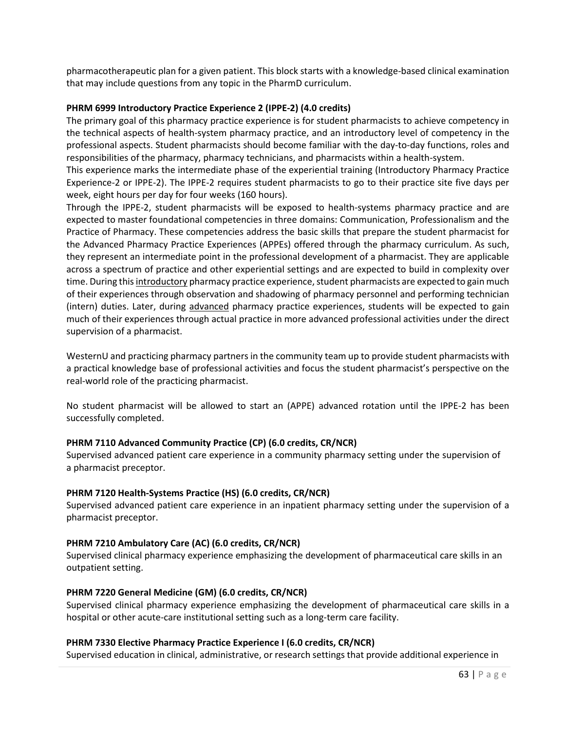pharmacotherapeutic plan for a given patient. This block starts with a knowledge-based clinical examination that may include questions from any topic in the PharmD curriculum.

**PHRM 6999 Introductory Practice Experience 2 (IPPE-2) (4.0 credits)**

The primary goal of this pharmacy practice experience is for student pharmacists to achieve competency in the technical aspects of health-system pharmacy practice, and an introductory level of competency in the professional aspects. Student pharmacists should become familiar with the day-to-day functions, roles and responsibilities of the pharmacy, pharmacy technicians, and pharmacists within a health-system.

This experience marks the intermediate phase of the experiential training (Introductory Pharmacy Practice Experience-2 or IPPE-2). The IPPE-2 requires student pharmacists to go to their practice site five days per week, eight hours per day for four weeks (160 hours).

Through the IPPE-2, student pharmacists will be exposed to health-systems pharmacy practice and are expected to master foundational competencies in three domains: Communication, Professionalism and the Practice of Pharmacy. These competencies address the basic skills that prepare the student pharmacist for the Advanced Pharmacy Practice Experiences (APPEs) offered through the pharmacy curriculum. As such, they represent an intermediate point in the professional development of a pharmacist. They are applicable across a spectrum of practice and other experiential settings and are expected to build in complexity over time. During this introductory pharmacy practice experience, student pharmacists are expected to gain much of their experiences through observation and shadowing of pharmacy personnel and performing technician (intern) duties. Later, during advanced pharmacy practice experiences, students will be expected to gain much of their experiences through actual practice in more advanced professional activities under the direct supervision of a pharmacist.

WesternU and practicing pharmacy partners in the community team up to provide student pharmacists with a practical knowledge base of professional activities and focus the student pharmacist's perspective on the real-world role of the practicing pharmacist.

No student pharmacist will be allowed to start an (APPE) advanced rotation until the IPPE-2 has been successfully completed.

**PHRM 7110 Advanced Community Practice (CP) (6.0 credits, CR/NCR)**

Supervised advanced patient care experience in a community pharmacy setting under the supervision of a pharmacist preceptor.

**PHRM 7120 Health-Systems Practice (HS) (6.0 credits, CR/NCR)**

Supervised advanced patient care experience in an inpatient pharmacy setting under the supervision of a pharmacist preceptor.

**PHRM 7210 Ambulatory Care (AC) (6.0 credits, CR/NCR)**

Supervised clinical pharmacy experience emphasizing the development of pharmaceutical care skills in an outpatient setting.

**PHRM 7220 General Medicine (GM) (6.0 credits, CR/NCR)**

Supervised clinical pharmacy experience emphasizing the development of pharmaceutical care skills in a hospital or other acute-care institutional setting such as a long-term care facility.

**PHRM 7330 Elective Pharmacy Practice Experience I (6.0 credits, CR/NCR)**

Supervised education in clinical, administrative, or research settings that provide additional experience in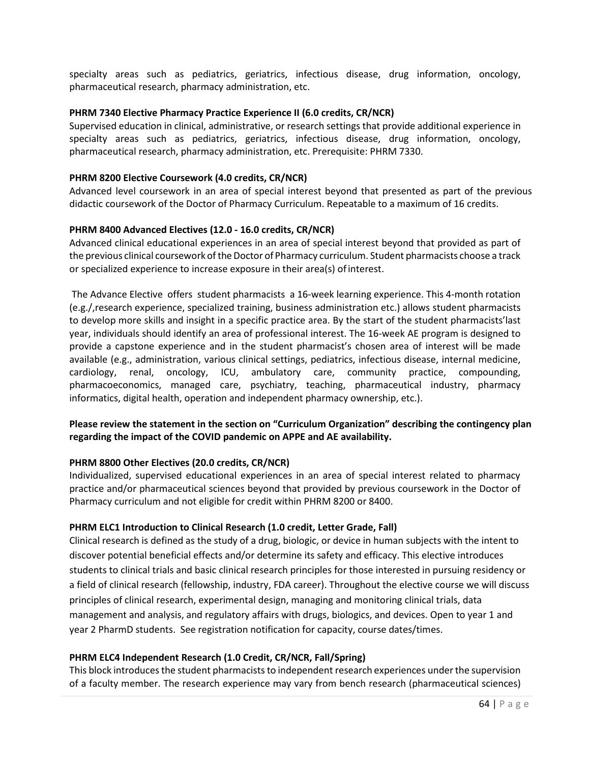specialty areas such as pediatrics, geriatrics, infectious disease, drug information, oncology, pharmaceutical research, pharmacy administration, etc.

**PHRM 7340 Elective Pharmacy Practice Experience II (6.0 credits, CR/NCR)**
Supervised education in clinical, administrative, or research settings that provide additional experience in specialty areas such as pediatrics, geriatrics, infectious disease, drug information, oncology, pharmaceutical research, pharmacy administration, etc. Prerequisite: PHRM 7330.

**PHRM 8200 Elective Coursework (4.0 credits, CR/NCR)**
Advanced level coursework in an area of special interest beyond that presented as part of the previous didactic coursework of the Doctor of Pharmacy Curriculum. Repeatable to a maximum of 16 credits.

**PHRM 8400 Advanced Electives (12.0 - 16.0 credits, CR/NCR)**
Advanced clinical educational experiences in an area of special interest beyond that provided as part of the previous clinical coursework of the Doctor of Pharmacy curriculum. Student pharmacists choose a track or specialized experience to increase exposure in their area(s) of interest.

The Advance Elective offers student pharmacists a 16-week learning experience. This 4-month rotation (e.g./,research experience, specialized training, business administration etc.) allows student pharmacists to develop more skills and insight in a specific practice area. By the start of the student pharmacists'last year, individuals should identify an area of professional interest. The 16-week AE program is designed to provide a capstone experience and in the student pharmacist's chosen area of interest will be made available (e.g., administration, various clinical settings, pediatrics, infectious disease, internal medicine, cardiology, renal, oncology, ICU, ambulatory care, community practice, compounding, pharmacoeconomics, managed care, psychiatry, teaching, pharmaceutical industry, pharmacy informatics, digital health, operation and independent pharmacy ownership, etc.).

**Please review the statement in the section on "Curriculum Organization" describing the contingency plan regarding the impact of the COVID pandemic on APPE and AE availability.**

**PHRM 8800 Other Electives (20.0 credits, CR/NCR)**
Individualized, supervised educational experiences in an area of special interest related to pharmacy practice and/or pharmaceutical sciences beyond that provided by previous coursework in the Doctor of Pharmacy curriculum and not eligible for credit within PHRM 8200 or 8400.

**PHRM ELC1 Introduction to Clinical Research (1.0 credit, Letter Grade, Fall)**
Clinical research is defined as the study of a drug, biologic, or device in human subjects with the intent to discover potential beneficial effects and/or determine its safety and efficacy. This elective introduces students to clinical trials and basic clinical research principles for those interested in pursuing residency or a field of clinical research (fellowship, industry, FDA career). Throughout the elective course we will discuss principles of clinical research, experimental design, managing and monitoring clinical trials, data management and analysis, and regulatory affairs with drugs, biologics, and devices. Open to year 1 and year 2 PharmD students. See registration notification for capacity, course dates/times.

**PHRM ELC4 Independent Research (1.0 Credit, CR/NCR, Fall/Spring)**
This block introduces the student pharmacists to independent research experiences under the supervision of a faculty member. The research experience may vary from bench research (pharmaceutical sciences)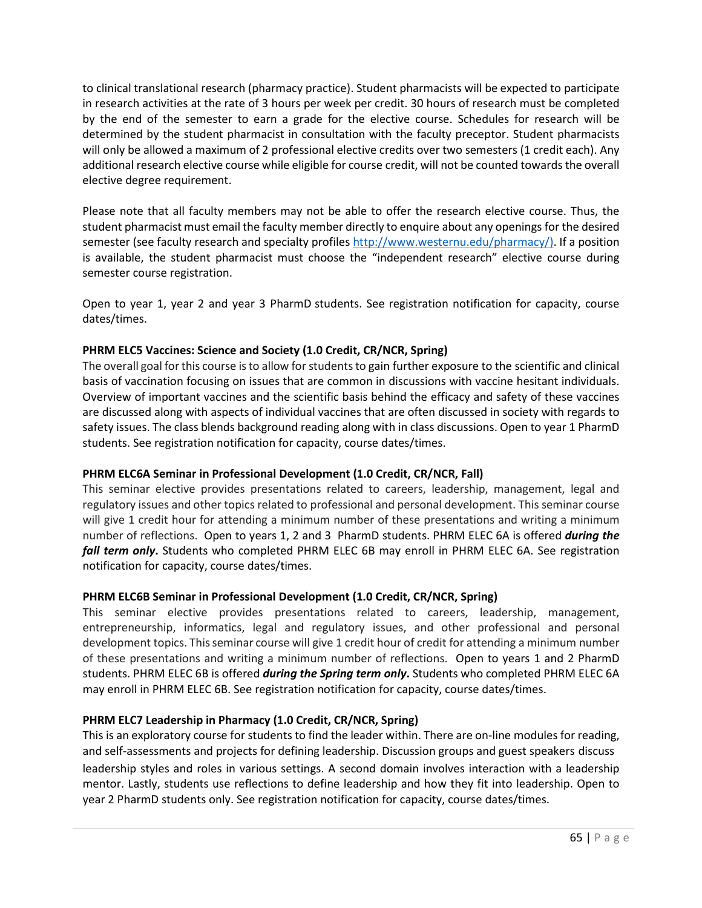to clinical translational research (pharmacy practice). Student pharmacists will be expected to participate in research activities at the rate of 3 hours per week per credit. 30 hours of research must be completed by the end of the semester to earn a grade for the elective course. Schedules for research will be determined by the student pharmacist in consultation with the faculty preceptor. Student pharmacists will only be allowed a maximum of 2 professional elective credits over two semesters (1 credit each). Any additional research elective course while eligible for course credit, will not be counted towards the overall elective degree requirement.

Please note that all faculty members may not be able to offer the research elective course. Thus, the student pharmacist must email the faculty member directly to enquire about any openings for the desired semester (see faculty research and specialty profiles http://www.westernu.edu/pharmacy/). If a position is available, the student pharmacist must choose the "independent research" elective course during semester course registration.

Open to year 1, year 2 and year 3 PharmD students. See registration notification for capacity, course dates/times.

**PHRM ELC5 Vaccines: Science and Society (1.0 Credit, CR/NCR, Spring)**

The overall goal for this course is to allow for students to gain further exposure to the scientific and clinical basis of vaccination focusing on issues that are common in discussions with vaccine hesitant individuals. Overview of important vaccines and the scientific basis behind the efficacy and safety of these vaccines are discussed along with aspects of individual vaccines that are often discussed in society with regards to safety issues. The class blends background reading along with in class discussions. Open to year 1 PharmD students. See registration notification for capacity, course dates/times.

**PHRM ELC6A Seminar in Professional Development (1.0 Credit, CR/NCR, Fall)**

This seminar elective provides presentations related to careers, leadership, management, legal and regulatory issues and other topics related to professional and personal development. This seminar course will give 1 credit hour for attending a minimum number of these presentations and writing a minimum number of reflections. Open to years 1, 2 and 3 PharmD students. PHRM ELEC 6A is offered ***during the fall term only***. Students who completed PHRM ELEC 6B may enroll in PHRM ELEC 6A. See registration notification for capacity, course dates/times.

**PHRM ELC6B Seminar in Professional Development (1.0 Credit, CR/NCR, Spring)**

This seminar elective provides presentations related to careers, leadership, management, entrepreneurship, informatics, legal and regulatory issues, and other professional and personal development topics. This seminar course will give 1 credit hour of credit for attending a minimum number of these presentations and writing a minimum number of reflections. Open to years 1 and 2 PharmD students. PHRM ELEC 6B is offered ***during the Spring term only***. Students who completed PHRM ELEC 6A may enroll in PHRM ELEC 6B. See registration notification for capacity, course dates/times.

**PHRM ELC7 Leadership in Pharmacy (1.0 Credit, CR/NCR, Spring)**

This is an exploratory course for students to find the leader within. There are on-line modules for reading, and self-assessments and projects for defining leadership. Discussion groups and guest speakers discuss leadership styles and roles in various settings. A second domain involves interaction with a leadership mentor. Lastly, students use reflections to define leadership and how they fit into leadership. Open to year 2 PharmD students only. See registration notification for capacity, course dates/times.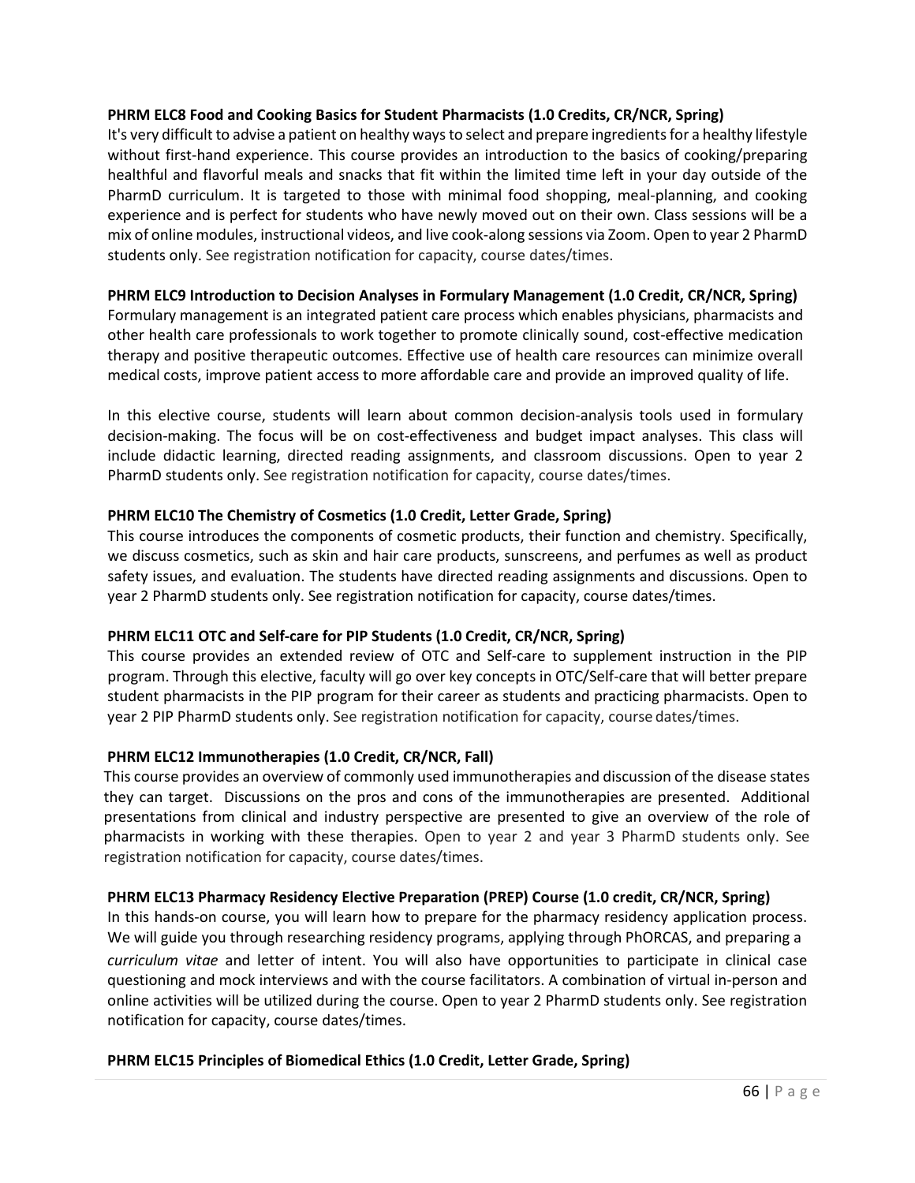**PHRM ELC8 Food and Cooking Basics for Student Pharmacists (1.0 Credits, CR/NCR, Spring)**

It's very difficult to advise a patient on healthy ways to select and prepare ingredients for a healthy lifestyle without first-hand experience. This course provides an introduction to the basics of cooking/preparing healthful and flavorful meals and snacks that fit within the limited time left in your day outside of the PharmD curriculum. It is targeted to those with minimal food shopping, meal-planning, and cooking experience and is perfect for students who have newly moved out on their own. Class sessions will be a mix of online modules, instructional videos, and live cook-along sessions via Zoom. Open to year 2 PharmD students only. See registration notification for capacity, course dates/times.

**PHRM ELC9 Introduction to Decision Analyses in Formulary Management (1.0 Credit, CR/NCR, Spring)**

Formulary management is an integrated patient care process which enables physicians, pharmacists and other health care professionals to work together to promote clinically sound, cost-effective medication therapy and positive therapeutic outcomes. Effective use of health care resources can minimize overall medical costs, improve patient access to more affordable care and provide an improved quality of life.

In this elective course, students will learn about common decision-analysis tools used in formulary decision-making. The focus will be on cost-effectiveness and budget impact analyses. This class will include didactic learning, directed reading assignments, and classroom discussions. Open to year 2 PharmD students only. See registration notification for capacity, course dates/times.

**PHRM ELC10 The Chemistry of Cosmetics (1.0 Credit, Letter Grade, Spring)**

This course introduces the components of cosmetic products, their function and chemistry. Specifically, we discuss cosmetics, such as skin and hair care products, sunscreens, and perfumes as well as product safety issues, and evaluation. The students have directed reading assignments and discussions. Open to year 2 PharmD students only. See registration notification for capacity, course dates/times.

**PHRM ELC11 OTC and Self-care for PIP Students (1.0 Credit, CR/NCR, Spring)**

This course provides an extended review of OTC and Self-care to supplement instruction in the PIP program. Through this elective, faculty will go over key concepts in OTC/Self-care that will better prepare student pharmacists in the PIP program for their career as students and practicing pharmacists. Open to year 2 PIP PharmD students only. See registration notification for capacity, course dates/times.

**PHRM ELC12 Immunotherapies (1.0 Credit, CR/NCR, Fall)**

This course provides an overview of commonly used immunotherapies and discussion of the disease states they can target. Discussions on the pros and cons of the immunotherapies are presented. Additional presentations from clinical and industry perspective are presented to give an overview of the role of pharmacists in working with these therapies. Open to year 2 and year 3 PharmD students only. See registration notification for capacity, course dates/times.

**PHRM ELC13 Pharmacy Residency Elective Preparation (PREP) Course (1.0 credit, CR/NCR, Spring)**

In this hands-on course, you will learn how to prepare for the pharmacy residency application process. We will guide you through researching residency programs, applying through PhORCAS, and preparing a *curriculum vitae* and letter of intent. You will also have opportunities to participate in clinical case questioning and mock interviews and with the course facilitators. A combination of virtual in-person and online activities will be utilized during the course. Open to year 2 PharmD students only. See registration notification for capacity, course dates/times.

**PHRM ELC15 Principles of Biomedical Ethics (1.0 Credit, Letter Grade, Spring)**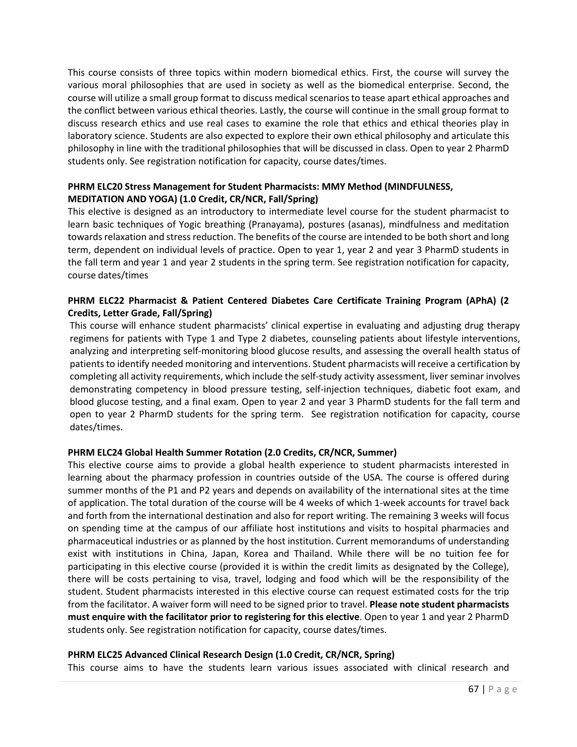This course consists of three topics within modern biomedical ethics. First, the course will survey the various moral philosophies that are used in society as well as the biomedical enterprise. Second, the course will utilize a small group format to discuss medical scenarios to tease apart ethical approaches and the conflict between various ethical theories. Lastly, the course will continue in the small group format to discuss research ethics and use real cases to examine the role that ethics and ethical theories play in laboratory science. Students are also expected to explore their own ethical philosophy and articulate this philosophy in line with the traditional philosophies that will be discussed in class. Open to year 2 PharmD students only. See registration notification for capacity, course dates/times.

**PHRM ELC20 Stress Management for Student Pharmacists: MMY Method (MINDFULNESS, MEDITATION AND YOGA) (1.0 Credit, CR/NCR, Fall/Spring)**

This elective is designed as an introductory to intermediate level course for the student pharmacist to learn basic techniques of Yogic breathing (Pranayama), postures (asanas), mindfulness and meditation towards relaxation and stress reduction. The benefits of the course are intended to be both short and long term, dependent on individual levels of practice. Open to year 1, year 2 and year 3 PharmD students in the fall term and year 1 and year 2 students in the spring term. See registration notification for capacity, course dates/times

**PHRM ELC22 Pharmacist & Patient Centered Diabetes Care Certificate Training Program (APhA) (2 Credits, Letter Grade, Fall/Spring)**

This course will enhance student pharmacists' clinical expertise in evaluating and adjusting drug therapy regimens for patients with Type 1 and Type 2 diabetes, counseling patients about lifestyle interventions, analyzing and interpreting self-monitoring blood glucose results, and assessing the overall health status of patients to identify needed monitoring and interventions. Student pharmacists will receive a certification by completing all activity requirements, which include the self-study activity assessment, liver seminar involves demonstrating competency in blood pressure testing, self-injection techniques, diabetic foot exam, and blood glucose testing, and a final exam. Open to year 2 and year 3 PharmD students for the fall term and open to year 2 PharmD students for the spring term. See registration notification for capacity, course dates/times.

**PHRM ELC24 Global Health Summer Rotation (2.0 Credits, CR/NCR, Summer)**

This elective course aims to provide a global health experience to student pharmacists interested in learning about the pharmacy profession in countries outside of the USA. The course is offered during summer months of the P1 and P2 years and depends on availability of the international sites at the time of application. The total duration of the course will be 4 weeks of which 1-week accounts for travel back and forth from the international destination and also for report writing. The remaining 3 weeks will focus on spending time at the campus of our affiliate host institutions and visits to hospital pharmacies and pharmaceutical industries or as planned by the host institution. Current memorandums of understanding exist with institutions in China, Japan, Korea and Thailand. While there will be no tuition fee for participating in this elective course (provided it is within the credit limits as designated by the College), there will be costs pertaining to visa, travel, lodging and food which will be the responsibility of the student. Student pharmacists interested in this elective course can request estimated costs for the trip from the facilitator. A waiver form will need to be signed prior to travel. **Please note student pharmacists must enquire with the facilitator prior to registering for this elective**. Open to year 1 and year 2 PharmD students only. See registration notification for capacity, course dates/times.

**PHRM ELC25 Advanced Clinical Research Design (1.0 Credit, CR/NCR, Spring)**

This course aims to have the students learn various issues associated with clinical research and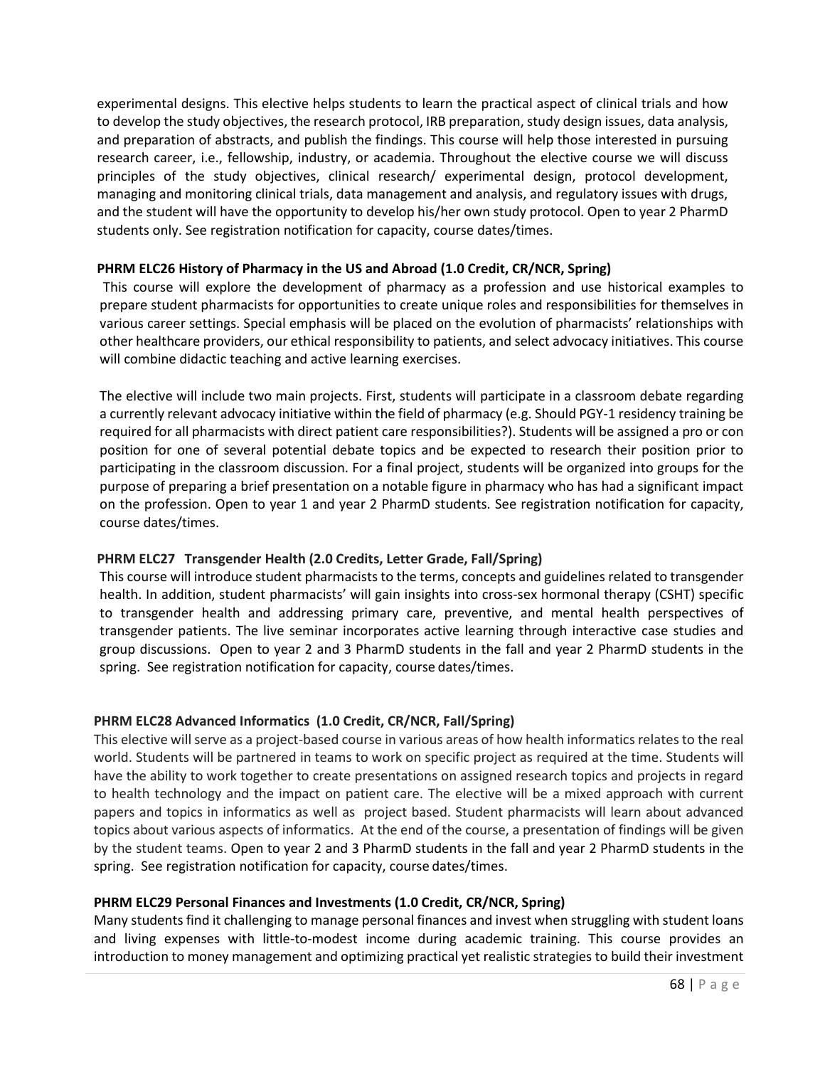experimental designs. This elective helps students to learn the practical aspect of clinical trials and how to develop the study objectives, the research protocol, IRB preparation, study design issues, data analysis, and preparation of abstracts, and publish the findings. This course will help those interested in pursuing research career, i.e., fellowship, industry, or academia. Throughout the elective course we will discuss principles of the study objectives, clinical research/ experimental design, protocol development, managing and monitoring clinical trials, data management and analysis, and regulatory issues with drugs, and the student will have the opportunity to develop his/her own study protocol. Open to year 2 PharmD students only. See registration notification for capacity, course dates/times.

**PHRM ELC26 History of Pharmacy in the US and Abroad (1.0 Credit, CR/NCR, Spring)**

This course will explore the development of pharmacy as a profession and use historical examples to prepare student pharmacists for opportunities to create unique roles and responsibilities for themselves in various career settings. Special emphasis will be placed on the evolution of pharmacists' relationships with other healthcare providers, our ethical responsibility to patients, and select advocacy initiatives. This course will combine didactic teaching and active learning exercises.

The elective will include two main projects. First, students will participate in a classroom debate regarding a currently relevant advocacy initiative within the field of pharmacy (e.g. Should PGY-1 residency training be required for all pharmacists with direct patient care responsibilities?). Students will be assigned a pro or con position for one of several potential debate topics and be expected to research their position prior to participating in the classroom discussion. For a final project, students will be organized into groups for the purpose of preparing a brief presentation on a notable figure in pharmacy who has had a significant impact on the profession. Open to year 1 and year 2 PharmD students. See registration notification for capacity, course dates/times.

**PHRM ELC27 Transgender Health (2.0 Credits, Letter Grade, Fall/Spring)**

This course will introduce student pharmacists to the terms, concepts and guidelines related to transgender health. In addition, student pharmacists' will gain insights into cross-sex hormonal therapy (CSHT) specific to transgender health and addressing primary care, preventive, and mental health perspectives of transgender patients. The live seminar incorporates active learning through interactive case studies and group discussions. Open to year 2 and 3 PharmD students in the fall and year 2 PharmD students in the spring. See registration notification for capacity, course dates/times.

**PHRM ELC28 Advanced Informatics (1.0 Credit, CR/NCR, Fall/Spring)**

This elective will serve as a project-based course in various areas of how health informatics relates to the real world. Students will be partnered in teams to work on specific project as required at the time. Students will have the ability to work together to create presentations on assigned research topics and projects in regard to health technology and the impact on patient care. The elective will be a mixed approach with current papers and topics in informatics as well as project based. Student pharmacists will learn about advanced topics about various aspects of informatics. At the end of the course, a presentation of findings will be given by the student teams. Open to year 2 and 3 PharmD students in the fall and year 2 PharmD students in the spring. See registration notification for capacity, course dates/times.

**PHRM ELC29 Personal Finances and Investments (1.0 Credit, CR/NCR, Spring)**

Many students find it challenging to manage personal finances and invest when struggling with student loans and living expenses with little-to-modest income during academic training. This course provides an introduction to money management and optimizing practical yet realistic strategies to build their investment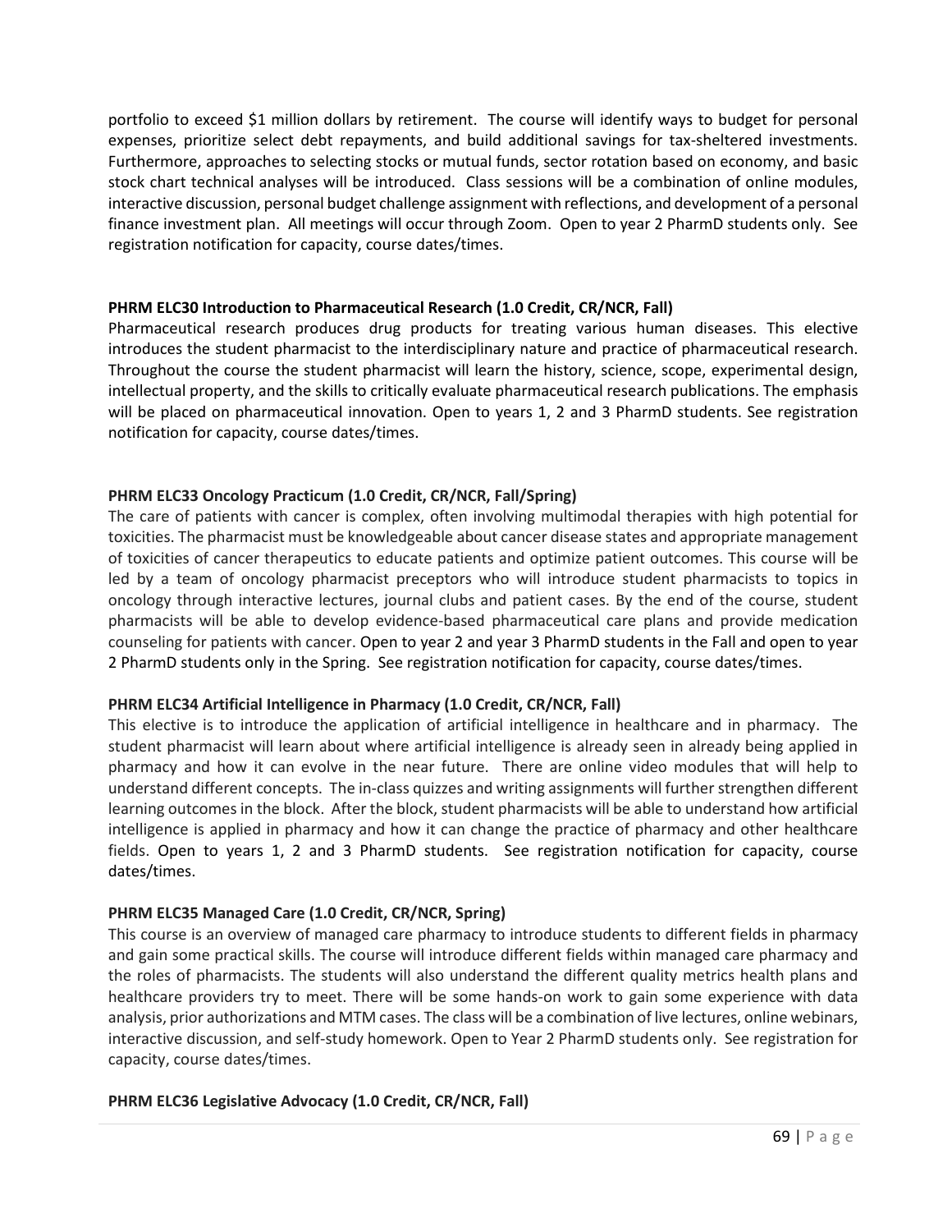portfolio to exceed $1 million dollars by retirement. The course will identify ways to budget for personal expenses, prioritize select debt repayments, and build additional savings for tax-sheltered investments. Furthermore, approaches to selecting stocks or mutual funds, sector rotation based on economy, and basic stock chart technical analyses will be introduced. Class sessions will be a combination of online modules, interactive discussion, personal budget challenge assignment with reflections, and development of a personal finance investment plan. All meetings will occur through Zoom. Open to year 2 PharmD students only. See registration notification for capacity, course dates/times.

**PHRM ELC30 Introduction to Pharmaceutical Research (1.0 Credit, CR/NCR, Fall)**

Pharmaceutical research produces drug products for treating various human diseases. This elective introduces the student pharmacist to the interdisciplinary nature and practice of pharmaceutical research. Throughout the course the student pharmacist will learn the history, science, scope, experimental design, intellectual property, and the skills to critically evaluate pharmaceutical research publications. The emphasis will be placed on pharmaceutical innovation. Open to years 1, 2 and 3 PharmD students. See registration notification for capacity, course dates/times.

**PHRM ELC33 Oncology Practicum (1.0 Credit, CR/NCR, Fall/Spring)**

The care of patients with cancer is complex, often involving multimodal therapies with high potential for toxicities. The pharmacist must be knowledgeable about cancer disease states and appropriate management of toxicities of cancer therapeutics to educate patients and optimize patient outcomes. This course will be led by a team of oncology pharmacist preceptors who will introduce student pharmacists to topics in oncology through interactive lectures, journal clubs and patient cases. By the end of the course, student pharmacists will be able to develop evidence-based pharmaceutical care plans and provide medication counseling for patients with cancer. Open to year 2 and year 3 PharmD students in the Fall and open to year 2 PharmD students only in the Spring. See registration notification for capacity, course dates/times.

**PHRM ELC34 Artificial Intelligence in Pharmacy (1.0 Credit, CR/NCR, Fall)**

This elective is to introduce the application of artificial intelligence in healthcare and in pharmacy. The student pharmacist will learn about where artificial intelligence is already seen in already being applied in pharmacy and how it can evolve in the near future. There are online video modules that will help to understand different concepts. The in-class quizzes and writing assignments will further strengthen different learning outcomes in the block. After the block, student pharmacists will be able to understand how artificial intelligence is applied in pharmacy and how it can change the practice of pharmacy and other healthcare fields. Open to years 1, 2 and 3 PharmD students. See registration notification for capacity, course dates/times.

**PHRM ELC35 Managed Care (1.0 Credit, CR/NCR, Spring)**

This course is an overview of managed care pharmacy to introduce students to different fields in pharmacy and gain some practical skills. The course will introduce different fields within managed care pharmacy and the roles of pharmacists. The students will also understand the different quality metrics health plans and healthcare providers try to meet. There will be some hands-on work to gain some experience with data analysis, prior authorizations and MTM cases. The class will be a combination of live lectures, online webinars, interactive discussion, and self-study homework. Open to Year 2 PharmD students only. See registration for capacity, course dates/times.

**PHRM ELC36 Legislative Advocacy (1.0 Credit, CR/NCR, Fall)**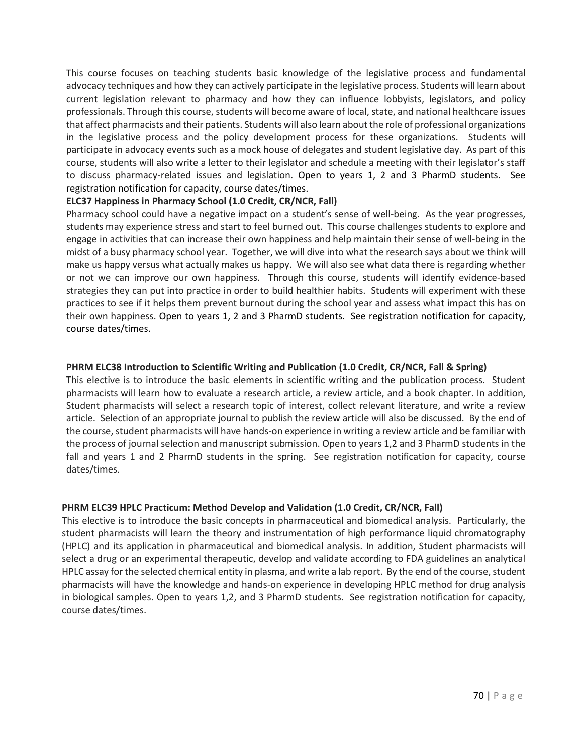This course focuses on teaching students basic knowledge of the legislative process and fundamental advocacy techniques and how they can actively participate in the legislative process. Students will learn about current legislation relevant to pharmacy and how they can influence lobbyists, legislators, and policy professionals. Through this course, students will become aware of local, state, and national healthcare issues that affect pharmacists and their patients. Students will also learn about the role of professional organizations in the legislative process and the policy development process for these organizations. Students will participate in advocacy events such as a mock house of delegates and student legislative day. As part of this course, students will also write a letter to their legislator and schedule a meeting with their legislator's staff to discuss pharmacy-related issues and legislation. Open to years 1, 2 and 3 PharmD students. See registration notification for capacity, course dates/times.

**ELC37 Happiness in Pharmacy School (1.0 Credit, CR/NCR, Fall)**

Pharmacy school could have a negative impact on a student's sense of well-being. As the year progresses, students may experience stress and start to feel burned out. This course challenges students to explore and engage in activities that can increase their own happiness and help maintain their sense of well-being in the midst of a busy pharmacy school year. Together, we will dive into what the research says about we think will make us happy versus what actually makes us happy. We will also see what data there is regarding whether or not we can improve our own happiness. Through this course, students will identify evidence-based strategies they can put into practice in order to build healthier habits. Students will experiment with these practices to see if it helps them prevent burnout during the school year and assess what impact this has on their own happiness. Open to years 1, 2 and 3 PharmD students. See registration notification for capacity, course dates/times.

**PHRM ELC38 Introduction to Scientific Writing and Publication (1.0 Credit, CR/NCR, Fall & Spring)**

This elective is to introduce the basic elements in scientific writing and the publication process. Student pharmacists will learn how to evaluate a research article, a review article, and a book chapter. In addition, Student pharmacists will select a research topic of interest, collect relevant literature, and write a review article. Selection of an appropriate journal to publish the review article will also be discussed. By the end of the course, student pharmacists will have hands-on experience in writing a review article and be familiar with the process of journal selection and manuscript submission. Open to years 1,2 and 3 PharmD students in the fall and years 1 and 2 PharmD students in the spring. See registration notification for capacity, course dates/times.

**PHRM ELC39 HPLC Practicum: Method Develop and Validation (1.0 Credit, CR/NCR, Fall)**

This elective is to introduce the basic concepts in pharmaceutical and biomedical analysis. Particularly, the student pharmacists will learn the theory and instrumentation of high performance liquid chromatography (HPLC) and its application in pharmaceutical and biomedical analysis. In addition, Student pharmacists will select a drug or an experimental therapeutic, develop and validate according to FDA guidelines an analytical HPLC assay for the selected chemical entity in plasma, and write a lab report. By the end of the course, student pharmacists will have the knowledge and hands-on experience in developing HPLC method for drug analysis in biological samples. Open to years 1,2, and 3 PharmD students. See registration notification for capacity, course dates/times.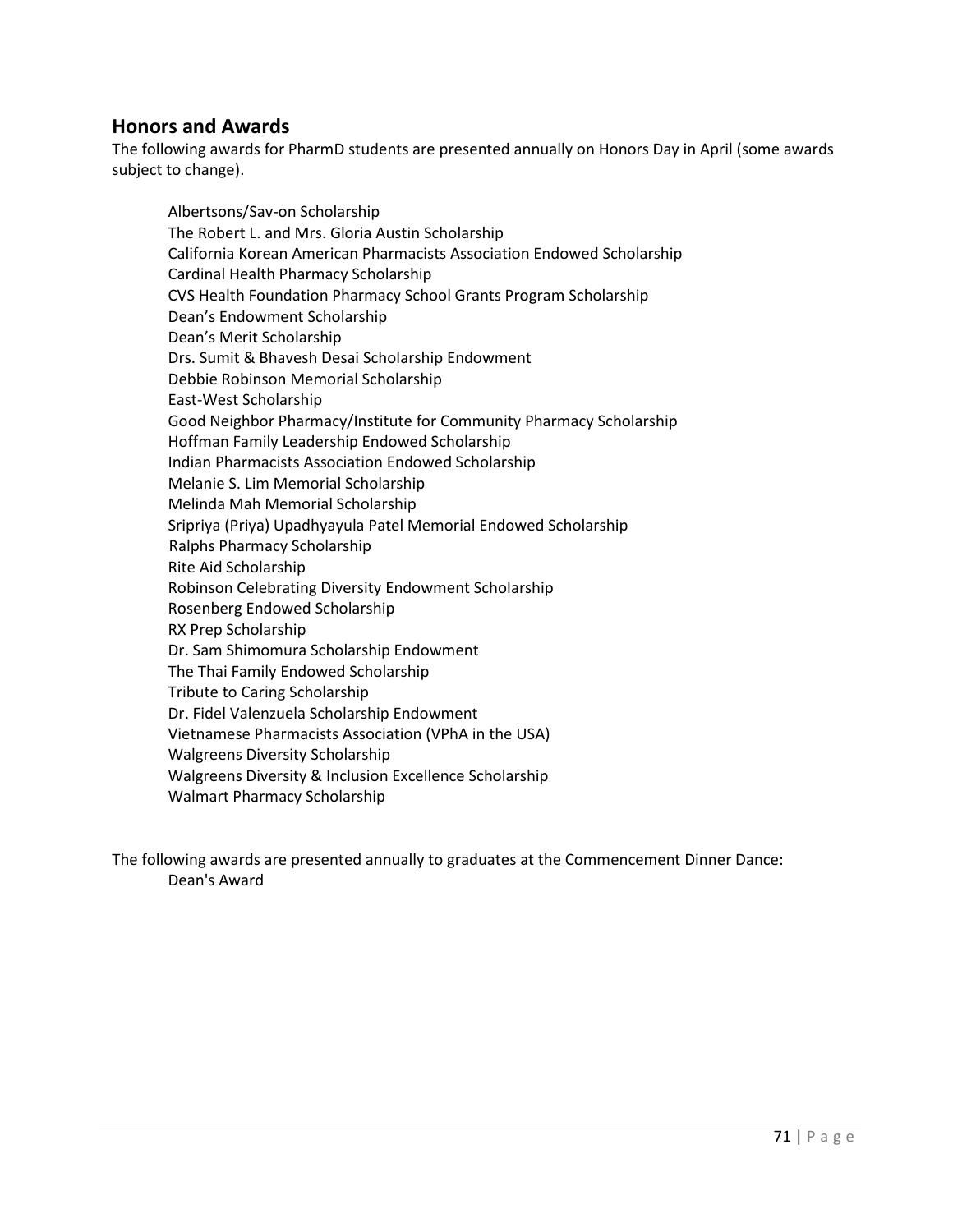## Honors and Awards

The following awards for PharmD students are presented annually on Honors Day in April (some awards subject to change).

Albertsons/Sav-on Scholarship
The Robert L. and Mrs. Gloria Austin Scholarship
California Korean American Pharmacists Association Endowed Scholarship
Cardinal Health Pharmacy Scholarship
CVS Health Foundation Pharmacy School Grants Program Scholarship
Dean's Endowment Scholarship
Dean's Merit Scholarship
Drs. Sumit & Bhavesh Desai Scholarship Endowment
Debbie Robinson Memorial Scholarship
East-West Scholarship
Good Neighbor Pharmacy/Institute for Community Pharmacy Scholarship
Hoffman Family Leadership Endowed Scholarship
Indian Pharmacists Association Endowed Scholarship
Melanie S. Lim Memorial Scholarship
Melinda Mah Memorial Scholarship
Sripriya (Priya) Upadhyayula Patel Memorial Endowed Scholarship
Ralphs Pharmacy Scholarship
Rite Aid Scholarship
Robinson Celebrating Diversity Endowment Scholarship
Rosenberg Endowed Scholarship
RX Prep Scholarship
Dr. Sam Shimomura Scholarship Endowment
The Thai Family Endowed Scholarship
Tribute to Caring Scholarship
Dr. Fidel Valenzuela Scholarship Endowment
Vietnamese Pharmacists Association (VPhA in the USA)
Walgreens Diversity Scholarship
Walgreens Diversity & Inclusion Excellence Scholarship
Walmart Pharmacy Scholarship

The following awards are presented annually to graduates at the Commencement Dinner Dance:

Dean's Award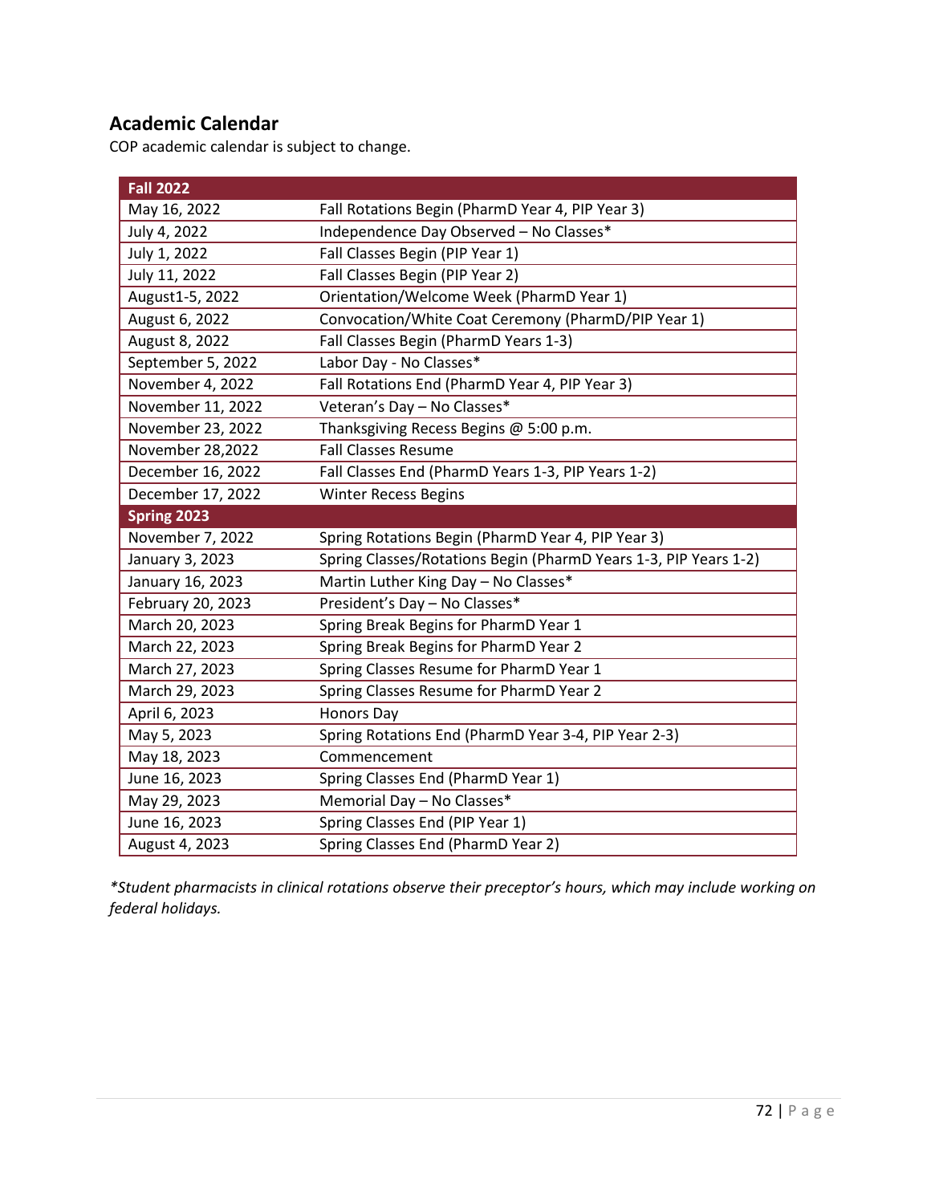## Academic Calendar

COP academic calendar is subject to change.

| | |
|---|---|
| **Fall 2022** | |
| May 16, 2022 | Fall Rotations Begin (PharmD Year 4, PIP Year 3) |
| July 4, 2022 | Independence Day Observed – No Classes* |
| July 1, 2022 | Fall Classes Begin (PIP Year 1) |
| July 11, 2022 | Fall Classes Begin (PIP Year 2) |
| August1-5, 2022 | Orientation/Welcome Week (PharmD Year 1) |
| August 6, 2022 | Convocation/White Coat Ceremony (PharmD/PIP Year 1) |
| August 8, 2022 | Fall Classes Begin (PharmD Years 1-3) |
| September 5, 2022 | Labor Day - No Classes* |
| November 4, 2022 | Fall Rotations End (PharmD Year 4, PIP Year 3) |
| November 11, 2022 | Veteran's Day – No Classes* |
| November 23, 2022 | Thanksgiving Recess Begins @ 5:00 p.m. |
| November 28,2022 | Fall Classes Resume |
| December 16, 2022 | Fall Classes End (PharmD Years 1-3, PIP Years 1-2) |
| December 17, 2022 | Winter Recess Begins |
| **Spring 2023** | |
| November 7, 2022 | Spring Rotations Begin (PharmD Year 4, PIP Year 3) |
| January 3, 2023 | Spring Classes/Rotations Begin (PharmD Years 1-3, PIP Years 1-2) |
| January 16, 2023 | Martin Luther King Day – No Classes* |
| February 20, 2023 | President's Day – No Classes* |
| March 20, 2023 | Spring Break Begins for PharmD Year 1 |
| March 22, 2023 | Spring Break Begins for PharmD Year 2 |
| March 27, 2023 | Spring Classes Resume for PharmD Year 1 |
| March 29, 2023 | Spring Classes Resume for PharmD Year 2 |
| April 6, 2023 | Honors Day |
| May 5, 2023 | Spring Rotations End (PharmD Year 3-4, PIP Year 2-3) |
| May 18, 2023 | Commencement |
| June 16, 2023 | Spring Classes End (PharmD Year 1) |
| May 29, 2023 | Memorial Day – No Classes* |
| June 16, 2023 | Spring Classes End (PIP Year 1) |
| August 4, 2023 | Spring Classes End (PharmD Year 2) |

*\*Student pharmacists in clinical rotations observe their preceptor's hours, which may include working on federal holidays.*